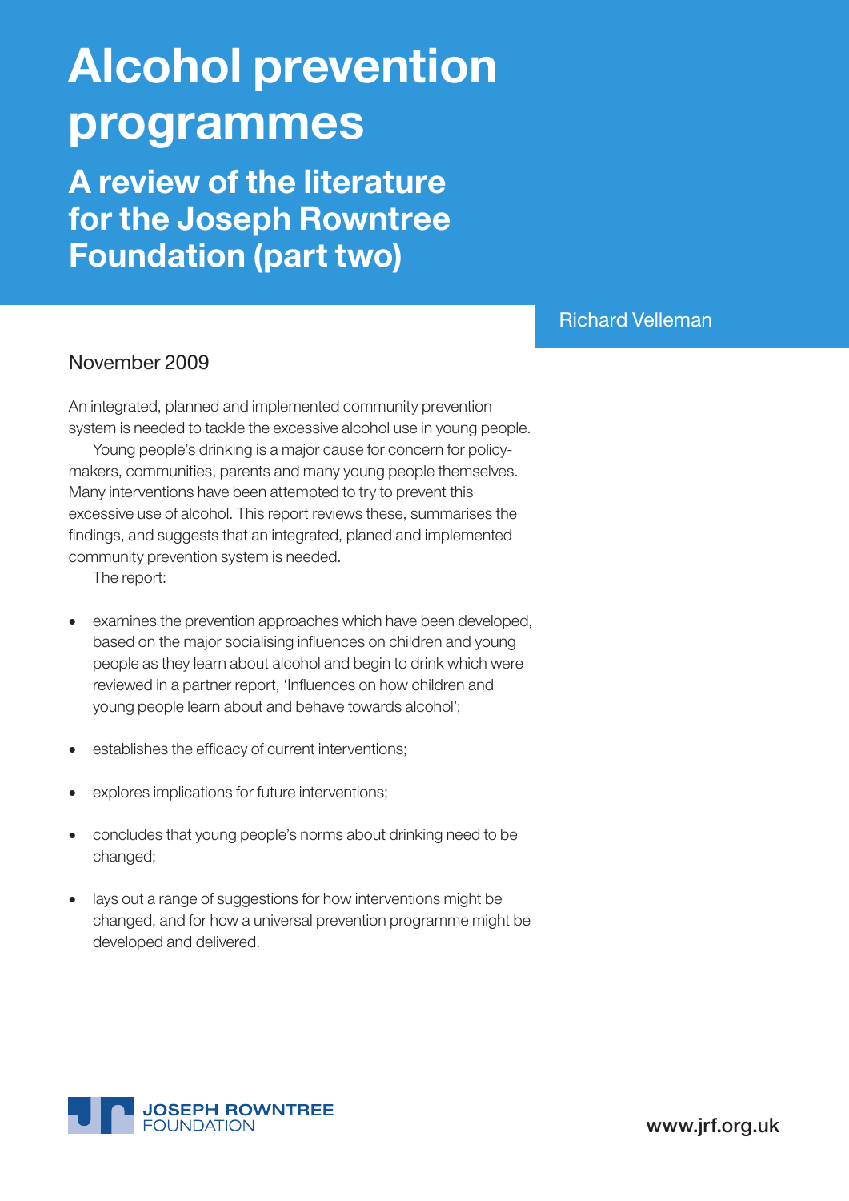# Alcohol prevention programmes

## A review of the literature for the Joseph Rowntree Foundation (part two)

Richard Velleman

November 2009

An integrated, planned and implemented community prevention system is needed to tackle the excessive alcohol use in young people.

Young people's drinking is a major cause for concern for policy-makers, communities, parents and many young people themselves. Many interventions have been attempted to try to prevent this excessive use of alcohol. This report reviews these, summarises the findings, and suggests that an integrated, planed and implemented community prevention system is needed.

The report:

- examines the prevention approaches which have been developed, based on the major socialising influences on children and young people as they learn about alcohol and begin to drink which were reviewed in a partner report, 'Influences on how children and young people learn about and behave towards alcohol';
- establishes the efficacy of current interventions;
- explores implications for future interventions;
- concludes that young people's norms about drinking need to be changed;
- lays out a range of suggestions for how interventions might be changed, and for how a universal prevention programme might be developed and delivered.

JOSEPH ROWNTREE FOUNDATION

www.jrf.org.uk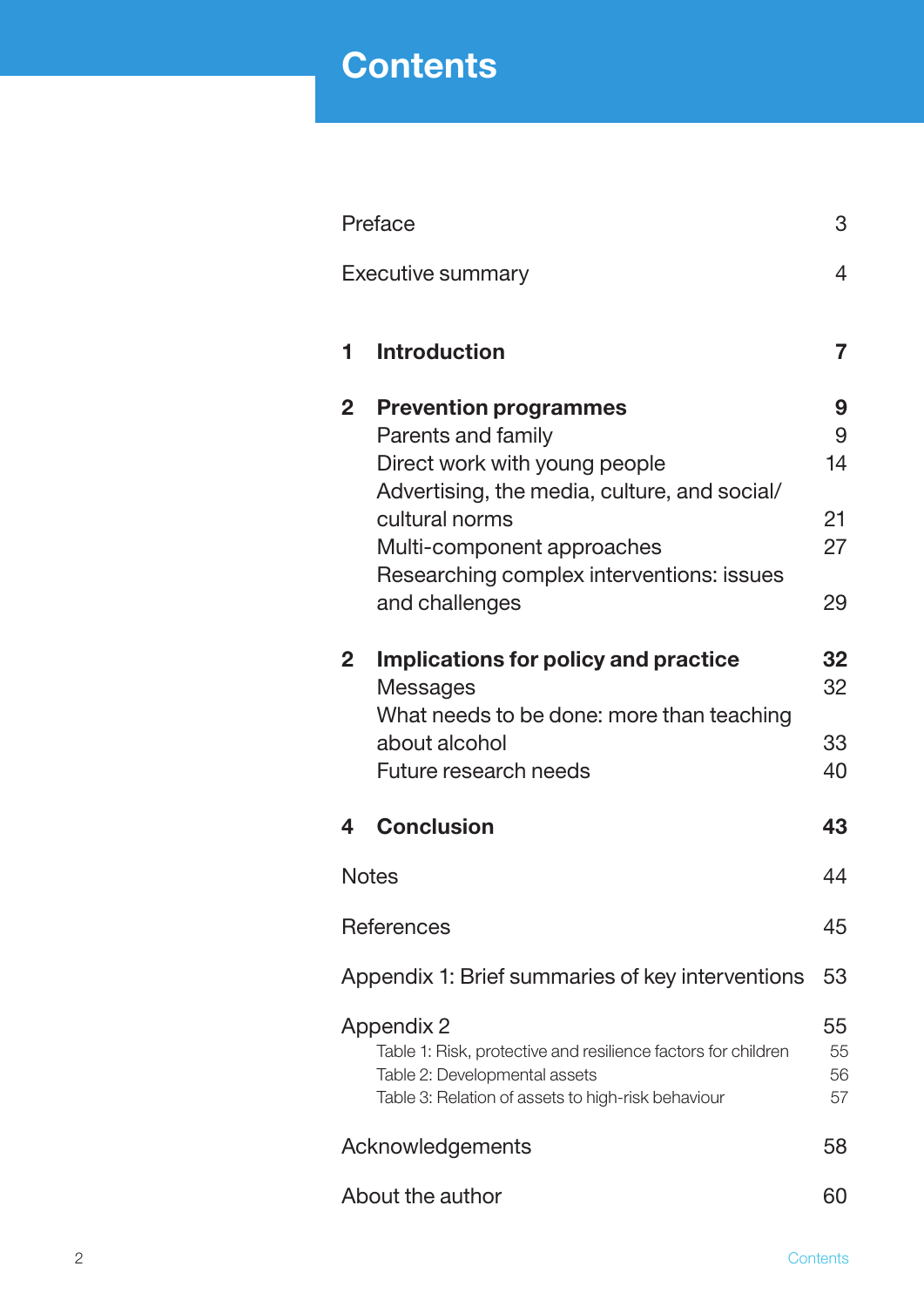# Contents

| | | |
|---|---|---|
| Preface | | 3 |
| Executive summary | | 4 |
| **1** | **Introduction** | **7** |
| **2** | **Prevention programmes** | **9** |
| | Parents and family | 9 |
| | Direct work with young people | 14 |
| | Advertising, the media, culture, and social/ cultural norms | 21 |
| | Multi-component approaches | 27 |
| | Researching complex interventions: issues and challenges | 29 |
| **2** | **Implications for policy and practice** | **32** |
| | Messages | 32 |
| | What needs to be done: more than teaching about alcohol | 33 |
| | Future research needs | 40 |
| **4** | **Conclusion** | **43** |
| Notes | | 44 |
| References | | 45 |
| Appendix 1: Brief summaries of key interventions | | 53 |
| Appendix 2 | | 55 |
| | Table 1: Risk, protective and resilience factors for children | 55 |
| | Table 2: Developmental assets | 56 |
| | Table 3: Relation of assets to high-risk behaviour | 57 |
| Acknowledgements | | 58 |
| About the author | | 60 |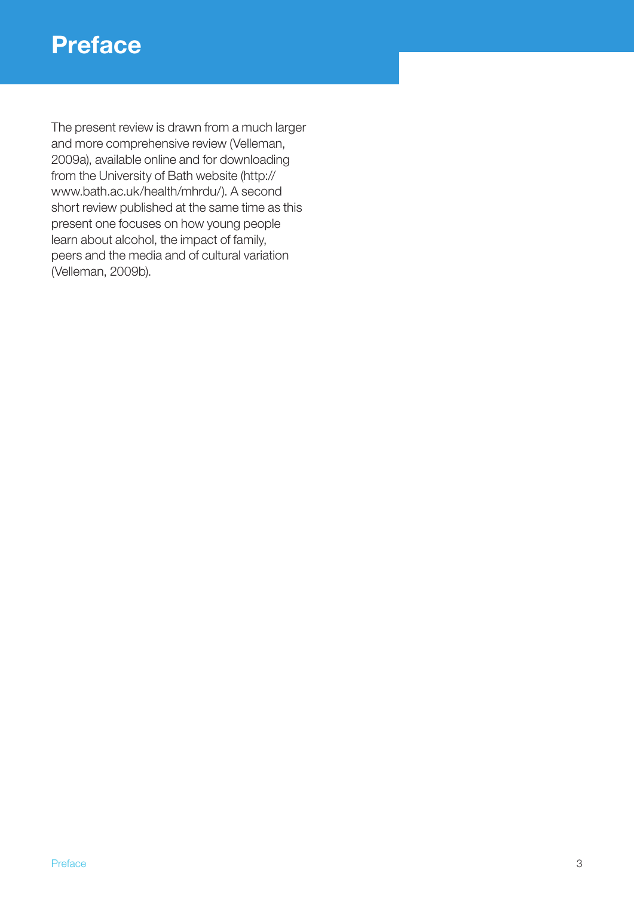# Preface

The present review is drawn from a much larger and more comprehensive review (Velleman, 2009a), available online and for downloading from the University of Bath website (http://www.bath.ac.uk/health/mhrdu/). A second short review published at the same time as this present one focuses on how young people learn about alcohol, the impact of family, peers and the media and of cultural variation (Velleman, 2009b).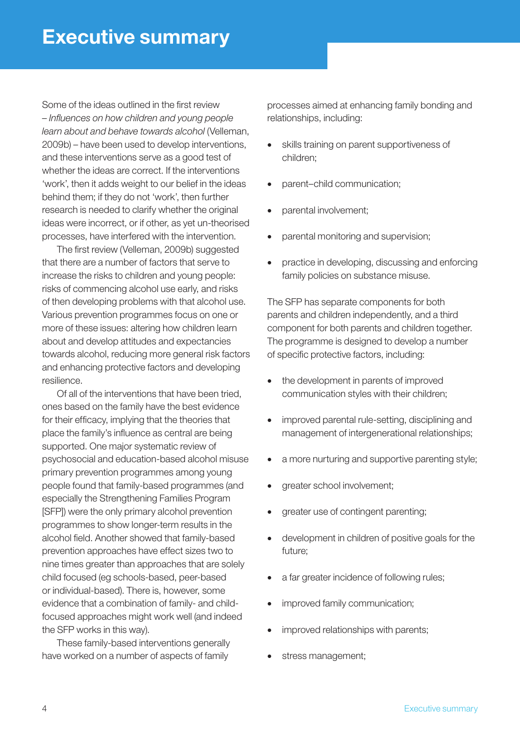# Executive summary

Some of the ideas outlined in the first review – *Influences on how children and young people learn about and behave towards alcohol* (Velleman, 2009b) – have been used to develop interventions, and these interventions serve as a good test of whether the ideas are correct. If the interventions 'work', then it adds weight to our belief in the ideas behind them; if they do not 'work', then further research is needed to clarify whether the original ideas were incorrect, or if other, as yet un-theorised processes, have interfered with the intervention.

The first review (Velleman, 2009b) suggested that there are a number of factors that serve to increase the risks to children and young people: risks of commencing alcohol use early, and risks of then developing problems with that alcohol use. Various prevention programmes focus on one or more of these issues: altering how children learn about and develop attitudes and expectancies towards alcohol, reducing more general risk factors and enhancing protective factors and developing resilience.

Of all of the interventions that have been tried, ones based on the family have the best evidence for their efficacy, implying that the theories that place the family's influence as central are being supported. One major systematic review of psychosocial and education-based alcohol misuse primary prevention programmes among young people found that family-based programmes (and especially the Strengthening Families Program [SFP]) were the only primary alcohol prevention programmes to show longer-term results in the alcohol field. Another showed that family-based prevention approaches have effect sizes two to nine times greater than approaches that are solely child focused (eg schools-based, peer-based or individual-based). There is, however, some evidence that a combination of family- and child-focused approaches might work well (and indeed the SFP works in this way).

These family-based interventions generally have worked on a number of aspects of family processes aimed at enhancing family bonding and relationships, including:

- skills training on parent supportiveness of children;
- parent–child communication;
- parental involvement;
- parental monitoring and supervision;
- practice in developing, discussing and enforcing family policies on substance misuse.

The SFP has separate components for both parents and children independently, and a third component for both parents and children together. The programme is designed to develop a number of specific protective factors, including:

- the development in parents of improved communication styles with their children;
- improved parental rule-setting, disciplining and management of intergenerational relationships;
- a more nurturing and supportive parenting style;
- greater school involvement;
- greater use of contingent parenting;
- development in children of positive goals for the future;
- a far greater incidence of following rules;
- improved family communication;
- improved relationships with parents;
- stress management;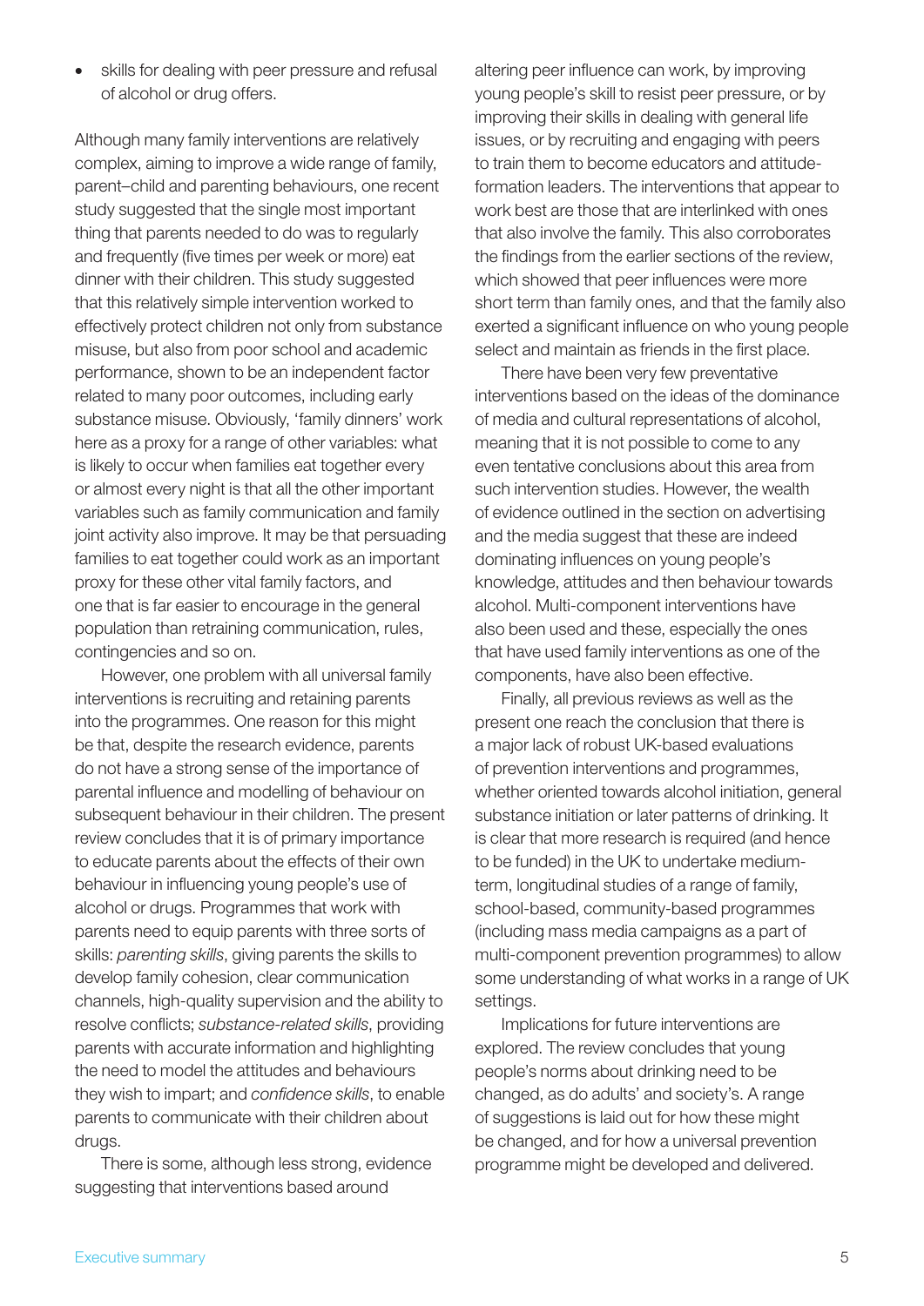- skills for dealing with peer pressure and refusal of alcohol or drug offers.

Although many family interventions are relatively complex, aiming to improve a wide range of family, parent–child and parenting behaviours, one recent study suggested that the single most important thing that parents needed to do was to regularly and frequently (five times per week or more) eat dinner with their children. This study suggested that this relatively simple intervention worked to effectively protect children not only from substance misuse, but also from poor school and academic performance, shown to be an independent factor related to many poor outcomes, including early substance misuse. Obviously, 'family dinners' work here as a proxy for a range of other variables: what is likely to occur when families eat together every or almost every night is that all the other important variables such as family communication and family joint activity also improve. It may be that persuading families to eat together could work as an important proxy for these other vital family factors, and one that is far easier to encourage in the general population than retraining communication, rules, contingencies and so on.

However, one problem with all universal family interventions is recruiting and retaining parents into the programmes. One reason for this might be that, despite the research evidence, parents do not have a strong sense of the importance of parental influence and modelling of behaviour on subsequent behaviour in their children. The present review concludes that it is of primary importance to educate parents about the effects of their own behaviour in influencing young people's use of alcohol or drugs. Programmes that work with parents need to equip parents with three sorts of skills: *parenting skills*, giving parents the skills to develop family cohesion, clear communication channels, high-quality supervision and the ability to resolve conflicts; *substance-related skills*, providing parents with accurate information and highlighting the need to model the attitudes and behaviours they wish to impart; and *confidence skills*, to enable parents to communicate with their children about drugs.

There is some, although less strong, evidence suggesting that interventions based around altering peer influence can work, by improving young people's skill to resist peer pressure, or by improving their skills in dealing with general life issues, or by recruiting and engaging with peers to train them to become educators and attitude-formation leaders. The interventions that appear to work best are those that are interlinked with ones that also involve the family. This also corroborates the findings from the earlier sections of the review, which showed that peer influences were more short term than family ones, and that the family also exerted a significant influence on who young people select and maintain as friends in the first place.

There have been very few preventative interventions based on the ideas of the dominance of media and cultural representations of alcohol, meaning that it is not possible to come to any even tentative conclusions about this area from such intervention studies. However, the wealth of evidence outlined in the section on advertising and the media suggest that these are indeed dominating influences on young people's knowledge, attitudes and then behaviour towards alcohol. Multi-component interventions have also been used and these, especially the ones that have used family interventions as one of the components, have also been effective.

Finally, all previous reviews as well as the present one reach the conclusion that there is a major lack of robust UK-based evaluations of prevention interventions and programmes, whether oriented towards alcohol initiation, general substance initiation or later patterns of drinking. It is clear that more research is required (and hence to be funded) in the UK to undertake medium-term, longitudinal studies of a range of family, school-based, community-based programmes (including mass media campaigns as a part of multi-component prevention programmes) to allow some understanding of what works in a range of UK settings.

Implications for future interventions are explored. The review concludes that young people's norms about drinking need to be changed, as do adults' and society's. A range of suggestions is laid out for how these might be changed, and for how a universal prevention programme might be developed and delivered.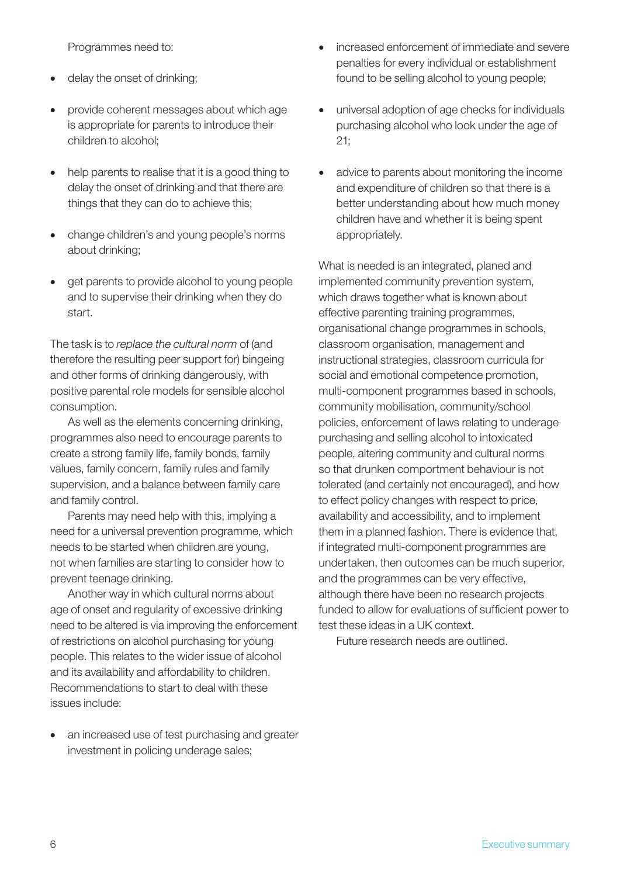Programmes need to:

- delay the onset of drinking;
- provide coherent messages about which age is appropriate for parents to introduce their children to alcohol;
- help parents to realise that it is a good thing to delay the onset of drinking and that there are things that they can do to achieve this;
- change children's and young people's norms about drinking;
- get parents to provide alcohol to young people and to supervise their drinking when they do start.

The task is to *replace the cultural norm* of (and therefore the resulting peer support for) bingeing and other forms of drinking dangerously, with positive parental role models for sensible alcohol consumption.

As well as the elements concerning drinking, programmes also need to encourage parents to create a strong family life, family bonds, family values, family concern, family rules and family supervision, and a balance between family care and family control.

Parents may need help with this, implying a need for a universal prevention programme, which needs to be started when children are young, not when families are starting to consider how to prevent teenage drinking.

Another way in which cultural norms about age of onset and regularity of excessive drinking need to be altered is via improving the enforcement of restrictions on alcohol purchasing for young people. This relates to the wider issue of alcohol and its availability and affordability to children. Recommendations to start to deal with these issues include:

- an increased use of test purchasing and greater investment in policing underage sales;
- increased enforcement of immediate and severe penalties for every individual or establishment found to be selling alcohol to young people;
- universal adoption of age checks for individuals purchasing alcohol who look under the age of 21;
- advice to parents about monitoring the income and expenditure of children so that there is a better understanding about how much money children have and whether it is being spent appropriately.

What is needed is an integrated, planed and implemented community prevention system, which draws together what is known about effective parenting training programmes, organisational change programmes in schools, classroom organisation, management and instructional strategies, classroom curricula for social and emotional competence promotion, multi-component programmes based in schools, community mobilisation, community/school policies, enforcement of laws relating to underage purchasing and selling alcohol to intoxicated people, altering community and cultural norms so that drunken comportment behaviour is not tolerated (and certainly not encouraged), and how to effect policy changes with respect to price, availability and accessibility, and to implement them in a planned fashion. There is evidence that, if integrated multi-component programmes are undertaken, then outcomes can be much superior, and the programmes can be very effective, although there have been no research projects funded to allow for evaluations of sufficient power to test these ideas in a UK context.

Future research needs are outlined.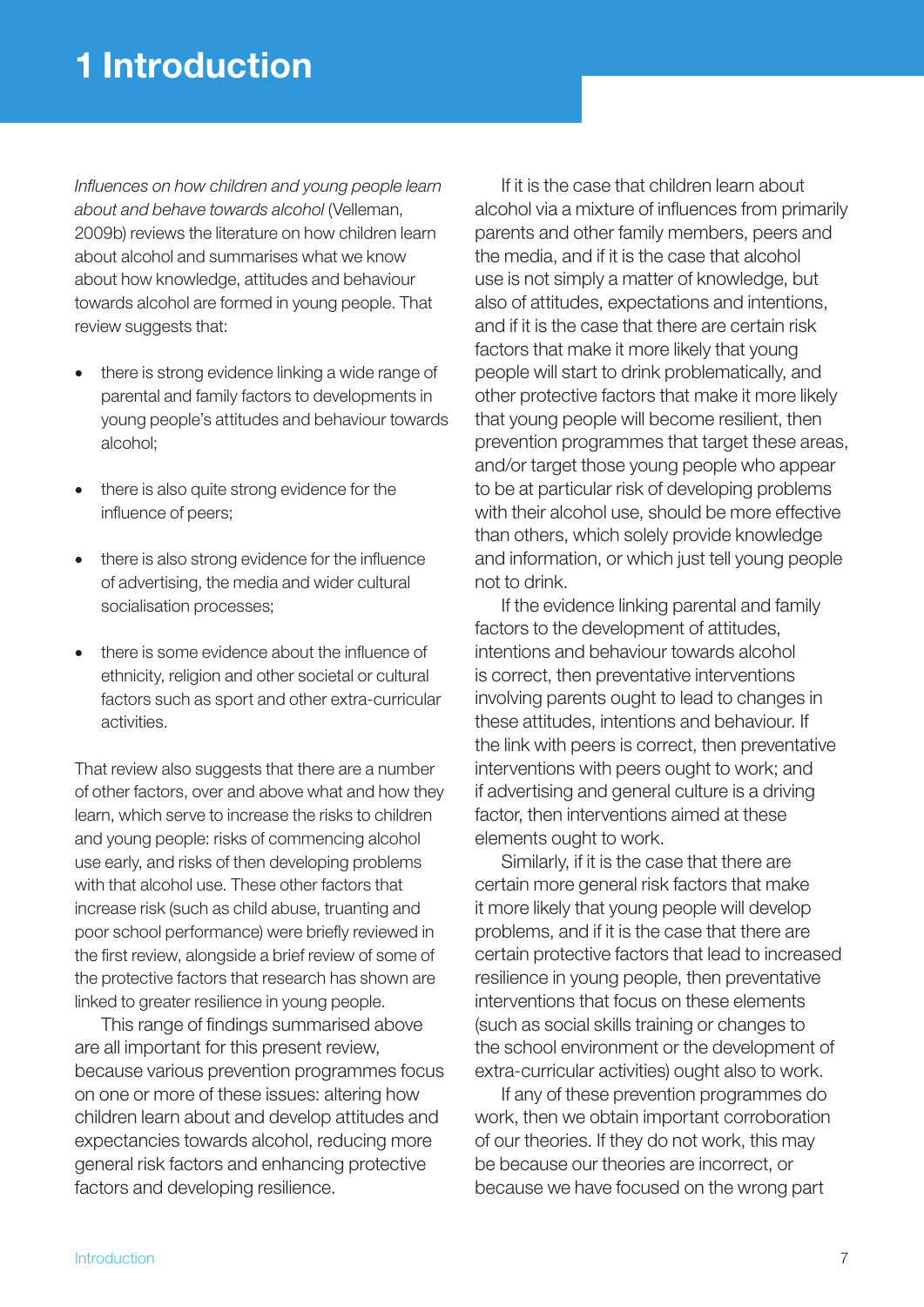# 1 Introduction

*Influences on how children and young people learn about and behave towards alcohol* (Velleman, 2009b) reviews the literature on how children learn about alcohol and summarises what we know about how knowledge, attitudes and behaviour towards alcohol are formed in young people. That review suggests that:

- there is strong evidence linking a wide range of parental and family factors to developments in young people's attitudes and behaviour towards alcohol;
- there is also quite strong evidence for the influence of peers;
- there is also strong evidence for the influence of advertising, the media and wider cultural socialisation processes;
- there is some evidence about the influence of ethnicity, religion and other societal or cultural factors such as sport and other extra-curricular activities.

That review also suggests that there are a number of other factors, over and above what and how they learn, which serve to increase the risks to children and young people: risks of commencing alcohol use early, and risks of then developing problems with that alcohol use. These other factors that increase risk (such as child abuse, truanting and poor school performance) were briefly reviewed in the first review, alongside a brief review of some of the protective factors that research has shown are linked to greater resilience in young people.

This range of findings summarised above are all important for this present review, because various prevention programmes focus on one or more of these issues: altering how children learn about and develop attitudes and expectancies towards alcohol, reducing more general risk factors and enhancing protective factors and developing resilience.

If it is the case that children learn about alcohol via a mixture of influences from primarily parents and other family members, peers and the media, and if it is the case that alcohol use is not simply a matter of knowledge, but also of attitudes, expectations and intentions, and if it is the case that there are certain risk factors that make it more likely that young people will start to drink problematically, and other protective factors that make it more likely that young people will become resilient, then prevention programmes that target these areas, and/or target those young people who appear to be at particular risk of developing problems with their alcohol use, should be more effective than others, which solely provide knowledge and information, or which just tell young people not to drink.

If the evidence linking parental and family factors to the development of attitudes, intentions and behaviour towards alcohol is correct, then preventative interventions involving parents ought to lead to changes in these attitudes, intentions and behaviour. If the link with peers is correct, then preventative interventions with peers ought to work; and if advertising and general culture is a driving factor, then interventions aimed at these elements ought to work.

Similarly, if it is the case that there are certain more general risk factors that make it more likely that young people will develop problems, and if it is the case that there are certain protective factors that lead to increased resilience in young people, then preventative interventions that focus on these elements (such as social skills training or changes to the school environment or the development of extra-curricular activities) ought also to work.

If any of these prevention programmes do work, then we obtain important corroboration of our theories. If they do not work, this may be because our theories are incorrect, or because we have focused on the wrong part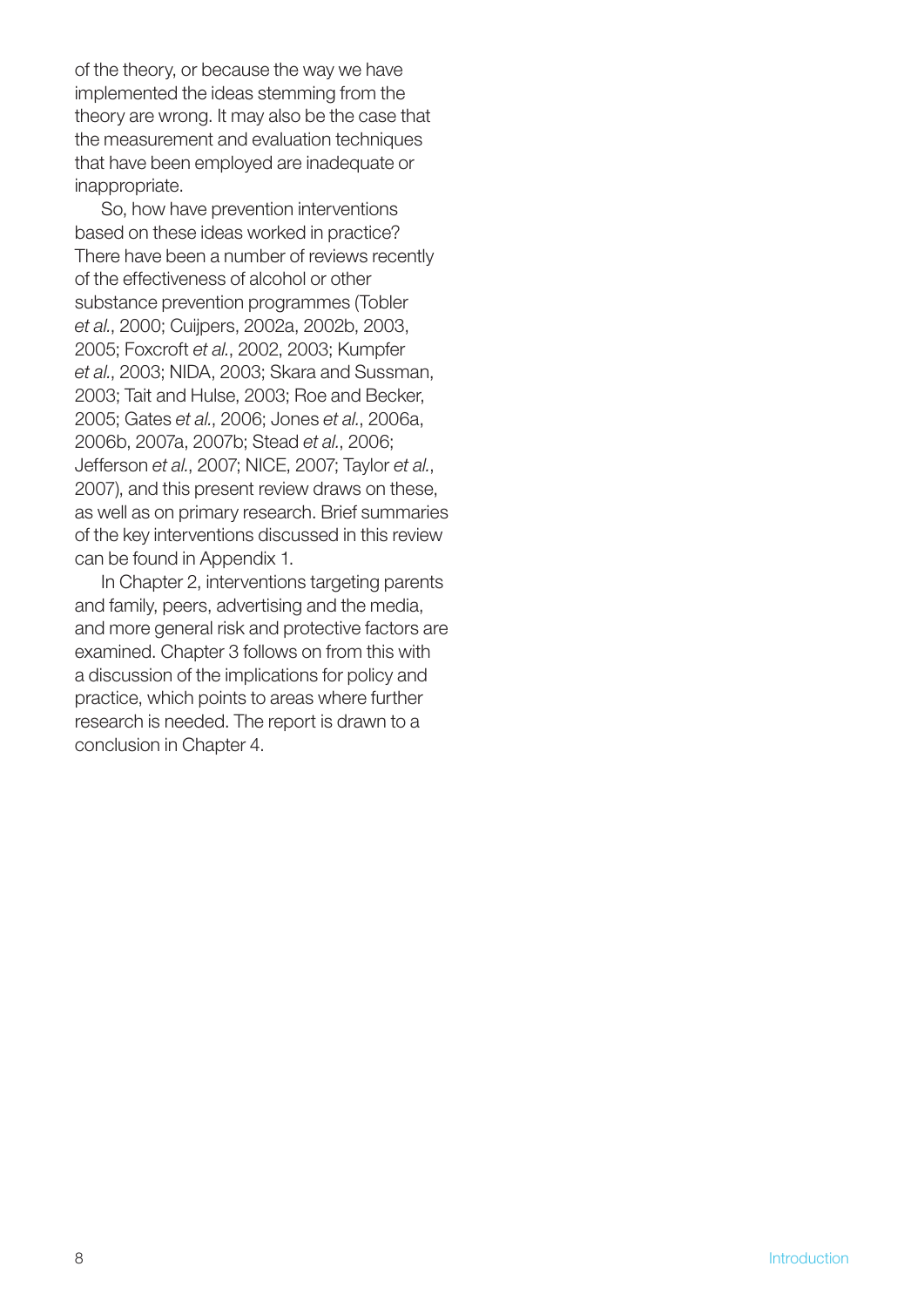of the theory, or because the way we have implemented the ideas stemming from the theory are wrong. It may also be the case that the measurement and evaluation techniques that have been employed are inadequate or inappropriate.

So, how have prevention interventions based on these ideas worked in practice? There have been a number of reviews recently of the effectiveness of alcohol or other substance prevention programmes (Tobler *et al.*, 2000; Cuijpers, 2002a, 2002b, 2003, 2005; Foxcroft *et al.*, 2002, 2003; Kumpfer *et al.*, 2003; NIDA, 2003; Skara and Sussman, 2003; Tait and Hulse, 2003; Roe and Becker, 2005; Gates *et al.*, 2006; Jones *et al.*, 2006a, 2006b, 2007a, 2007b; Stead *et al.*, 2006; Jefferson *et al.*, 2007; NICE, 2007; Taylor *et al.*, 2007), and this present review draws on these, as well as on primary research. Brief summaries of the key interventions discussed in this review can be found in Appendix 1.

In Chapter 2, interventions targeting parents and family, peers, advertising and the media, and more general risk and protective factors are examined. Chapter 3 follows on from this with a discussion of the implications for policy and practice, which points to areas where further research is needed. The report is drawn to a conclusion in Chapter 4.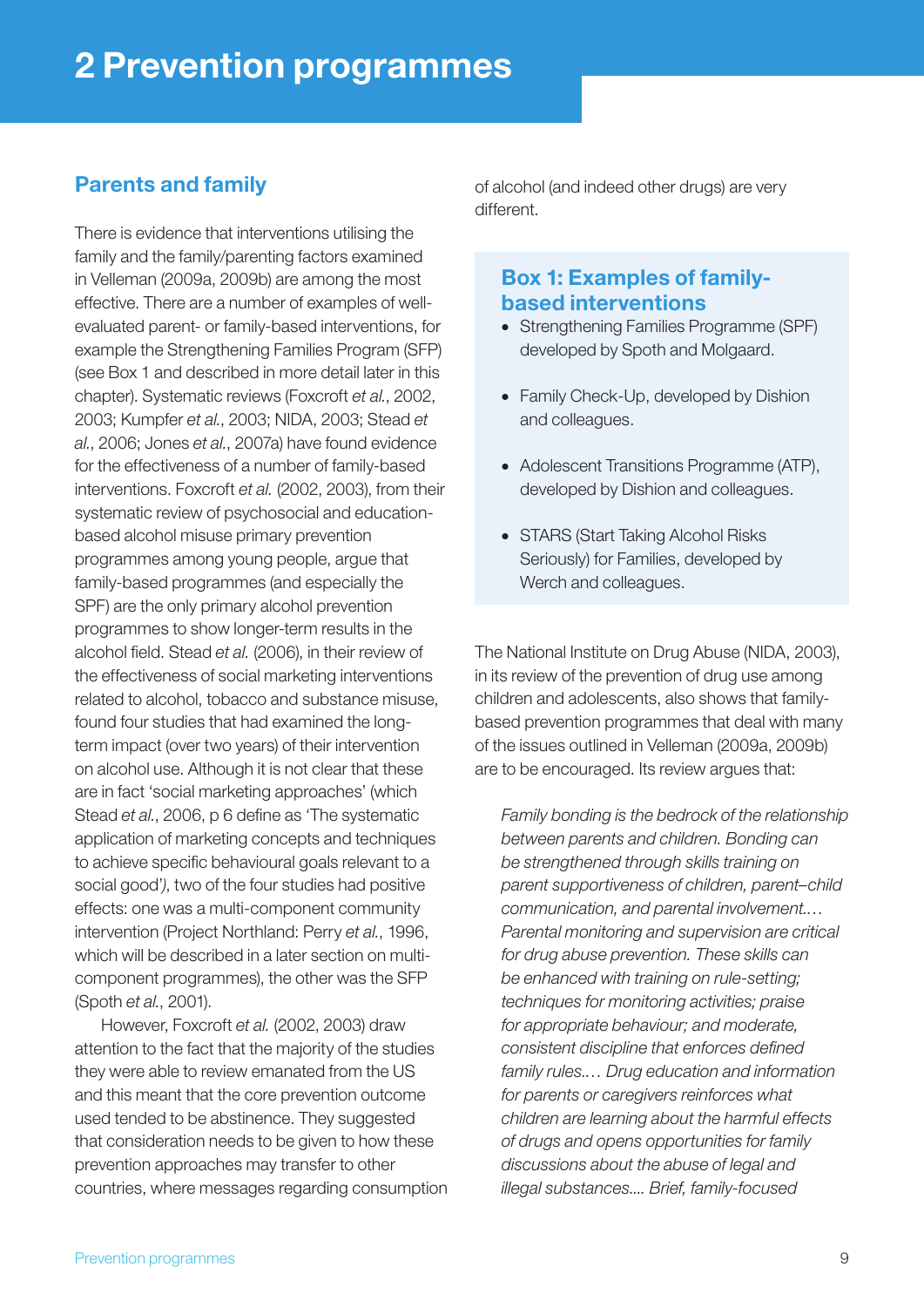# 2 Prevention programmes

## Parents and family

There is evidence that interventions utilising the family and the family/parenting factors examined in Velleman (2009a, 2009b) are among the most effective. There are a number of examples of well-evaluated parent- or family-based interventions, for example the Strengthening Families Program (SFP) (see Box 1 and described in more detail later in this chapter). Systematic reviews (Foxcroft *et al.*, 2002, 2003; Kumpfer *et al.*, 2003; NIDA, 2003; Stead *et al.*, 2006; Jones *et al.*, 2007a) have found evidence for the effectiveness of a number of family-based interventions. Foxcroft *et al.* (2002, 2003), from their systematic review of psychosocial and education-based alcohol misuse primary prevention programmes among young people, argue that family-based programmes (and especially the SFP) are the only primary alcohol prevention programmes to show longer-term results in the alcohol field. Stead *et al.* (2006), in their review of the effectiveness of social marketing interventions related to alcohol, tobacco and substance misuse, found four studies that had examined the long-term impact (over two years) of their intervention on alcohol use. Although it is not clear that these are in fact 'social marketing approaches' (which Stead *et al.*, 2006, p 6 define as 'The systematic application of marketing concepts and techniques to achieve specific behavioural goals relevant to a social good'), two of the four studies had positive effects: one was a multi-component community intervention (Project Northland: Perry *et al.*, 1996, which will be described in a later section on multi-component programmes), the other was the SFP (Spoth *et al.*, 2001).

However, Foxcroft *et al.* (2002, 2003) draw attention to the fact that the majority of the studies they were able to review emanated from the US and this meant that the core prevention outcome used tended to be abstinence. They suggested that consideration needs to be given to how these prevention approaches may transfer to other countries, where messages regarding consumption of alcohol (and indeed other drugs) are very different.

### Box 1: Examples of family-based interventions

- Strengthening Families Programme (SFP) developed by Spoth and Molgaard.
- Family Check-Up, developed by Dishion and colleagues.
- Adolescent Transitions Programme (ATP), developed by Dishion and colleagues.
- STARS (Start Taking Alcohol Risks Seriously) for Families, developed by Werch and colleagues.

The National Institute on Drug Abuse (NIDA, 2003), in its review of the prevention of drug use among children and adolescents, also shows that family-based prevention programmes that deal with many of the issues outlined in Velleman (2009a, 2009b) are to be encouraged. Its review argues that:

> *Family bonding is the bedrock of the relationship between parents and children. Bonding can be strengthened through skills training on parent supportiveness of children, parent–child communication, and parental involvement.… Parental monitoring and supervision are critical for drug abuse prevention. These skills can be enhanced with training on rule-setting; techniques for monitoring activities; praise for appropriate behaviour; and moderate, consistent discipline that enforces defined family rules.… Drug education and information for parents or caregivers reinforces what children are learning about the harmful effects of drugs and opens opportunities for family discussions about the abuse of legal and illegal substances.… Brief, family-focused*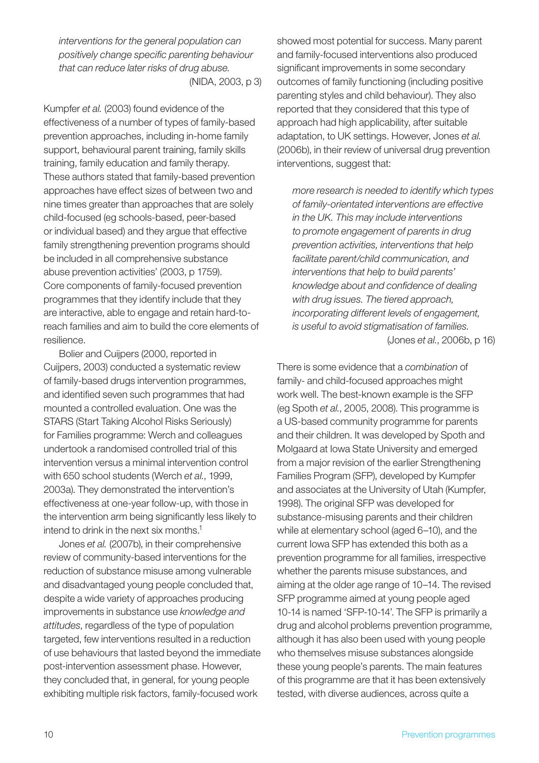> *interventions for the general population can positively change specific parenting behaviour that can reduce later risks of drug abuse.*
> (NIDA, 2003, p 3)

Kumpfer *et al.* (2003) found evidence of the effectiveness of a number of types of family-based prevention approaches, including in-home family support, behavioural parent training, family skills training, family education and family therapy. These authors stated that family-based prevention approaches have effect sizes of between two and nine times greater than approaches that are solely child-focused (eg schools-based, peer-based or individual based) and they argue that effective family strengthening prevention programs should be included in all comprehensive substance abuse prevention activities' (2003, p 1759). Core components of family-focused prevention programmes that they identify include that they are interactive, able to engage and retain hard-to-reach families and aim to build the core elements of resilience.

Bolier and Cuijpers (2000, reported in Cuijpers, 2003) conducted a systematic review of family-based drugs intervention programmes, and identified seven such programmes that had mounted a controlled evaluation. One was the STARS (Start Taking Alcohol Risks Seriously) for Families programme: Werch and colleagues undertook a randomised controlled trial of this intervention versus a minimal intervention control with 650 school students (Werch *et al.*, 1999, 2003a). They demonstrated the intervention's effectiveness at one-year follow-up, with those in the intervention arm being significantly less likely to intend to drink in the next six months.[1]

Jones *et al.* (2007b), in their comprehensive review of community-based interventions for the reduction of substance misuse among vulnerable and disadvantaged young people concluded that, despite a wide variety of approaches producing improvements in substance use *knowledge and attitudes*, regardless of the type of population targeted, few interventions resulted in a reduction of use behaviours that lasted beyond the immediate post-intervention assessment phase. However, they concluded that, in general, for young people exhibiting multiple risk factors, family-focused work showed most potential for success. Many parent and family-focused interventions also produced significant improvements in some secondary outcomes of family functioning (including positive parenting styles and child behaviour). They also reported that they considered that this type of approach had high applicability, after suitable adaptation, to UK settings. However, Jones *et al.* (2006b), in their review of universal drug prevention interventions, suggest that:

> *more research is needed to identify which types of family-orientated interventions are effective in the UK. This may include interventions to promote engagement of parents in drug prevention activities, interventions that help facilitate parent/child communication, and interventions that help to build parents' knowledge about and confidence of dealing with drug issues. The tiered approach, incorporating different levels of engagement, is useful to avoid stigmatisation of families.*
> (Jones *et al.*, 2006b, p 16)

There is some evidence that a *combination* of family- and child-focused approaches might work well. The best-known example is the SFP (eg Spoth *et al.*, 2005, 2008). This programme is a US-based community programme for parents and their children. It was developed by Spoth and Molgaard at Iowa State University and emerged from a major revision of the earlier Strengthening Families Program (SFP), developed by Kumpfer and associates at the University of Utah (Kumpfer, 1998). The original SFP was developed for substance-misusing parents and their children while at elementary school (aged 6–10), and the current Iowa SFP has extended this both as a prevention programme for all families, irrespective whether the parents misuse substances, and aiming at the older age range of 10–14. The revised SFP programme aimed at young people aged 10-14 is named 'SFP-10-14'. The SFP is primarily a drug and alcohol problems prevention programme, although it has also been used with young people who themselves misuse substances alongside these young people's parents. The main features of this programme are that it has been extensively tested, with diverse audiences, across quite a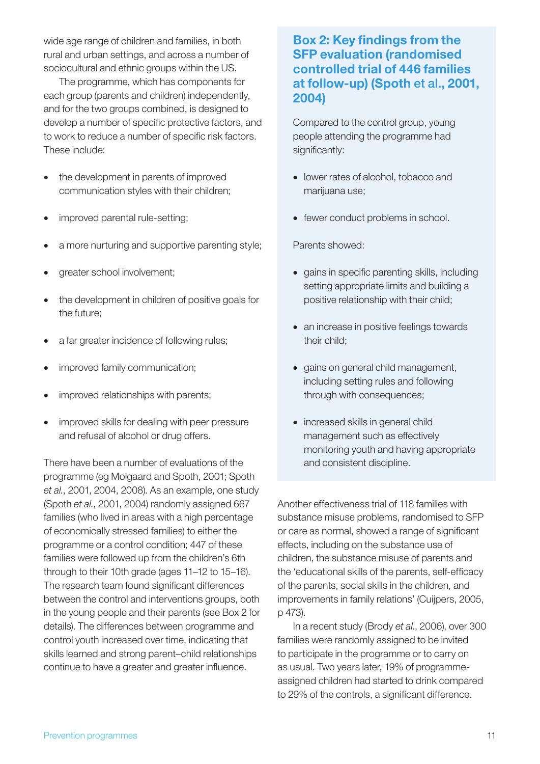wide age range of children and families, in both rural and urban settings, and across a number of sociocultural and ethnic groups within the US.

The programme, which has components for each group (parents and children) independently, and for the two groups combined, is designed to develop a number of specific protective factors, and to work to reduce a number of specific risk factors. These include:

- the development in parents of improved communication styles with their children;
- improved parental rule-setting;
- a more nurturing and supportive parenting style;
- greater school involvement;
- the development in children of positive goals for the future;
- a far greater incidence of following rules;
- improved family communication;
- improved relationships with parents;
- improved skills for dealing with peer pressure and refusal of alcohol or drug offers.

There have been a number of evaluations of the programme (eg Molgaard and Spoth, 2001; Spoth *et al.*, 2001, 2004, 2008). As an example, one study (Spoth *et al.*, 2001, 2004) randomly assigned 667 families (who lived in areas with a high percentage of economically stressed families) to either the programme or a control condition; 447 of these families were followed up from the children's 6th through to their 10th grade (ages 11–12 to 15–16). The research team found significant differences between the control and interventions groups, both in the young people and their parents (see Box 2 for details). The differences between programme and control youth increased over time, indicating that skills learned and strong parent–child relationships continue to have a greater and greater influence.

## Box 2: Key findings from the SFP evaluation (randomised controlled trial of 446 families at follow-up) (Spoth et al., 2001, 2004)

Compared to the control group, young people attending the programme had significantly:

- lower rates of alcohol, tobacco and marijuana use;
- fewer conduct problems in school.

Parents showed:

- gains in specific parenting skills, including setting appropriate limits and building a positive relationship with their child;
- an increase in positive feelings towards their child;
- gains on general child management, including setting rules and following through with consequences;
- increased skills in general child management such as effectively monitoring youth and having appropriate and consistent discipline.

Another effectiveness trial of 118 families with substance misuse problems, randomised to SFP or care as normal, showed a range of significant effects, including on the substance use of children, the substance misuse of parents and the 'educational skills of the parents, self-efficacy of the parents, social skills in the children, and improvements in family relations' (Cuijpers, 2005, p 473).

In a recent study (Brody *et al.*, 2006), over 300 families were randomly assigned to be invited to participate in the programme or to carry on as usual. Two years later, 19% of programme-assigned children had started to drink compared to 29% of the controls, a significant difference.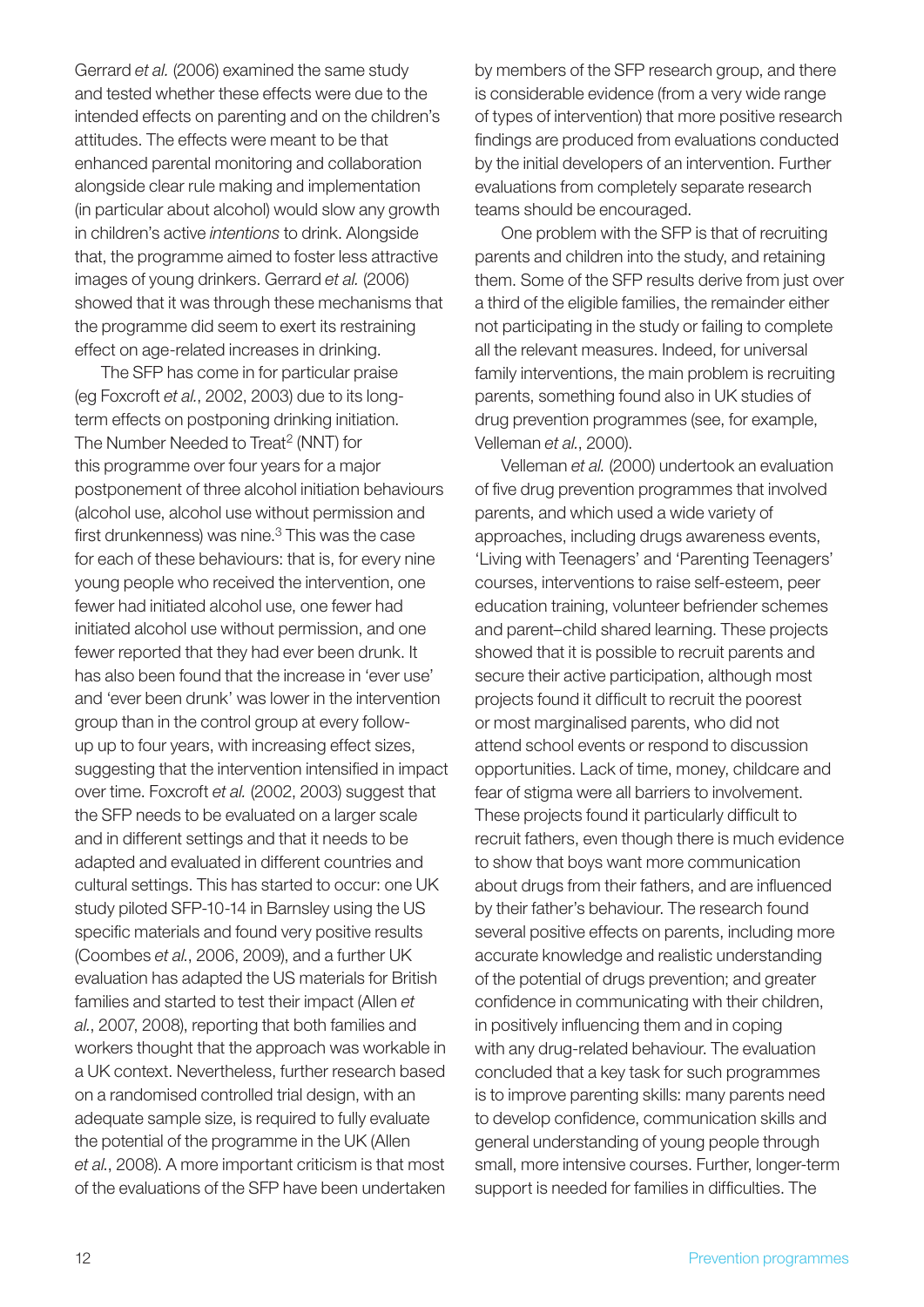Gerrard *et al.* (2006) examined the same study and tested whether these effects were due to the intended effects on parenting and on the children's attitudes. The effects were meant to be that enhanced parental monitoring and collaboration alongside clear rule making and implementation (in particular about alcohol) would slow any growth in children's active *intentions* to drink. Alongside that, the programme aimed to foster less attractive images of young drinkers. Gerrard *et al.* (2006) showed that it was through these mechanisms that the programme did seem to exert its restraining effect on age-related increases in drinking.

The SFP has come in for particular praise (eg Foxcroft *et al.*, 2002, 2003) due to its long-term effects on postponing drinking initiation. The Number Needed to Treat[2] (NNT) for this programme over four years for a major postponement of three alcohol initiation behaviours (alcohol use, alcohol use without permission and first drunkenness) was nine.[3] This was the case for each of these behaviours: that is, for every nine young people who received the intervention, one fewer had initiated alcohol use, one fewer had initiated alcohol use without permission, and one fewer reported that they had ever been drunk. It has also been found that the increase in 'ever use' and 'ever been drunk' was lower in the intervention group than in the control group at every follow-up up to four years, with increasing effect sizes, suggesting that the intervention intensified in impact over time. Foxcroft *et al.* (2002, 2003) suggest that the SFP needs to be evaluated on a larger scale and in different settings and that it needs to be adapted and evaluated in different countries and cultural settings. This has started to occur: one UK study piloted SFP-10-14 in Barnsley using the US specific materials and found very positive results (Coombes *et al.*, 2006, 2009), and a further UK evaluation has adapted the US materials for British families and started to test their impact (Allen *et al.*, 2007, 2008), reporting that both families and workers thought that the approach was workable in a UK context. Nevertheless, further research based on a randomised controlled trial design, with an adequate sample size, is required to fully evaluate the potential of the programme in the UK (Allen *et al.*, 2008). A more important criticism is that most of the evaluations of the SFP have been undertaken by members of the SFP research group, and there is considerable evidence (from a very wide range of types of intervention) that more positive research findings are produced from evaluations conducted by the initial developers of an intervention. Further evaluations from completely separate research teams should be encouraged.

One problem with the SFP is that of recruiting parents and children into the study, and retaining them. Some of the SFP results derive from just over a third of the eligible families, the remainder either not participating in the study or failing to complete all the relevant measures. Indeed, for universal family interventions, the main problem is recruiting parents, something found also in UK studies of drug prevention programmes (see, for example, Velleman *et al.*, 2000).

Velleman *et al.* (2000) undertook an evaluation of five drug prevention programmes that involved parents, and which used a wide variety of approaches, including drugs awareness events, 'Living with Teenagers' and 'Parenting Teenagers' courses, interventions to raise self-esteem, peer education training, volunteer befriender schemes and parent–child shared learning. These projects showed that it is possible to recruit parents and secure their active participation, although most projects found it difficult to recruit the poorest or most marginalised parents, who did not attend school events or respond to discussion opportunities. Lack of time, money, childcare and fear of stigma were all barriers to involvement. These projects found it particularly difficult to recruit fathers, even though there is much evidence to show that boys want more communication about drugs from their fathers, and are influenced by their father's behaviour. The research found several positive effects on parents, including more accurate knowledge and realistic understanding of the potential of drugs prevention; and greater confidence in communicating with their children, in positively influencing them and in coping with any drug-related behaviour. The evaluation concluded that a key task for such programmes is to improve parenting skills: many parents need to develop confidence, communication skills and general understanding of young people through small, more intensive courses. Further, longer-term support is needed for families in difficulties. The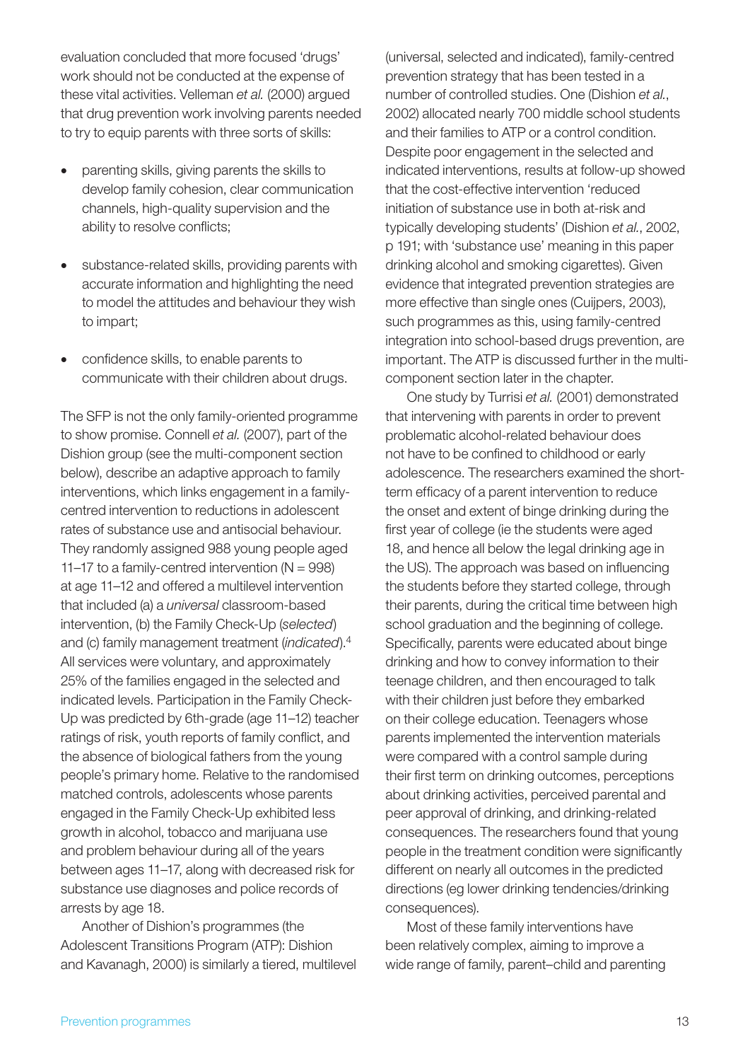evaluation concluded that more focused 'drugs' work should not be conducted at the expense of these vital activities. Velleman *et al.* (2000) argued that drug prevention work involving parents needed to try to equip parents with three sorts of skills:

- parenting skills, giving parents the skills to develop family cohesion, clear communication channels, high-quality supervision and the ability to resolve conflicts;
- substance-related skills, providing parents with accurate information and highlighting the need to model the attitudes and behaviour they wish to impart;
- confidence skills, to enable parents to communicate with their children about drugs.

The SFP is not the only family-oriented programme to show promise. Connell *et al.* (2007), part of the Dishion group (see the multi-component section below), describe an adaptive approach to family interventions, which links engagement in a family-centred intervention to reductions in adolescent rates of substance use and antisocial behaviour. They randomly assigned 988 young people aged 11–17 to a family-centred intervention (N = 998) at age 11–12 and offered a multilevel intervention that included (a) a *universal* classroom-based intervention, (b) the Family Check-Up (*selected*) and (c) family management treatment (*indicated*).[4] All services were voluntary, and approximately 25% of the families engaged in the selected and indicated levels. Participation in the Family Check-Up was predicted by 6th-grade (age 11–12) teacher ratings of risk, youth reports of family conflict, and the absence of biological fathers from the young people's primary home. Relative to the randomised matched controls, adolescents whose parents engaged in the Family Check-Up exhibited less growth in alcohol, tobacco and marijuana use and problem behaviour during all of the years between ages 11–17, along with decreased risk for substance use diagnoses and police records of arrests by age 18.

Another of Dishion's programmes (the Adolescent Transitions Program (ATP): Dishion and Kavanagh, 2000) is similarly a tiered, multilevel (universal, selected and indicated), family-centred prevention strategy that has been tested in a number of controlled studies. One (Dishion *et al.*, 2002) allocated nearly 700 middle school students and their families to ATP or a control condition. Despite poor engagement in the selected and indicated interventions, results at follow-up showed that the cost-effective intervention 'reduced initiation of substance use in both at-risk and typically developing students' (Dishion *et al.*, 2002, p 191; with 'substance use' meaning in this paper drinking alcohol and smoking cigarettes). Given evidence that integrated prevention strategies are more effective than single ones (Cuijpers, 2003), such programmes as this, using family-centred integration into school-based drugs prevention, are important. The ATP is discussed further in the multi-component section later in the chapter.

One study by Turrisi *et al.* (2001) demonstrated that intervening with parents in order to prevent problematic alcohol-related behaviour does not have to be confined to childhood or early adolescence. The researchers examined the short-term efficacy of a parent intervention to reduce the onset and extent of binge drinking during the first year of college (ie the students were aged 18, and hence all below the legal drinking age in the US). The approach was based on influencing the students before they started college, through their parents, during the critical time between high school graduation and the beginning of college. Specifically, parents were educated about binge drinking and how to convey information to their teenage children, and then encouraged to talk with their children just before they embarked on their college education. Teenagers whose parents implemented the intervention materials were compared with a control sample during their first term on drinking outcomes, perceptions about drinking activities, perceived parental and peer approval of drinking, and drinking-related consequences. The researchers found that young people in the treatment condition were significantly different on nearly all outcomes in the predicted directions (eg lower drinking tendencies/drinking consequences).

Most of these family interventions have been relatively complex, aiming to improve a wide range of family, parent–child and parenting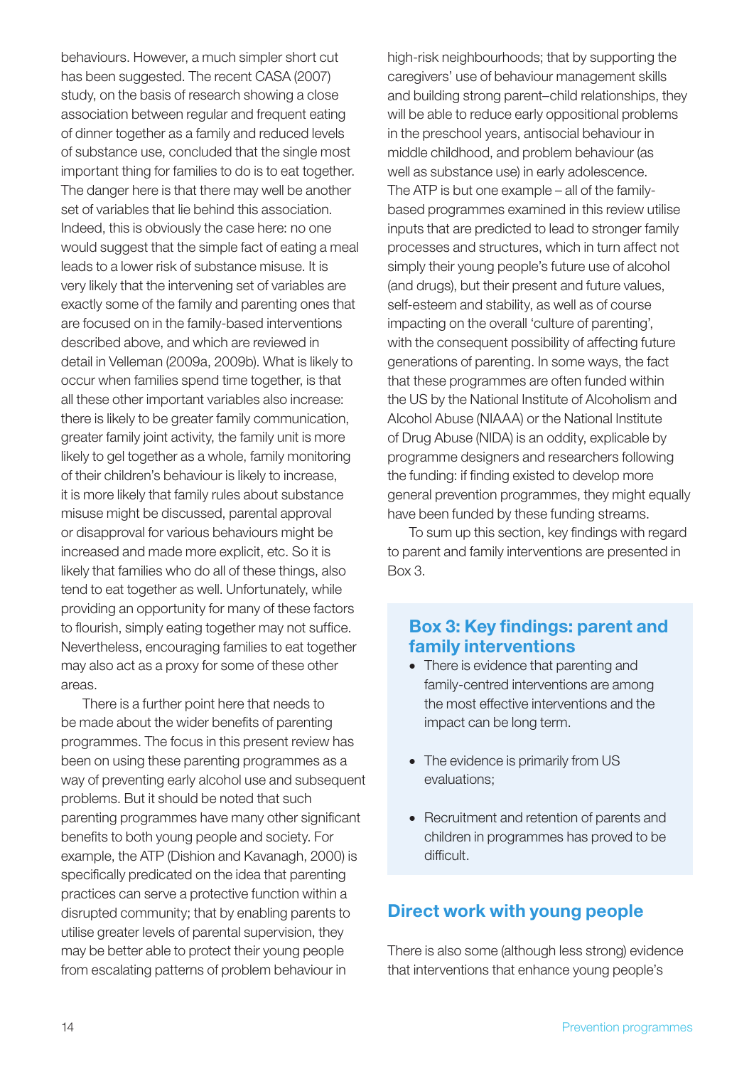behaviours. However, a much simpler short cut has been suggested. The recent CASA (2007) study, on the basis of research showing a close association between regular and frequent eating of dinner together as a family and reduced levels of substance use, concluded that the single most important thing for families to do is to eat together. The danger here is that there may well be another set of variables that lie behind this association. Indeed, this is obviously the case here: no one would suggest that the simple fact of eating a meal leads to a lower risk of substance misuse. It is very likely that the intervening set of variables are exactly some of the family and parenting ones that are focused on in the family-based interventions described above, and which are reviewed in detail in Velleman (2009a, 2009b). What is likely to occur when families spend time together, is that all these other important variables also increase: there is likely to be greater family communication, greater family joint activity, the family unit is more likely to gel together as a whole, family monitoring of their children's behaviour is likely to increase, it is more likely that family rules about substance misuse might be discussed, parental approval or disapproval for various behaviours might be increased and made more explicit, etc. So it is likely that families who do all of these things, also tend to eat together as well. Unfortunately, while providing an opportunity for many of these factors to flourish, simply eating together may not suffice. Nevertheless, encouraging families to eat together may also act as a proxy for some of these other areas.

There is a further point here that needs to be made about the wider benefits of parenting programmes. The focus in this present review has been on using these parenting programmes as a way of preventing early alcohol use and subsequent problems. But it should be noted that such parenting programmes have many other significant benefits to both young people and society. For example, the ATP (Dishion and Kavanagh, 2000) is specifically predicated on the idea that parenting practices can serve a protective function within a disrupted community; that by enabling parents to utilise greater levels of parental supervision, they may be better able to protect their young people from escalating patterns of problem behaviour in high-risk neighbourhoods; that by supporting the caregivers' use of behaviour management skills and building strong parent–child relationships, they will be able to reduce early oppositional problems in the preschool years, antisocial behaviour in middle childhood, and problem behaviour (as well as substance use) in early adolescence. The ATP is but one example – all of the family-based programmes examined in this review utilise inputs that are predicted to lead to stronger family processes and structures, which in turn affect not simply their young people's future use of alcohol (and drugs), but their present and future values, self-esteem and stability, as well as of course impacting on the overall 'culture of parenting', with the consequent possibility of affecting future generations of parenting. In some ways, the fact that these programmes are often funded within the US by the National Institute of Alcoholism and Alcohol Abuse (NIAAA) or the National Institute of Drug Abuse (NIDA) is an oddity, explicable by programme designers and researchers following the funding: if finding existed to develop more general prevention programmes, they might equally have been funded by these funding streams.

To sum up this section, key findings with regard to parent and family interventions are presented in Box 3.

### Box 3: Key findings: parent and family interventions

- There is evidence that parenting and family-centred interventions are among the most effective interventions and the impact can be long term.
- The evidence is primarily from US evaluations;
- Recruitment and retention of parents and children in programmes has proved to be difficult.

## Direct work with young people

There is also some (although less strong) evidence that interventions that enhance young people's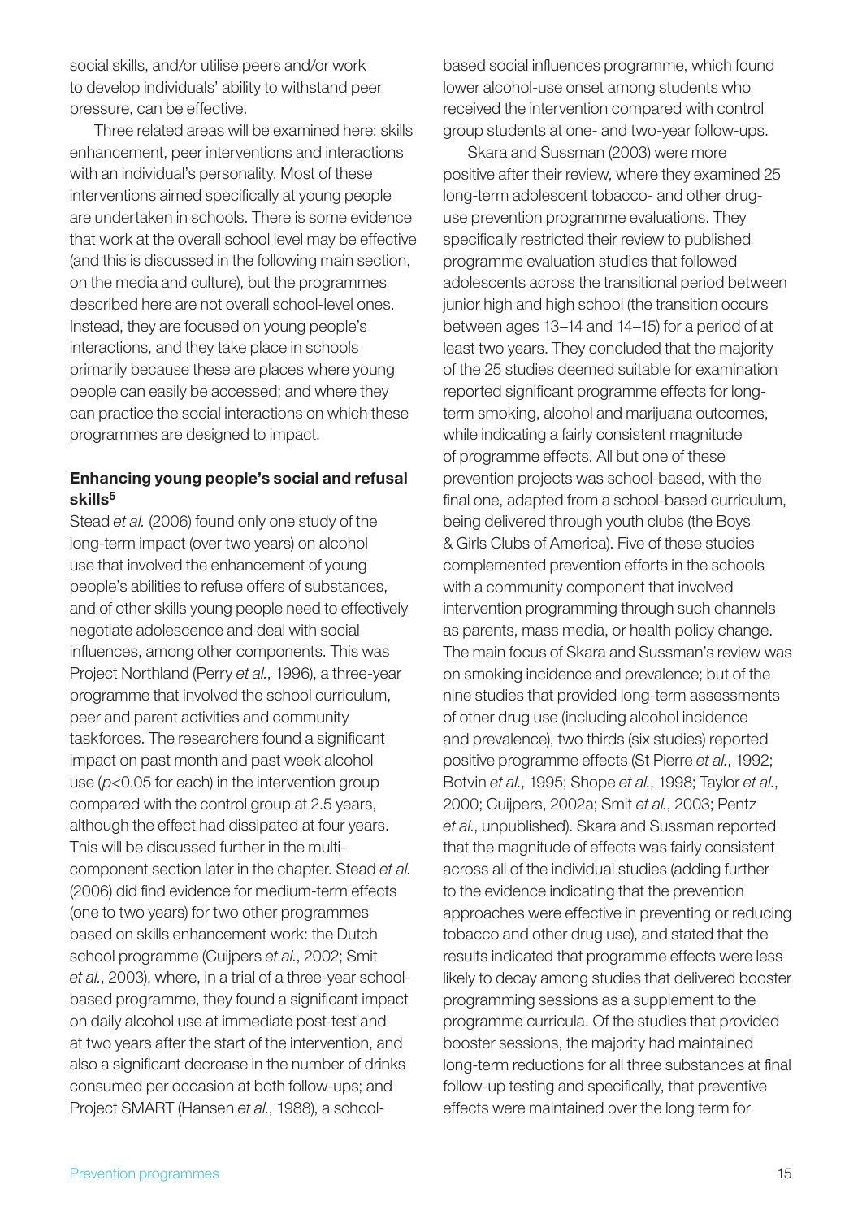social skills, and/or utilise peers and/or work to develop individuals' ability to withstand peer pressure, can be effective.

Three related areas will be examined here: skills enhancement, peer interventions and interactions with an individual's personality. Most of these interventions aimed specifically at young people are undertaken in schools. There is some evidence that work at the overall school level may be effective (and this is discussed in the following main section, on the media and culture), but the programmes described here are not overall school-level ones. Instead, they are focused on young people's interactions, and they take place in schools primarily because these are places where young people can easily be accessed; and where they can practice the social interactions on which these programmes are designed to impact.

### Enhancing young people's social and refusal skills[5]

Stead *et al.* (2006) found only one study of the long-term impact (over two years) on alcohol use that involved the enhancement of young people's abilities to refuse offers of substances, and of other skills young people need to effectively negotiate adolescence and deal with social influences, among other components. This was Project Northland (Perry *et al.*, 1996), a three-year programme that involved the school curriculum, peer and parent activities and community taskforces. The researchers found a significant impact on past month and past week alcohol use ($p<0.05$ for each) in the intervention group compared with the control group at 2.5 years, although the effect had dissipated at four years. This will be discussed further in the multi-component section later in the chapter. Stead *et al.* (2006) did find evidence for medium-term effects (one to two years) for two other programmes based on skills enhancement work: the Dutch school programme (Cuijpers *et al.*, 2002; Smit *et al.*, 2003), where, in a trial of a three-year school-based programme, they found a significant impact on daily alcohol use at immediate post-test and at two years after the start of the intervention, and also a significant decrease in the number of drinks consumed per occasion at both follow-ups; and Project SMART (Hansen *et al.*, 1988), a school-based social influences programme, which found lower alcohol-use onset among students who received the intervention compared with control group students at one- and two-year follow-ups.

Skara and Sussman (2003) were more positive after their review, where they examined 25 long-term adolescent tobacco- and other drug-use prevention programme evaluations. They specifically restricted their review to published programme evaluation studies that followed adolescents across the transitional period between junior high and high school (the transition occurs between ages 13–14 and 14–15) for a period of at least two years. They concluded that the majority of the 25 studies deemed suitable for examination reported significant programme effects for long-term smoking, alcohol and marijuana outcomes, while indicating a fairly consistent magnitude of programme effects. All but one of these prevention projects was school-based, with the final one, adapted from a school-based curriculum, being delivered through youth clubs (the Boys & Girls Clubs of America). Five of these studies complemented prevention efforts in the schools with a community component that involved intervention programming through such channels as parents, mass media, or health policy change. The main focus of Skara and Sussman's review was on smoking incidence and prevalence; but of the nine studies that provided long-term assessments of other drug use (including alcohol incidence and prevalence), two thirds (six studies) reported positive programme effects (St Pierre *et al.*, 1992; Botvin *et al.*, 1995; Shope *et al.*, 1998; Taylor *et al.*, 2000; Cuijpers, 2002a; Smit *et al.*, 2003; Pentz *et al.*, unpublished). Skara and Sussman reported that the magnitude of effects was fairly consistent across all of the individual studies (adding further to the evidence indicating that the prevention approaches were effective in preventing or reducing tobacco and other drug use), and stated that the results indicated that programme effects were less likely to decay among studies that delivered booster programming sessions as a supplement to the programme curricula. Of the studies that provided booster sessions, the majority had maintained long-term reductions for all three substances at final follow-up testing and specifically, that preventive effects were maintained over the long term for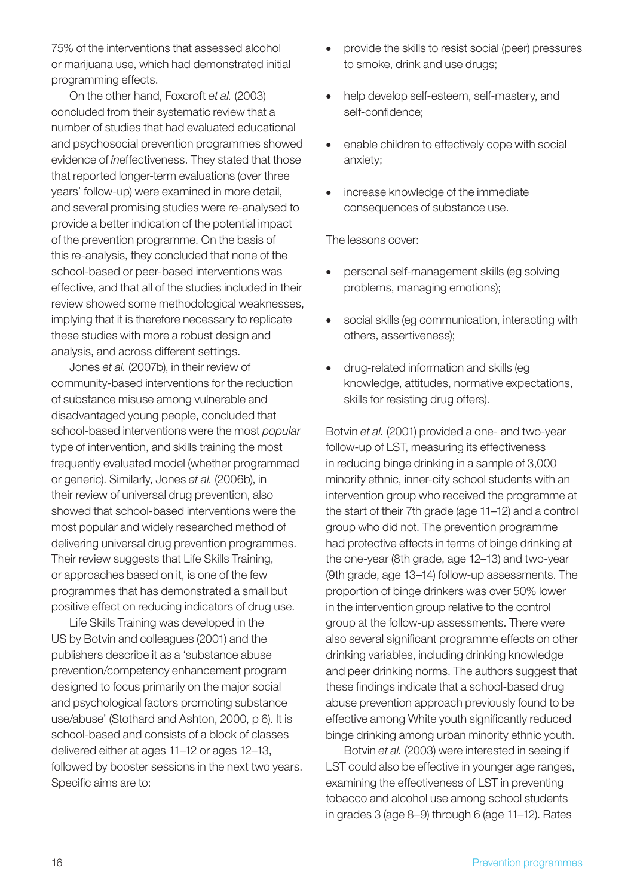75% of the interventions that assessed alcohol or marijuana use, which had demonstrated initial programming effects.

On the other hand, Foxcroft *et al.* (2003) concluded from their systematic review that a number of studies that had evaluated educational and psychosocial prevention programmes showed evidence of *in*effectiveness. They stated that those that reported longer-term evaluations (over three years' follow-up) were examined in more detail, and several promising studies were re-analysed to provide a better indication of the potential impact of the prevention programme. On the basis of this re-analysis, they concluded that none of the school-based or peer-based interventions was effective, and that all of the studies included in their review showed some methodological weaknesses, implying that it is therefore necessary to replicate these studies with more a robust design and analysis, and across different settings.

Jones *et al.* (2007b), in their review of community-based interventions for the reduction of substance misuse among vulnerable and disadvantaged young people, concluded that school-based interventions were the most *popular* type of intervention, and skills training the most frequently evaluated model (whether programmed or generic). Similarly, Jones *et al.* (2006b), in their review of universal drug prevention, also showed that school-based interventions were the most popular and widely researched method of delivering universal drug prevention programmes. Their review suggests that Life Skills Training, or approaches based on it, is one of the few programmes that has demonstrated a small but positive effect on reducing indicators of drug use.

Life Skills Training was developed in the US by Botvin and colleagues (2001) and the publishers describe it as a 'substance abuse prevention/competency enhancement program designed to focus primarily on the major social and psychological factors promoting substance use/abuse' (Stothard and Ashton, 2000, p 6). It is school-based and consists of a block of classes delivered either at ages 11–12 or ages 12–13, followed by booster sessions in the next two years. Specific aims are to:

- provide the skills to resist social (peer) pressures to smoke, drink and use drugs;
- help develop self-esteem, self-mastery, and self-confidence;
- enable children to effectively cope with social anxiety;
- increase knowledge of the immediate consequences of substance use.

The lessons cover:

- personal self-management skills (eg solving problems, managing emotions);
- social skills (eg communication, interacting with others, assertiveness);
- drug-related information and skills (eg knowledge, attitudes, normative expectations, skills for resisting drug offers).

Botvin *et al.* (2001) provided a one- and two-year follow-up of LST, measuring its effectiveness in reducing binge drinking in a sample of 3,000 minority ethnic, inner-city school students with an intervention group who received the programme at the start of their 7th grade (age 11–12) and a control group who did not. The prevention programme had protective effects in terms of binge drinking at the one-year (8th grade, age 12–13) and two-year (9th grade, age 13–14) follow-up assessments. The proportion of binge drinkers was over 50% lower in the intervention group relative to the control group at the follow-up assessments. There were also several significant programme effects on other drinking variables, including drinking knowledge and peer drinking norms. The authors suggest that these findings indicate that a school-based drug abuse prevention approach previously found to be effective among White youth significantly reduced binge drinking among urban minority ethnic youth.

Botvin *et al.* (2003) were interested in seeing if LST could also be effective in younger age ranges, examining the effectiveness of LST in preventing tobacco and alcohol use among school students in grades 3 (age 8–9) through 6 (age 11–12). Rates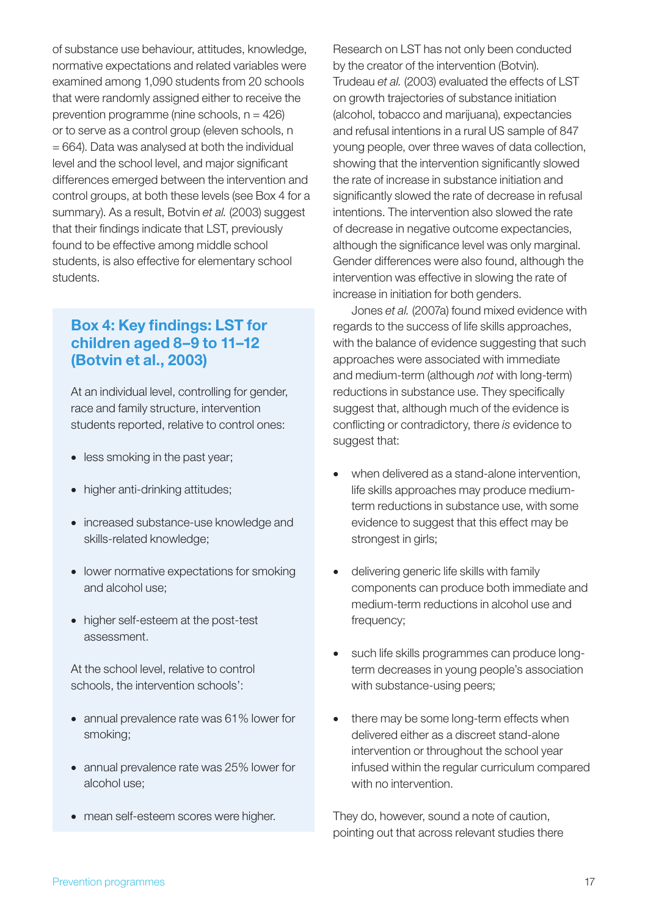of substance use behaviour, attitudes, knowledge, normative expectations and related variables were examined among 1,090 students from 20 schools that were randomly assigned either to receive the prevention programme (nine schools, n = 426) or to serve as a control group (eleven schools, n = 664). Data was analysed at both the individual level and the school level, and major significant differences emerged between the intervention and control groups, at both these levels (see Box 4 for a summary). As a result, Botvin *et al.* (2003) suggest that their findings indicate that LST, previously found to be effective among middle school students, is also effective for elementary school students.

> ### Box 4: Key findings: LST for children aged 8–9 to 11–12 (Botvin et al., 2003)
>
> At an individual level, controlling for gender, race and family structure, intervention students reported, relative to control ones:
>
> - less smoking in the past year;
> - higher anti-drinking attitudes;
> - increased substance-use knowledge and skills-related knowledge;
> - lower normative expectations for smoking and alcohol use;
> - higher self-esteem at the post-test assessment.
>
> At the school level, relative to control schools, the intervention schools':
>
> - annual prevalence rate was 61% lower for smoking;
> - annual prevalence rate was 25% lower for alcohol use;
> - mean self-esteem scores were higher.

Research on LST has not only been conducted by the creator of the intervention (Botvin). Trudeau *et al.* (2003) evaluated the effects of LST on growth trajectories of substance initiation (alcohol, tobacco and marijuana), expectancies and refusal intentions in a rural US sample of 847 young people, over three waves of data collection, showing that the intervention significantly slowed the rate of increase in substance initiation and significantly slowed the rate of decrease in refusal intentions. The intervention also slowed the rate of decrease in negative outcome expectancies, although the significance level was only marginal. Gender differences were also found, although the intervention was effective in slowing the rate of increase in initiation for both genders.

Jones *et al.* (2007a) found mixed evidence with regards to the success of life skills approaches, with the balance of evidence suggesting that such approaches were associated with immediate and medium-term (although *not* with long-term) reductions in substance use. They specifically suggest that, although much of the evidence is conflicting or contradictory, there *is* evidence to suggest that:

- when delivered as a stand-alone intervention, life skills approaches may produce medium-term reductions in substance use, with some evidence to suggest that this effect may be strongest in girls;
- delivering generic life skills with family components can produce both immediate and medium-term reductions in alcohol use and frequency;
- such life skills programmes can produce long-term decreases in young people's association with substance-using peers;
- there may be some long-term effects when delivered either as a discreet stand-alone intervention or throughout the school year infused within the regular curriculum compared with no intervention.

They do, however, sound a note of caution, pointing out that across relevant studies there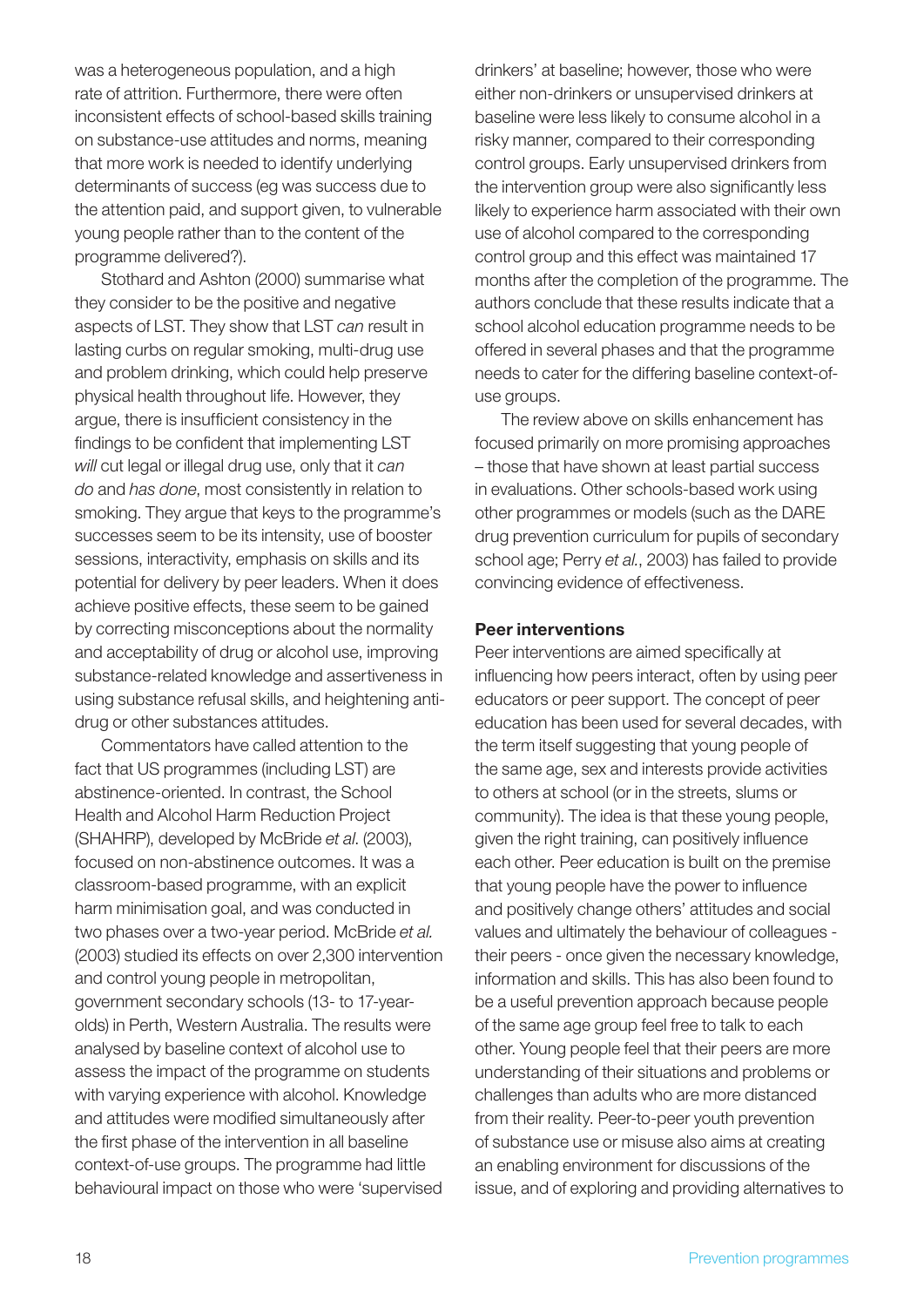was a heterogeneous population, and a high rate of attrition. Furthermore, there were often inconsistent effects of school-based skills training on substance-use attitudes and norms, meaning that more work is needed to identify underlying determinants of success (eg was success due to the attention paid, and support given, to vulnerable young people rather than to the content of the programme delivered?).

Stothard and Ashton (2000) summarise what they consider to be the positive and negative aspects of LST. They show that LST *can* result in lasting curbs on regular smoking, multi-drug use and problem drinking, which could help preserve physical health throughout life. However, they argue, there is insufficient consistency in the findings to be confident that implementing LST *will* cut legal or illegal drug use, only that it *can do* and *has done*, most consistently in relation to smoking. They argue that keys to the programme's successes seem to be its intensity, use of booster sessions, interactivity, emphasis on skills and its potential for delivery by peer leaders. When it does achieve positive effects, these seem to be gained by correcting misconceptions about the normality and acceptability of drug or alcohol use, improving substance-related knowledge and assertiveness in using substance refusal skills, and heightening anti-drug or other substances attitudes.

Commentators have called attention to the fact that US programmes (including LST) are abstinence-oriented. In contrast, the School Health and Alcohol Harm Reduction Project (SHAHRP), developed by McBride *et al.* (2003), focused on non-abstinence outcomes. It was a classroom-based programme, with an explicit harm minimisation goal, and was conducted in two phases over a two-year period. McBride *et al.* (2003) studied its effects on over 2,300 intervention and control young people in metropolitan, government secondary schools (13- to 17-year-olds) in Perth, Western Australia. The results were analysed by baseline context of alcohol use to assess the impact of the programme on students with varying experience with alcohol. Knowledge and attitudes were modified simultaneously after the first phase of the intervention in all baseline context-of-use groups. The programme had little behavioural impact on those who were 'supervised drinkers' at baseline; however, those who were either non-drinkers or unsupervised drinkers at baseline were less likely to consume alcohol in a risky manner, compared to their corresponding control groups. Early unsupervised drinkers from the intervention group were also significantly less likely to experience harm associated with their own use of alcohol compared to the corresponding control group and this effect was maintained 17 months after the completion of the programme. The authors conclude that these results indicate that a school alcohol education programme needs to be offered in several phases and that the programme needs to cater for the differing baseline context-of-use groups.

The review above on skills enhancement has focused primarily on more promising approaches – those that have shown at least partial success in evaluations. Other schools-based work using other programmes or models (such as the DARE drug prevention curriculum for pupils of secondary school age; Perry *et al.*, 2003) has failed to provide convincing evidence of effectiveness.

**Peer interventions**

Peer interventions are aimed specifically at influencing how peers interact, often by using peer educators or peer support. The concept of peer education has been used for several decades, with the term itself suggesting that young people of the same age, sex and interests provide activities to others at school (or in the streets, slums or community). The idea is that these young people, given the right training, can positively influence each other. Peer education is built on the premise that young people have the power to influence and positively change others' attitudes and social values and ultimately the behaviour of colleagues - their peers - once given the necessary knowledge, information and skills. This has also been found to be a useful prevention approach because people of the same age group feel free to talk to each other. Young people feel that their peers are more understanding of their situations and problems or challenges than adults who are more distanced from their reality. Peer-to-peer youth prevention of substance use or misuse also aims at creating an enabling environment for discussions of the issue, and of exploring and providing alternatives to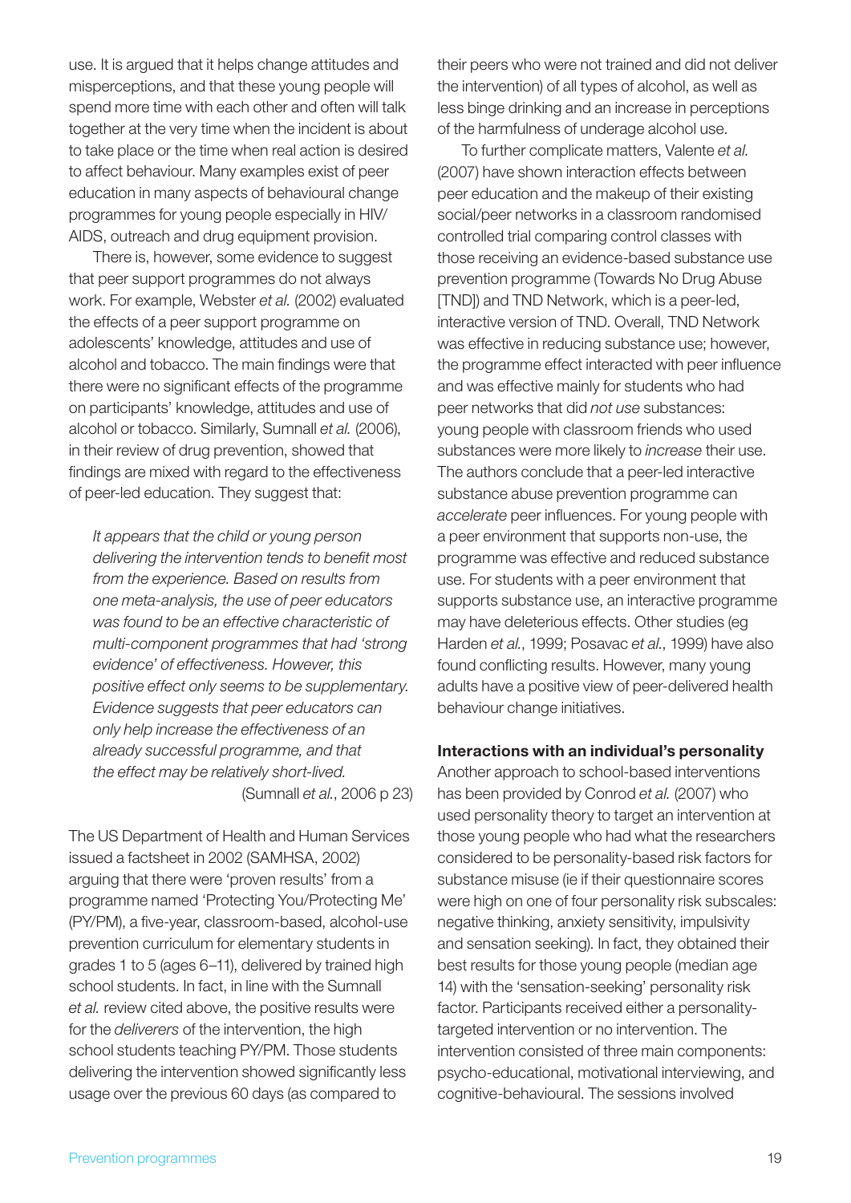use. It is argued that it helps change attitudes and misperceptions, and that these young people will spend more time with each other and often will talk together at the very time when the incident is about to take place or the time when real action is desired to affect behaviour. Many examples exist of peer education in many aspects of behavioural change programmes for young people especially in HIV/AIDS, outreach and drug equipment provision.

There is, however, some evidence to suggest that peer support programmes do not always work. For example, Webster *et al.* (2002) evaluated the effects of a peer support programme on adolescents' knowledge, attitudes and use of alcohol and tobacco. The main findings were that there were no significant effects of the programme on participants' knowledge, attitudes and use of alcohol or tobacco. Similarly, Sumnall *et al.* (2006), in their review of drug prevention, showed that findings are mixed with regard to the effectiveness of peer-led education. They suggest that:

> *It appears that the child or young person delivering the intervention tends to benefit most from the experience. Based on results from one meta-analysis, the use of peer educators was found to be an effective characteristic of multi-component programmes that had 'strong evidence' of effectiveness. However, this positive effect only seems to be supplementary. Evidence suggests that peer educators can only help increase the effectiveness of an already successful programme, and that the effect may be relatively short-lived.*
> (Sumnall *et al.*, 2006 p 23)

The US Department of Health and Human Services issued a factsheet in 2002 (SAMHSA, 2002) arguing that there were 'proven results' from a programme named 'Protecting You/Protecting Me' (PY/PM), a five-year, classroom-based, alcohol-use prevention curriculum for elementary students in grades 1 to 5 (ages 6–11), delivered by trained high school students. In fact, in line with the Sumnall *et al.* review cited above, the positive results were for the *deliverers* of the intervention, the high school students teaching PY/PM. Those students delivering the intervention showed significantly less usage over the previous 60 days (as compared to their peers who were not trained and did not deliver the intervention) of all types of alcohol, as well as less binge drinking and an increase in perceptions of the harmfulness of underage alcohol use.

To further complicate matters, Valente *et al.* (2007) have shown interaction effects between peer education and the makeup of their existing social/peer networks in a classroom randomised controlled trial comparing control classes with those receiving an evidence-based substance use prevention programme (Towards No Drug Abuse [TND]) and TND Network, which is a peer-led, interactive version of TND. Overall, TND Network was effective in reducing substance use; however, the programme effect interacted with peer influence and was effective mainly for students who had peer networks that did *not use* substances: young people with classroom friends who used substances were more likely to *increase* their use. The authors conclude that a peer-led interactive substance abuse prevention programme can *accelerate* peer influences. For young people with a peer environment that supports non-use, the programme was effective and reduced substance use. For students with a peer environment that supports substance use, an interactive programme may have deleterious effects. Other studies (eg Harden *et al.*, 1999; Posavac *et al.*, 1999) have also found conflicting results. However, many young adults have a positive view of peer-delivered health behaviour change initiatives.

**Interactions with an individual's personality**

Another approach to school-based interventions has been provided by Conrod *et al.* (2007) who used personality theory to target an intervention at those young people who had what the researchers considered to be personality-based risk factors for substance misuse (ie if their questionnaire scores were high on one of four personality risk subscales: negative thinking, anxiety sensitivity, impulsivity and sensation seeking). In fact, they obtained their best results for those young people (median age 14) with the 'sensation-seeking' personality risk factor. Participants received either a personality-targeted intervention or no intervention. The intervention consisted of three main components: psycho-educational, motivational interviewing, and cognitive-behavioural. The sessions involved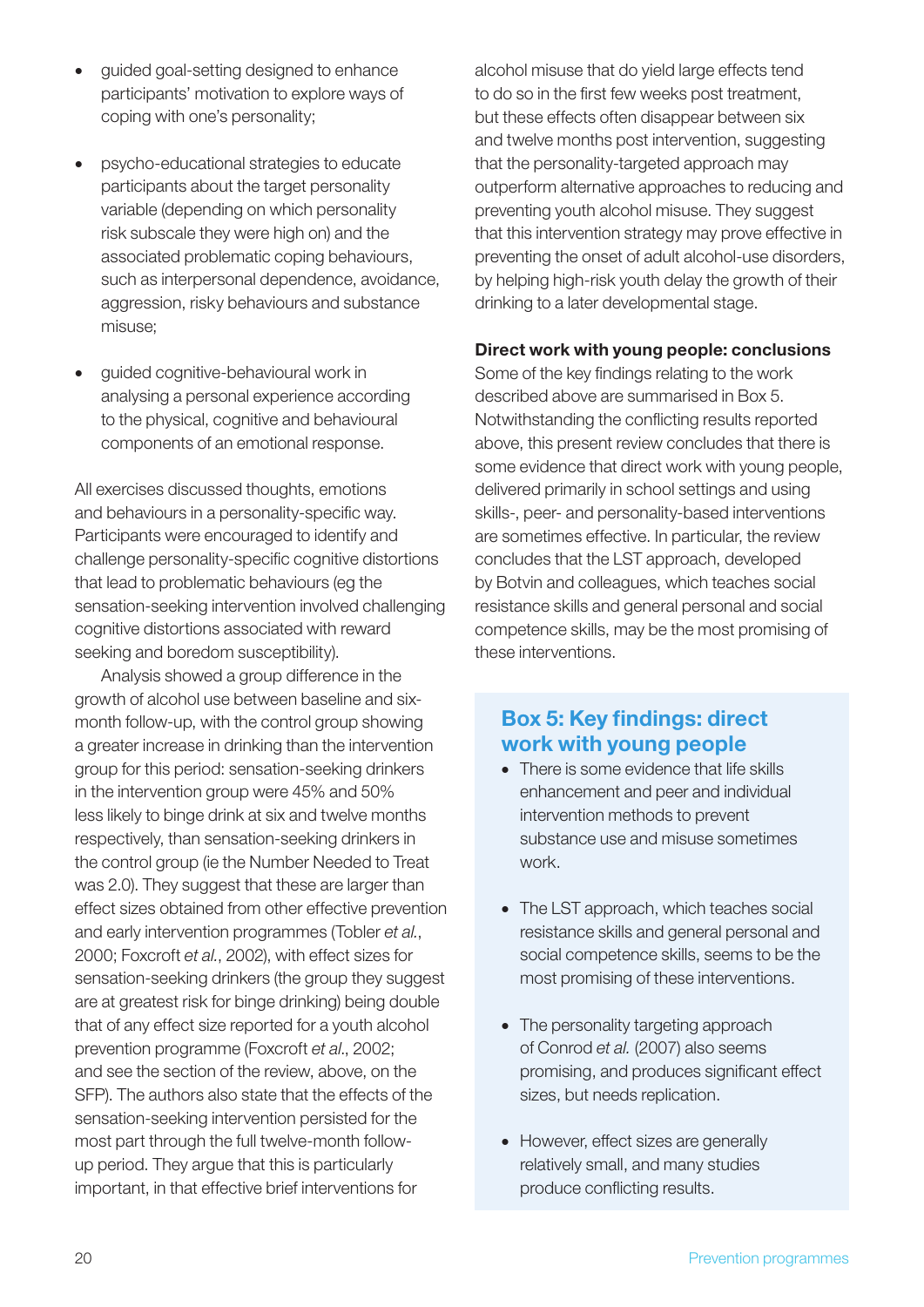- guided goal-setting designed to enhance participants' motivation to explore ways of coping with one's personality;

- psycho-educational strategies to educate participants about the target personality variable (depending on which personality risk subscale they were high on) and the associated problematic coping behaviours, such as interpersonal dependence, avoidance, aggression, risky behaviours and substance misuse;

- guided cognitive-behavioural work in analysing a personal experience according to the physical, cognitive and behavioural components of an emotional response.

All exercises discussed thoughts, emotions and behaviours in a personality-specific way. Participants were encouraged to identify and challenge personality-specific cognitive distortions that lead to problematic behaviours (eg the sensation-seeking intervention involved challenging cognitive distortions associated with reward seeking and boredom susceptibility).

Analysis showed a group difference in the growth of alcohol use between baseline and six-month follow-up, with the control group showing a greater increase in drinking than the intervention group for this period: sensation-seeking drinkers in the intervention group were 45% and 50% less likely to binge drink at six and twelve months respectively, than sensation-seeking drinkers in the control group (ie the Number Needed to Treat was 2.0). They suggest that these are larger than effect sizes obtained from other effective prevention and early intervention programmes (Tobler *et al.*, 2000; Foxcroft *et al.*, 2002), with effect sizes for sensation-seeking drinkers (the group they suggest are at greatest risk for binge drinking) being double that of any effect size reported for a youth alcohol prevention programme (Foxcroft *et al.*, 2002; and see the section of the review, above, on the SFP). The authors also state that the effects of the sensation-seeking intervention persisted for the most part through the full twelve-month follow-up period. They argue that this is particularly important, in that effective brief interventions for alcohol misuse that do yield large effects tend to do so in the first few weeks post treatment, but these effects often disappear between six and twelve months post intervention, suggesting that the personality-targeted approach may outperform alternative approaches to reducing and preventing youth alcohol misuse. They suggest that this intervention strategy may prove effective in preventing the onset of adult alcohol-use disorders, by helping high-risk youth delay the growth of their drinking to a later developmental stage.

**Direct work with young people: conclusions**

Some of the key findings relating to the work described above are summarised in Box 5. Notwithstanding the conflicting results reported above, this present review concludes that there is some evidence that direct work with young people, delivered primarily in school settings and using skills-, peer- and personality-based interventions are sometimes effective. In particular, the review concludes that the LST approach, developed by Botvin and colleagues, which teaches social resistance skills and general personal and social competence skills, may be the most promising of these interventions.

## Box 5: Key findings: direct work with young people

- There is some evidence that life skills enhancement and peer and individual intervention methods to prevent substance use and misuse sometimes work.

- The LST approach, which teaches social resistance skills and general personal and social competence skills, seems to be the most promising of these interventions.

- The personality targeting approach of Conrod *et al.* (2007) also seems promising, and produces significant effect sizes, but needs replication.

- However, effect sizes are generally relatively small, and many studies produce conflicting results.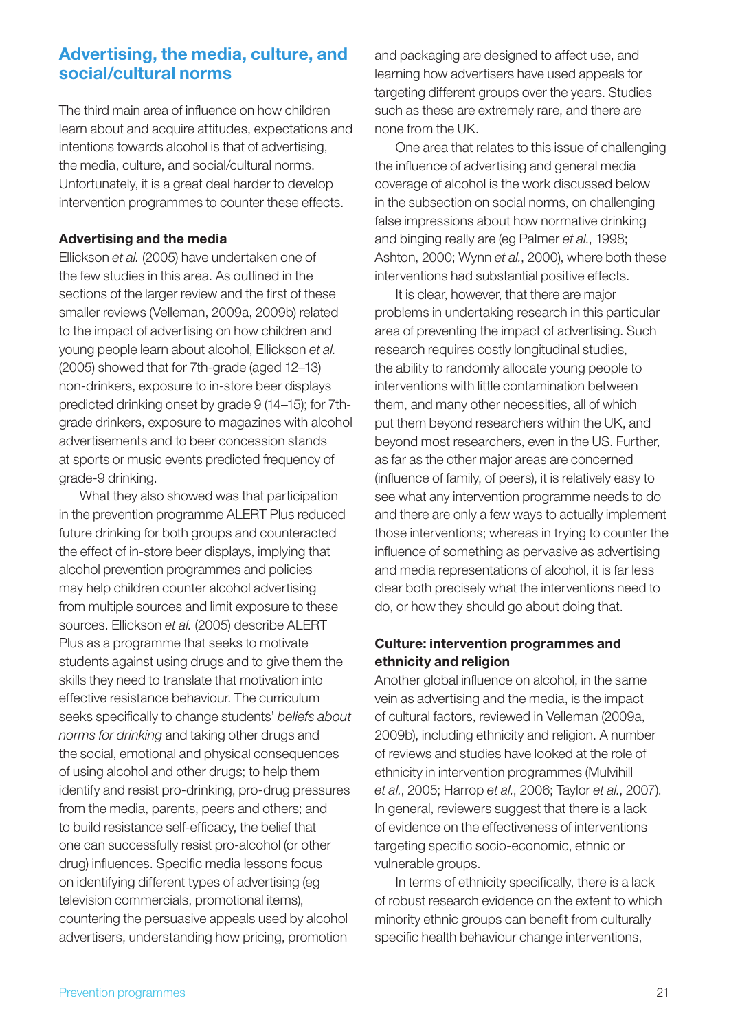## Advertising, the media, culture, and social/cultural norms

The third main area of influence on how children learn about and acquire attitudes, expectations and intentions towards alcohol is that of advertising, the media, culture, and social/cultural norms. Unfortunately, it is a great deal harder to develop intervention programmes to counter these effects.

### Advertising and the media

Ellickson *et al.* (2005) have undertaken one of the few studies in this area. As outlined in the sections of the larger review and the first of these smaller reviews (Velleman, 2009a, 2009b) related to the impact of advertising on how children and young people learn about alcohol, Ellickson *et al.* (2005) showed that for 7th-grade (aged 12–13) non-drinkers, exposure to in-store beer displays predicted drinking onset by grade 9 (14–15); for 7th-grade drinkers, exposure to magazines with alcohol advertisements and to beer concession stands at sports or music events predicted frequency of grade-9 drinking.

What they also showed was that participation in the prevention programme ALERT Plus reduced future drinking for both groups and counteracted the effect of in-store beer displays, implying that alcohol prevention programmes and policies may help children counter alcohol advertising from multiple sources and limit exposure to these sources. Ellickson *et al.* (2005) describe ALERT Plus as a programme that seeks to motivate students against using drugs and to give them the skills they need to translate that motivation into effective resistance behaviour. The curriculum seeks specifically to change students' *beliefs about norms for drinking* and taking other drugs and the social, emotional and physical consequences of using alcohol and other drugs; to help them identify and resist pro-drinking, pro-drug pressures from the media, parents, peers and others; and to build resistance self-efficacy, the belief that one can successfully resist pro-alcohol (or other drug) influences. Specific media lessons focus on identifying different types of advertising (eg television commercials, promotional items), countering the persuasive appeals used by alcohol advertisers, understanding how pricing, promotion and packaging are designed to affect use, and learning how advertisers have used appeals for targeting different groups over the years. Studies such as these are extremely rare, and there are none from the UK.

One area that relates to this issue of challenging the influence of advertising and general media coverage of alcohol is the work discussed below in the subsection on social norms, on challenging false impressions about how normative drinking and binging really are (eg Palmer *et al.*, 1998; Ashton, 2000; Wynn *et al.*, 2000), where both these interventions had substantial positive effects.

It is clear, however, that there are major problems in undertaking research in this particular area of preventing the impact of advertising. Such research requires costly longitudinal studies, the ability to randomly allocate young people to interventions with little contamination between them, and many other necessities, all of which put them beyond researchers within the UK, and beyond most researchers, even in the US. Further, as far as the other major areas are concerned (influence of family, of peers), it is relatively easy to see what any intervention programme needs to do and there are only a few ways to actually implement those interventions; whereas in trying to counter the influence of something as pervasive as advertising and media representations of alcohol, it is far less clear both precisely what the interventions need to do, or how they should go about doing that.

### Culture: intervention programmes and ethnicity and religion

Another global influence on alcohol, in the same vein as advertising and the media, is the impact of cultural factors, reviewed in Velleman (2009a, 2009b), including ethnicity and religion. A number of reviews and studies have looked at the role of ethnicity in intervention programmes (Mulvihill *et al.*, 2005; Harrop *et al.*, 2006; Taylor *et al.*, 2007). In general, reviewers suggest that there is a lack of evidence on the effectiveness of interventions targeting specific socio-economic, ethnic or vulnerable groups.

In terms of ethnicity specifically, there is a lack of robust research evidence on the extent to which minority ethnic groups can benefit from culturally specific health behaviour change interventions,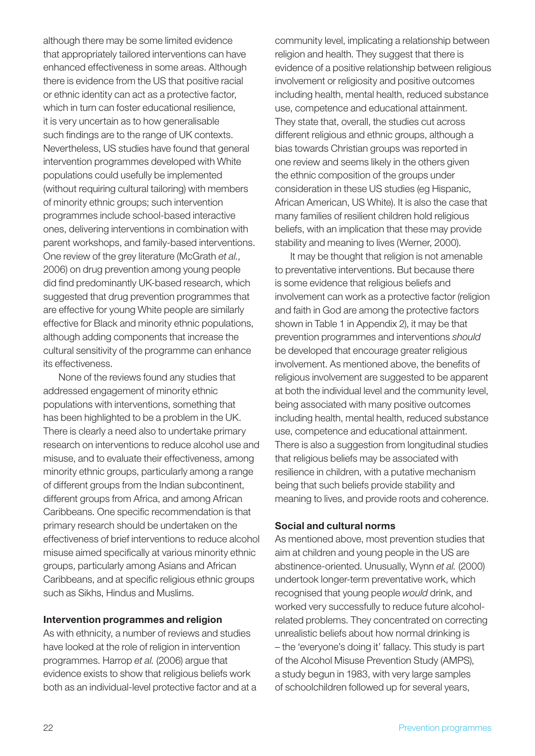although there may be some limited evidence that appropriately tailored interventions can have enhanced effectiveness in some areas. Although there is evidence from the US that positive racial or ethnic identity can act as a protective factor, which in turn can foster educational resilience, it is very uncertain as to how generalisable such findings are to the range of UK contexts. Nevertheless, US studies have found that general intervention programmes developed with White populations could usefully be implemented (without requiring cultural tailoring) with members of minority ethnic groups; such intervention programmes include school-based interactive ones, delivering interventions in combination with parent workshops, and family-based interventions. One review of the grey literature (McGrath *et al.*, 2006) on drug prevention among young people did find predominantly UK-based research, which suggested that drug prevention programmes that are effective for young White people are similarly effective for Black and minority ethnic populations, although adding components that increase the cultural sensitivity of the programme can enhance its effectiveness.

None of the reviews found any studies that addressed engagement of minority ethnic populations with interventions, something that has been highlighted to be a problem in the UK. There is clearly a need also to undertake primary research on interventions to reduce alcohol use and misuse, and to evaluate their effectiveness, among minority ethnic groups, particularly among a range of different groups from the Indian subcontinent, different groups from Africa, and among African Caribbeans. One specific recommendation is that primary research should be undertaken on the effectiveness of brief interventions to reduce alcohol misuse aimed specifically at various minority ethnic groups, particularly among Asians and African Caribbeans, and at specific religious ethnic groups such as Sikhs, Hindus and Muslims.

### Intervention programmes and religion

As with ethnicity, a number of reviews and studies have looked at the role of religion in intervention programmes. Harrop *et al.* (2006) argue that evidence exists to show that religious beliefs work both as an individual-level protective factor and at a community level, implicating a relationship between religion and health. They suggest that there is evidence of a positive relationship between religious involvement or religiosity and positive outcomes including health, mental health, reduced substance use, competence and educational attainment. They state that, overall, the studies cut across different religious and ethnic groups, although a bias towards Christian groups was reported in one review and seems likely in the others given the ethnic composition of the groups under consideration in these US studies (eg Hispanic, African American, US White). It is also the case that many families of resilient children hold religious beliefs, with an implication that these may provide stability and meaning to lives (Werner, 2000).

It may be thought that religion is not amenable to preventative interventions. But because there is some evidence that religious beliefs and involvement can work as a protective factor (religion and faith in God are among the protective factors shown in Table 1 in Appendix 2), it may be that prevention programmes and interventions *should* be developed that encourage greater religious involvement. As mentioned above, the benefits of religious involvement are suggested to be apparent at both the individual level and the community level, being associated with many positive outcomes including health, mental health, reduced substance use, competence and educational attainment. There is also a suggestion from longitudinal studies that religious beliefs may be associated with resilience in children, with a putative mechanism being that such beliefs provide stability and meaning to lives, and provide roots and coherence.

### Social and cultural norms

As mentioned above, most prevention studies that aim at children and young people in the US are abstinence-oriented. Unusually, Wynn *et al.* (2000) undertook longer-term preventative work, which recognised that young people *would* drink, and worked very successfully to reduce future alcohol-related problems. They concentrated on correcting unrealistic beliefs about how normal drinking is – the 'everyone's doing it' fallacy. This study is part of the Alcohol Misuse Prevention Study (AMPS), a study begun in 1983, with very large samples of schoolchildren followed up for several years,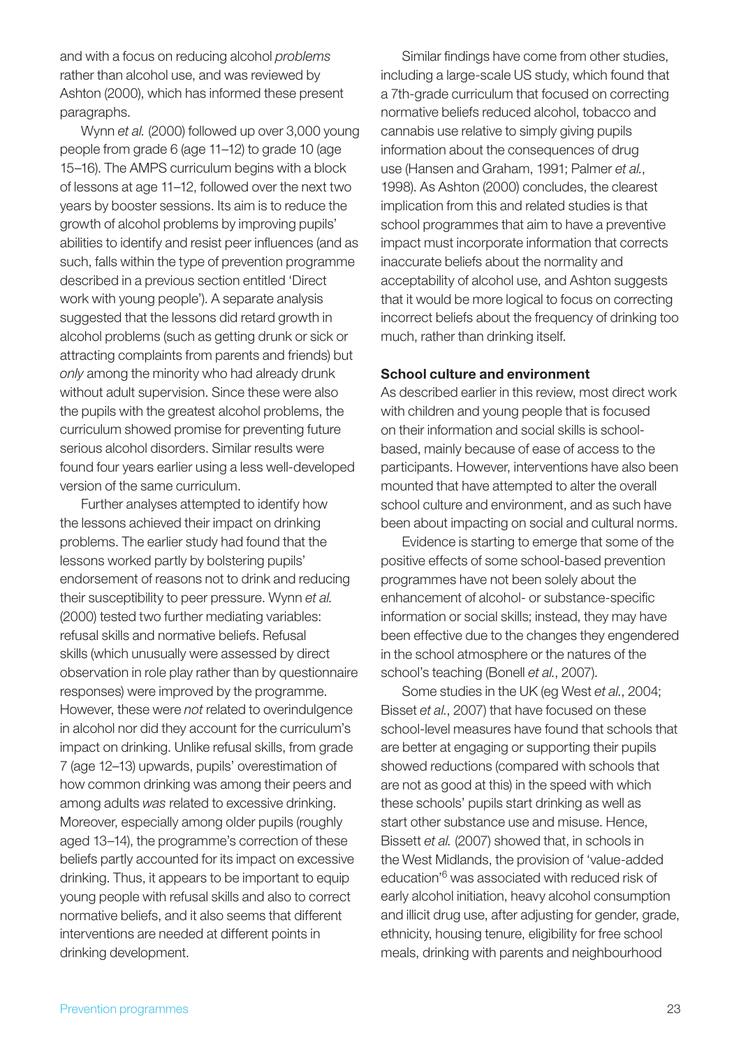and with a focus on reducing alcohol *problems* rather than alcohol use, and was reviewed by Ashton (2000), which has informed these present paragraphs.

Wynn *et al.* (2000) followed up over 3,000 young people from grade 6 (age 11–12) to grade 10 (age 15–16). The AMPS curriculum begins with a block of lessons at age 11–12, followed over the next two years by booster sessions. Its aim is to reduce the growth of alcohol problems by improving pupils' abilities to identify and resist peer influences (and as such, falls within the type of prevention programme described in a previous section entitled 'Direct work with young people'). A separate analysis suggested that the lessons did retard growth in alcohol problems (such as getting drunk or sick or attracting complaints from parents and friends) but *only* among the minority who had already drunk without adult supervision. Since these were also the pupils with the greatest alcohol problems, the curriculum showed promise for preventing future serious alcohol disorders. Similar results were found four years earlier using a less well-developed version of the same curriculum.

Further analyses attempted to identify how the lessons achieved their impact on drinking problems. The earlier study had found that the lessons worked partly by bolstering pupils' endorsement of reasons not to drink and reducing their susceptibility to peer pressure. Wynn *et al.* (2000) tested two further mediating variables: refusal skills and normative beliefs. Refusal skills (which unusually were assessed by direct observation in role play rather than by questionnaire responses) were improved by the programme. However, these were *not* related to overindulgence in alcohol nor did they account for the curriculum's impact on drinking. Unlike refusal skills, from grade 7 (age 12–13) upwards, pupils' overestimation of how common drinking was among their peers and among adults *was* related to excessive drinking. Moreover, especially among older pupils (roughly aged 13–14), the programme's correction of these beliefs partly accounted for its impact on excessive drinking. Thus, it appears to be important to equip young people with refusal skills and also to correct normative beliefs, and it also seems that different interventions are needed at different points in drinking development.

Similar findings have come from other studies, including a large-scale US study, which found that a 7th-grade curriculum that focused on correcting normative beliefs reduced alcohol, tobacco and cannabis use relative to simply giving pupils information about the consequences of drug use (Hansen and Graham, 1991; Palmer *et al.*, 1998). As Ashton (2000) concludes, the clearest implication from this and related studies is that school programmes that aim to have a preventive impact must incorporate information that corrects inaccurate beliefs about the normality and acceptability of alcohol use, and Ashton suggests that it would be more logical to focus on correcting incorrect beliefs about the frequency of drinking too much, rather than drinking itself.

**School culture and environment**

As described earlier in this review, most direct work with children and young people that is focused on their information and social skills is school-based, mainly because of ease of access to the participants. However, interventions have also been mounted that have attempted to alter the overall school culture and environment, and as such have been about impacting on social and cultural norms.

Evidence is starting to emerge that some of the positive effects of some school-based prevention programmes have not been solely about the enhancement of alcohol- or substance-specific information or social skills; instead, they may have been effective due to the changes they engendered in the school atmosphere or the natures of the school's teaching (Bonell *et al.*, 2007).

Some studies in the UK (eg West *et al.*, 2004; Bisset *et al.*, 2007) that have focused on these school-level measures have found that schools that are better at engaging or supporting their pupils showed reductions (compared with schools that are not as good at this) in the speed with which these schools' pupils start drinking as well as start other substance use and misuse. Hence, Bissett *et al.* (2007) showed that, in schools in the West Midlands, the provision of 'value-added education'[6] was associated with reduced risk of early alcohol initiation, heavy alcohol consumption and illicit drug use, after adjusting for gender, grade, ethnicity, housing tenure, eligibility for free school meals, drinking with parents and neighbourhood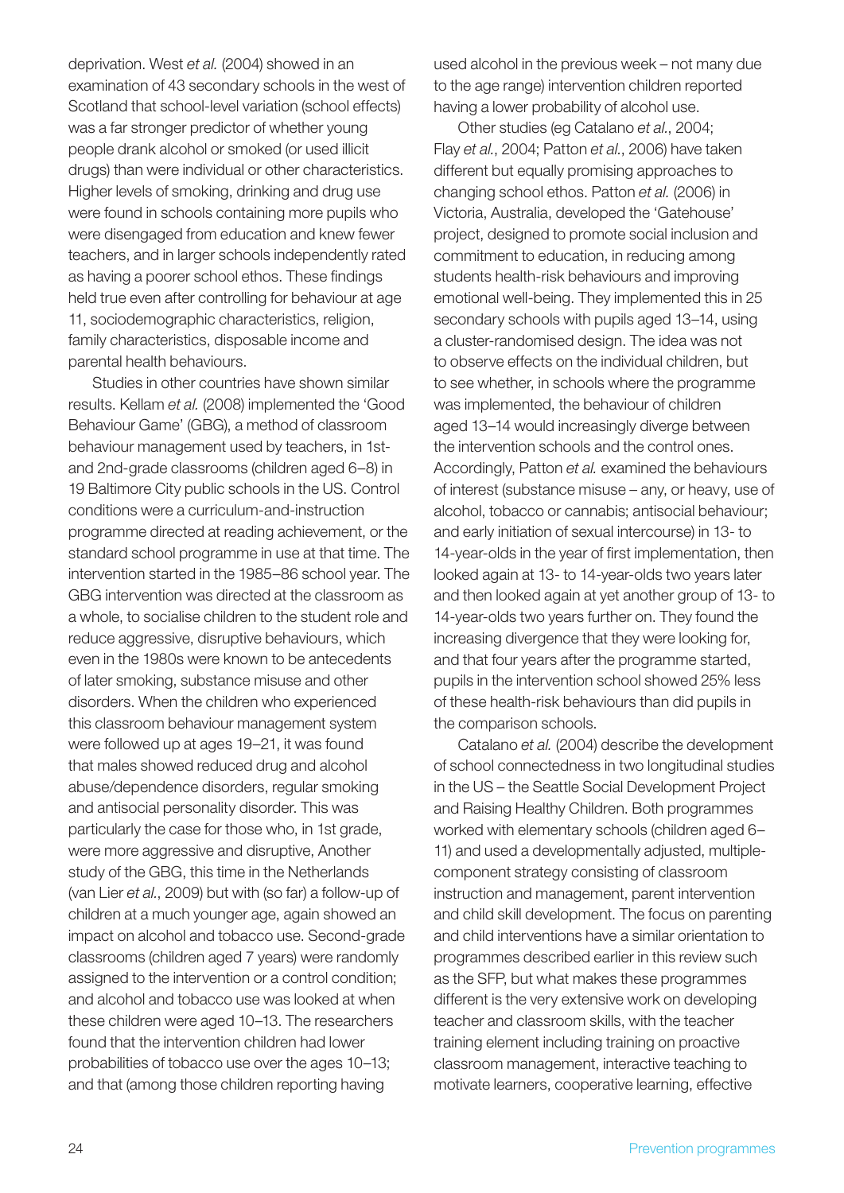deprivation. West *et al.* (2004) showed in an examination of 43 secondary schools in the west of Scotland that school-level variation (school effects) was a far stronger predictor of whether young people drank alcohol or smoked (or used illicit drugs) than were individual or other characteristics. Higher levels of smoking, drinking and drug use were found in schools containing more pupils who were disengaged from education and knew fewer teachers, and in larger schools independently rated as having a poorer school ethos. These findings held true even after controlling for behaviour at age 11, sociodemographic characteristics, religion, family characteristics, disposable income and parental health behaviours.

Studies in other countries have shown similar results. Kellam *et al.* (2008) implemented the 'Good Behaviour Game' (GBG), a method of classroom behaviour management used by teachers, in 1st- and 2nd-grade classrooms (children aged 6–8) in 19 Baltimore City public schools in the US. Control conditions were a curriculum-and-instruction programme directed at reading achievement, or the standard school programme in use at that time. The intervention started in the 1985–86 school year. The GBG intervention was directed at the classroom as a whole, to socialise children to the student role and reduce aggressive, disruptive behaviours, which even in the 1980s were known to be antecedents of later smoking, substance misuse and other disorders. When the children who experienced this classroom behaviour management system were followed up at ages 19–21, it was found that males showed reduced drug and alcohol abuse/dependence disorders, regular smoking and antisocial personality disorder. This was particularly the case for those who, in 1st grade, were more aggressive and disruptive, Another study of the GBG, this time in the Netherlands (van Lier *et al.*, 2009) but with (so far) a follow-up of children at a much younger age, again showed an impact on alcohol and tobacco use. Second-grade classrooms (children aged 7 years) were randomly assigned to the intervention or a control condition; and alcohol and tobacco use was looked at when these children were aged 10–13. The researchers found that the intervention children had lower probabilities of tobacco use over the ages 10–13; and that (among those children reporting having used alcohol in the previous week – not many due to the age range) intervention children reported having a lower probability of alcohol use.

Other studies (eg Catalano *et al.*, 2004; Flay *et al.*, 2004; Patton *et al.*, 2006) have taken different but equally promising approaches to changing school ethos. Patton *et al.* (2006) in Victoria, Australia, developed the 'Gatehouse' project, designed to promote social inclusion and commitment to education, in reducing among students health-risk behaviours and improving emotional well-being. They implemented this in 25 secondary schools with pupils aged 13–14, using a cluster-randomised design. The idea was not to observe effects on the individual children, but to see whether, in schools where the programme was implemented, the behaviour of children aged 13–14 would increasingly diverge between the intervention schools and the control ones. Accordingly, Patton *et al.* examined the behaviours of interest (substance misuse – any, or heavy, use of alcohol, tobacco or cannabis; antisocial behaviour; and early initiation of sexual intercourse) in 13- to 14-year-olds in the year of first implementation, then looked again at 13- to 14-year-olds two years later and then looked again at yet another group of 13- to 14-year-olds two years further on. They found the increasing divergence that they were looking for, and that four years after the programme started, pupils in the intervention school showed 25% less of these health-risk behaviours than did pupils in the comparison schools.

Catalano *et al.* (2004) describe the development of school connectedness in two longitudinal studies in the US – the Seattle Social Development Project and Raising Healthy Children. Both programmes worked with elementary schools (children aged 6–11) and used a developmentally adjusted, multiple-component strategy consisting of classroom instruction and management, parent intervention and child skill development. The focus on parenting and child interventions have a similar orientation to programmes described earlier in this review such as the SFP, but what makes these programmes different is the very extensive work on developing teacher and classroom skills, with the teacher training element including training on proactive classroom management, interactive teaching to motivate learners, cooperative learning, effective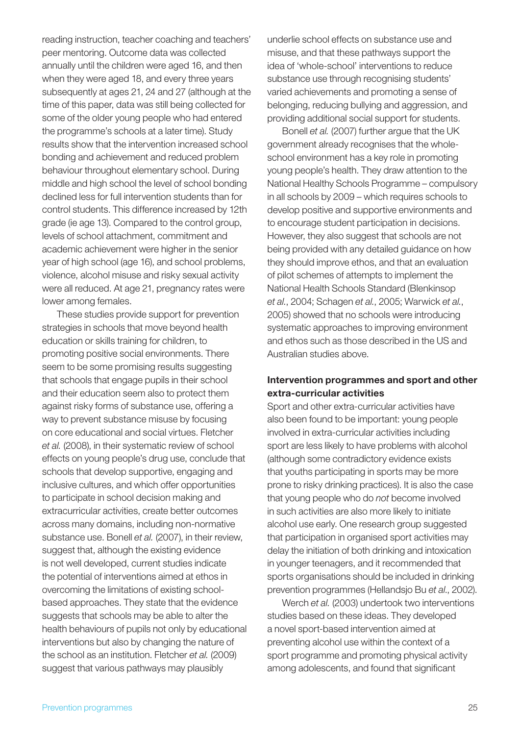reading instruction, teacher coaching and teachers' peer mentoring. Outcome data was collected annually until the children were aged 16, and then when they were aged 18, and every three years subsequently at ages 21, 24 and 27 (although at the time of this paper, data was still being collected for some of the older young people who had entered the programme's schools at a later time). Study results show that the intervention increased school bonding and achievement and reduced problem behaviour throughout elementary school. During middle and high school the level of school bonding declined less for full intervention students than for control students. This difference increased by 12th grade (ie age 13). Compared to the control group, levels of school attachment, commitment and academic achievement were higher in the senior year of high school (age 16), and school problems, violence, alcohol misuse and risky sexual activity were all reduced. At age 21, pregnancy rates were lower among females.

These studies provide support for prevention strategies in schools that move beyond health education or skills training for children, to promoting positive social environments. There seem to be some promising results suggesting that schools that engage pupils in their school and their education seem also to protect them against risky forms of substance use, offering a way to prevent substance misuse by focusing on core educational and social virtues. Fletcher *et al.* (2008), in their systematic review of school effects on young people's drug use, conclude that schools that develop supportive, engaging and inclusive cultures, and which offer opportunities to participate in school decision making and extracurricular activities, create better outcomes across many domains, including non-normative substance use. Bonell *et al.* (2007), in their review, suggest that, although the existing evidence is not well developed, current studies indicate the potential of interventions aimed at ethos in overcoming the limitations of existing school-based approaches. They state that the evidence suggests that schools may be able to alter the health behaviours of pupils not only by educational interventions but also by changing the nature of the school as an institution. Fletcher *et al.* (2009) suggest that various pathways may plausibly underlie school effects on substance use and misuse, and that these pathways support the idea of 'whole-school' interventions to reduce substance use through recognising students' varied achievements and promoting a sense of belonging, reducing bullying and aggression, and providing additional social support for students.

Bonell *et al.* (2007) further argue that the UK government already recognises that the whole-school environment has a key role in promoting young people's health. They draw attention to the National Healthy Schools Programme – compulsory in all schools by 2009 – which requires schools to develop positive and supportive environments and to encourage student participation in decisions. However, they also suggest that schools are not being provided with any detailed guidance on how they should improve ethos, and that an evaluation of pilot schemes of attempts to implement the National Health Schools Standard (Blenkinsop *et al.*, 2004; Schagen *et al.*, 2005; Warwick *et al.*, 2005) showed that no schools were introducing systematic approaches to improving environment and ethos such as those described in the US and Australian studies above.

### Intervention programmes and sport and other extra-curricular activities

Sport and other extra-curricular activities have also been found to be important: young people involved in extra-curricular activities including sport are less likely to have problems with alcohol (although some contradictory evidence exists that youths participating in sports may be more prone to risky drinking practices). It is also the case that young people who do *not* become involved in such activities are also more likely to initiate alcohol use early. One research group suggested that participation in organised sport activities may delay the initiation of both drinking and intoxication in younger teenagers, and it recommended that sports organisations should be included in drinking prevention programmes (Hellandsjo Bu *et al.*, 2002).

Werch *et al.* (2003) undertook two interventions studies based on these ideas. They developed a novel sport-based intervention aimed at preventing alcohol use within the context of a sport programme and promoting physical activity among adolescents, and found that significant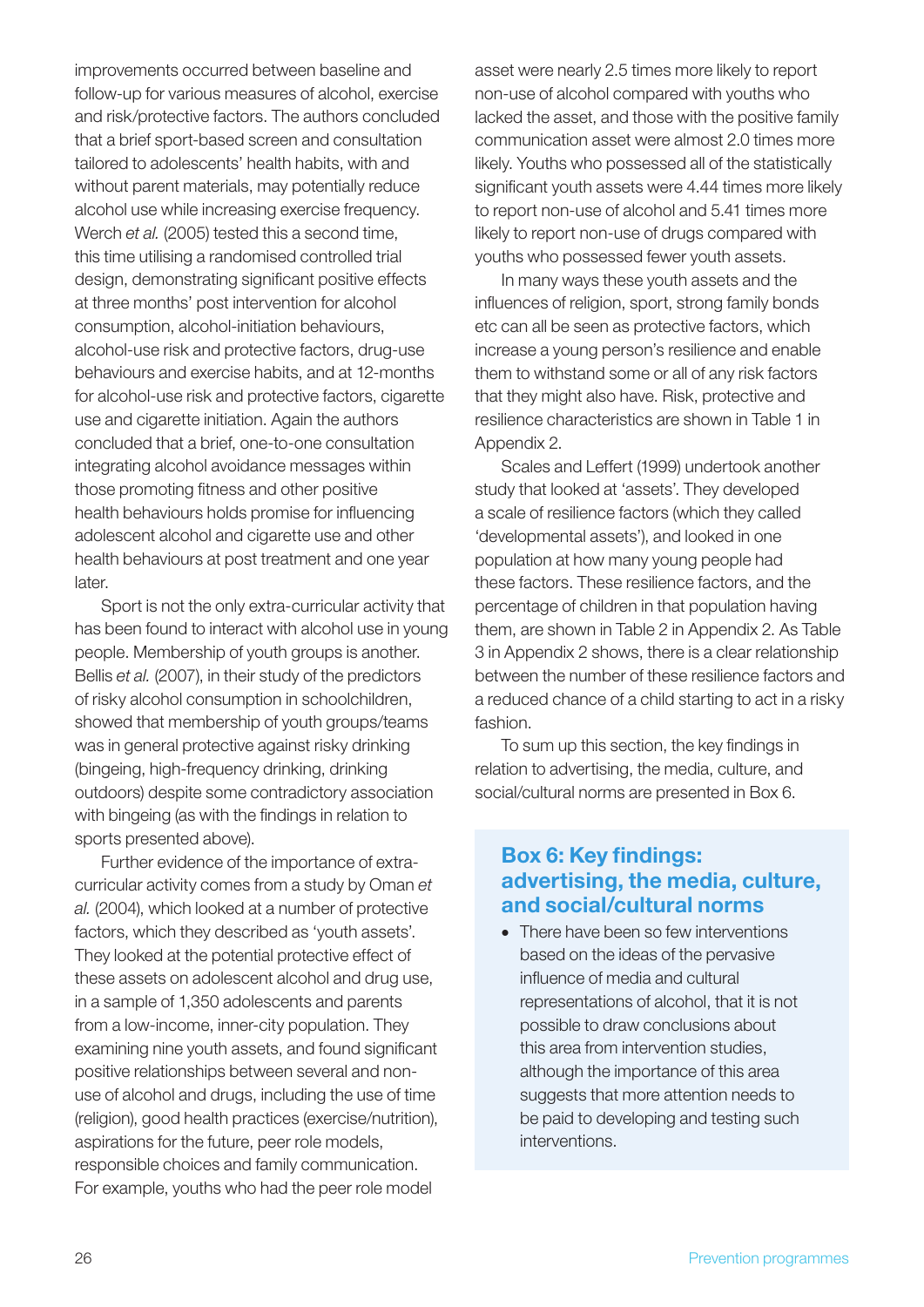improvements occurred between baseline and follow-up for various measures of alcohol, exercise and risk/protective factors. The authors concluded that a brief sport-based screen and consultation tailored to adolescents' health habits, with and without parent materials, may potentially reduce alcohol use while increasing exercise frequency. Werch *et al.* (2005) tested this a second time, this time utilising a randomised controlled trial design, demonstrating significant positive effects at three months' post intervention for alcohol consumption, alcohol-initiation behaviours, alcohol-use risk and protective factors, drug-use behaviours and exercise habits, and at 12-months for alcohol-use risk and protective factors, cigarette use and cigarette initiation. Again the authors concluded that a brief, one-to-one consultation integrating alcohol avoidance messages within those promoting fitness and other positive health behaviours holds promise for influencing adolescent alcohol and cigarette use and other health behaviours at post treatment and one year later.

Sport is not the only extra-curricular activity that has been found to interact with alcohol use in young people. Membership of youth groups is another. Bellis *et al.* (2007), in their study of the predictors of risky alcohol consumption in schoolchildren, showed that membership of youth groups/teams was in general protective against risky drinking (bingeing, high-frequency drinking, drinking outdoors) despite some contradictory association with bingeing (as with the findings in relation to sports presented above).

Further evidence of the importance of extra-curricular activity comes from a study by Oman *et al.* (2004), which looked at a number of protective factors, which they described as 'youth assets'. They looked at the potential protective effect of these assets on adolescent alcohol and drug use, in a sample of 1,350 adolescents and parents from a low-income, inner-city population. They examining nine youth assets, and found significant positive relationships between several and non-use of alcohol and drugs, including the use of time (religion), good health practices (exercise/nutrition), aspirations for the future, peer role models, responsible choices and family communication. For example, youths who had the peer role model asset were nearly 2.5 times more likely to report non-use of alcohol compared with youths who lacked the asset, and those with the positive family communication asset were almost 2.0 times more likely. Youths who possessed all of the statistically significant youth assets were 4.44 times more likely to report non-use of alcohol and 5.41 times more likely to report non-use of drugs compared with youths who possessed fewer youth assets.

In many ways these youth assets and the influences of religion, sport, strong family bonds etc can all be seen as protective factors, which increase a young person's resilience and enable them to withstand some or all of any risk factors that they might also have. Risk, protective and resilience characteristics are shown in Table 1 in Appendix 2.

Scales and Leffert (1999) undertook another study that looked at 'assets'. They developed a scale of resilience factors (which they called 'developmental assets'), and looked in one population at how many young people had these factors. These resilience factors, and the percentage of children in that population having them, are shown in Table 2 in Appendix 2. As Table 3 in Appendix 2 shows, there is a clear relationship between the number of these resilience factors and a reduced chance of a child starting to act in a risky fashion.

To sum up this section, the key findings in relation to advertising, the media, culture, and social/cultural norms are presented in Box 6.

## Box 6: Key findings: advertising, the media, culture, and social/cultural norms

- There have been so few interventions based on the ideas of the pervasive influence of media and cultural representations of alcohol, that it is not possible to draw conclusions about this area from intervention studies, although the importance of this area suggests that more attention needs to be paid to developing and testing such interventions.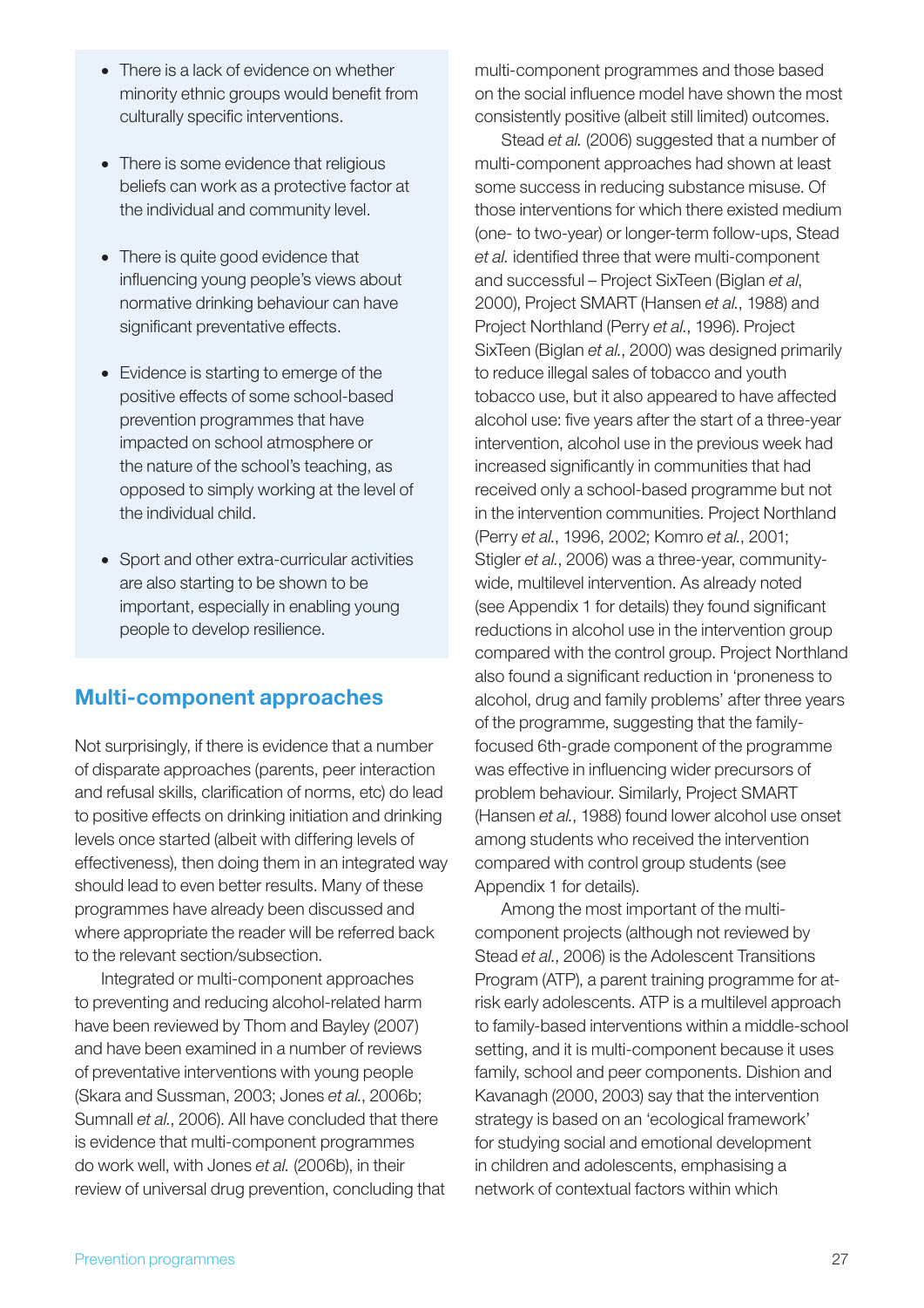- There is a lack of evidence on whether minority ethnic groups would benefit from culturally specific interventions.
- There is some evidence that religious beliefs can work as a protective factor at the individual and community level.
- There is quite good evidence that influencing young people's views about normative drinking behaviour can have significant preventative effects.
- Evidence is starting to emerge of the positive effects of some school-based prevention programmes that have impacted on school atmosphere or the nature of the school's teaching, as opposed to simply working at the level of the individual child.
- Sport and other extra-curricular activities are also starting to be shown to be important, especially in enabling young people to develop resilience.

## Multi-component approaches

Not surprisingly, if there is evidence that a number of disparate approaches (parents, peer interaction and refusal skills, clarification of norms, etc) do lead to positive effects on drinking initiation and drinking levels once started (albeit with differing levels of effectiveness), then doing them in an integrated way should lead to even better results. Many of these programmes have already been discussed and where appropriate the reader will be referred back to the relevant section/subsection.

Integrated or multi-component approaches to preventing and reducing alcohol-related harm have been reviewed by Thom and Bayley (2007) and have been examined in a number of reviews of preventative interventions with young people (Skara and Sussman, 2003; Jones *et al.*, 2006b; Sumnall *et al.*, 2006). All have concluded that there is evidence that multi-component programmes do work well, with Jones *et al.* (2006b), in their review of universal drug prevention, concluding that multi-component programmes and those based on the social influence model have shown the most consistently positive (albeit still limited) outcomes.

Stead *et al.* (2006) suggested that a number of multi-component approaches had shown at least some success in reducing substance misuse. Of those interventions for which there existed medium (one- to two-year) or longer-term follow-ups, Stead *et al.* identified three that were multi-component and successful – Project SixTeen (Biglan *et al*, 2000), Project SMART (Hansen *et al.*, 1988) and Project Northland (Perry *et al.*, 1996). Project SixTeen (Biglan *et al.*, 2000) was designed primarily to reduce illegal sales of tobacco and youth tobacco use, but it also appeared to have affected alcohol use: five years after the start of a three-year intervention, alcohol use in the previous week had increased significantly in communities that had received only a school-based programme but not in the intervention communities. Project Northland (Perry *et al.*, 1996, 2002; Komro *et al.*, 2001; Stigler *et al.*, 2006) was a three-year, community-wide, multilevel intervention. As already noted (see Appendix 1 for details) they found significant reductions in alcohol use in the intervention group compared with the control group. Project Northland also found a significant reduction in 'proneness to alcohol, drug and family problems' after three years of the programme, suggesting that the family-focused 6th-grade component of the programme was effective in influencing wider precursors of problem behaviour. Similarly, Project SMART (Hansen *et al.*, 1988) found lower alcohol use onset among students who received the intervention compared with control group students (see Appendix 1 for details).

Among the most important of the multi-component projects (although not reviewed by Stead *et al.*, 2006) is the Adolescent Transitions Program (ATP), a parent training programme for at-risk early adolescents. ATP is a multilevel approach to family-based interventions within a middle-school setting, and it is multi-component because it uses family, school and peer components. Dishion and Kavanagh (2000, 2003) say that the intervention strategy is based on an 'ecological framework' for studying social and emotional development in children and adolescents, emphasising a network of contextual factors within which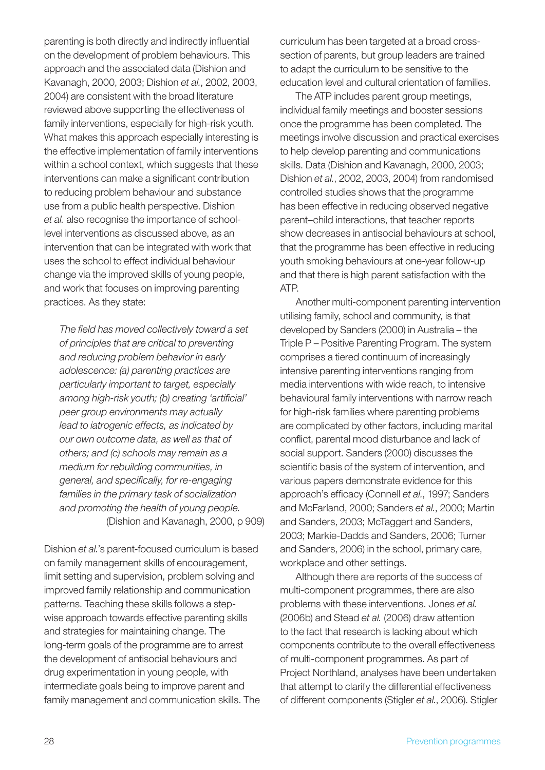parenting is both directly and indirectly influential on the development of problem behaviours. This approach and the associated data (Dishion and Kavanagh, 2000, 2003; Dishion *et al.*, 2002, 2003, 2004) are consistent with the broad literature reviewed above supporting the effectiveness of family interventions, especially for high-risk youth. What makes this approach especially interesting is the effective implementation of family interventions within a school context, which suggests that these interventions can make a significant contribution to reducing problem behaviour and substance use from a public health perspective. Dishion *et al.* also recognise the importance of school-level interventions as discussed above, as an intervention that can be integrated with work that uses the school to effect individual behaviour change via the improved skills of young people, and work that focuses on improving parenting practices. As they state:

> *The field has moved collectively toward a set of principles that are critical to preventing and reducing problem behavior in early adolescence: (a) parenting practices are particularly important to target, especially among high-risk youth; (b) creating 'artificial' peer group environments may actually lead to iatrogenic effects, as indicated by our own outcome data, as well as that of others; and (c) schools may remain as a medium for rebuilding communities, in general, and specifically, for re-engaging families in the primary task of socialization and promoting the health of young people.*
> (Dishion and Kavanagh, 2000, p 909)

Dishion *et al.*'s parent-focused curriculum is based on family management skills of encouragement, limit setting and supervision, problem solving and improved family relationship and communication patterns. Teaching these skills follows a step-wise approach towards effective parenting skills and strategies for maintaining change. The long-term goals of the programme are to arrest the development of antisocial behaviours and drug experimentation in young people, with intermediate goals being to improve parent and family management and communication skills. The curriculum has been targeted at a broad cross-section of parents, but group leaders are trained to adapt the curriculum to be sensitive to the education level and cultural orientation of families.

The ATP includes parent group meetings, individual family meetings and booster sessions once the programme has been completed. The meetings involve discussion and practical exercises to help develop parenting and communications skills. Data (Dishion and Kavanagh, 2000, 2003; Dishion *et al.*, 2002, 2003, 2004) from randomised controlled studies shows that the programme has been effective in reducing observed negative parent–child interactions, that teacher reports show decreases in antisocial behaviours at school, that the programme has been effective in reducing youth smoking behaviours at one-year follow-up and that there is high parent satisfaction with the ATP.

Another multi-component parenting intervention utilising family, school and community, is that developed by Sanders (2000) in Australia – the Triple P – Positive Parenting Program. The system comprises a tiered continuum of increasingly intensive parenting interventions ranging from media interventions with wide reach, to intensive behavioural family interventions with narrow reach for high-risk families where parenting problems are complicated by other factors, including marital conflict, parental mood disturbance and lack of social support. Sanders (2000) discusses the scientific basis of the system of intervention, and various papers demonstrate evidence for this approach's efficacy (Connell *et al.*, 1997; Sanders and McFarland, 2000; Sanders *et al.*, 2000; Martin and Sanders, 2003; McTaggert and Sanders, 2003; Markie-Dadds and Sanders, 2006; Turner and Sanders, 2006) in the school, primary care, workplace and other settings.

Although there are reports of the success of multi-component programmes, there are also problems with these interventions. Jones *et al.* (2006b) and Stead *et al.* (2006) draw attention to the fact that research is lacking about which components contribute to the overall effectiveness of multi-component programmes. As part of Project Northland, analyses have been undertaken that attempt to clarify the differential effectiveness of different components (Stigler *et al.*, 2006). Stigler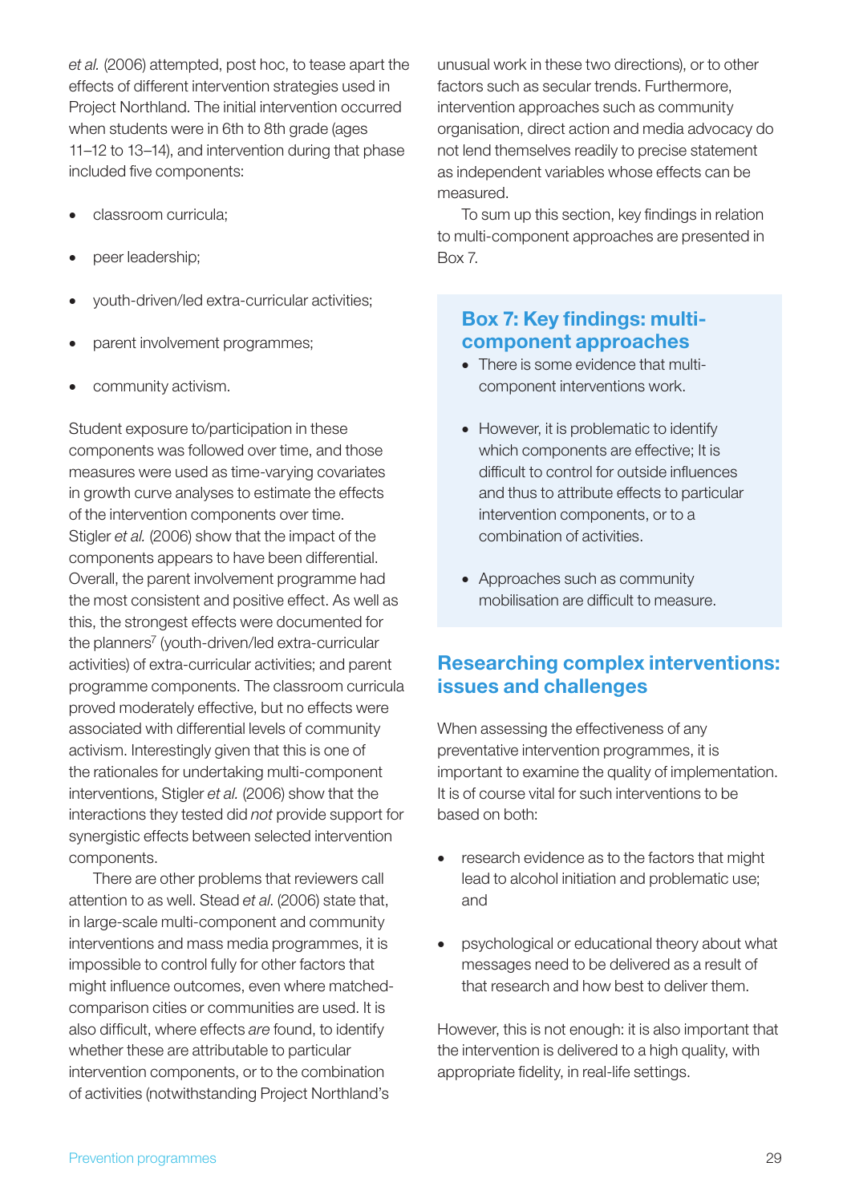*et al.* (2006) attempted, post hoc, to tease apart the effects of different intervention strategies used in Project Northland. The initial intervention occurred when students were in 6th to 8th grade (ages 11–12 to 13–14), and intervention during that phase included five components:

- classroom curricula;
- peer leadership;
- youth-driven/led extra-curricular activities;
- parent involvement programmes;
- community activism.

Student exposure to/participation in these components was followed over time, and those measures were used as time-varying covariates in growth curve analyses to estimate the effects of the intervention components over time. Stigler *et al.* (2006) show that the impact of the components appears to have been differential. Overall, the parent involvement programme had the most consistent and positive effect. As well as this, the strongest effects were documented for the planners[7] (youth-driven/led extra-curricular activities) of extra-curricular activities; and parent programme components. The classroom curricula proved moderately effective, but no effects were associated with differential levels of community activism. Interestingly given that this is one of the rationales for undertaking multi-component interventions, Stigler *et al.* (2006) show that the interactions they tested did *not* provide support for synergistic effects between selected intervention components.

There are other problems that reviewers call attention to as well. Stead *et al.* (2006) state that, in large-scale multi-component and community interventions and mass media programmes, it is impossible to control fully for other factors that might influence outcomes, even where matched-comparison cities or communities are used. It is also difficult, where effects *are* found, to identify whether these are attributable to particular intervention components, or to the combination of activities (notwithstanding Project Northland's unusual work in these two directions), or to other factors such as secular trends. Furthermore, intervention approaches such as community organisation, direct action and media advocacy do not lend themselves readily to precise statement as independent variables whose effects can be measured.

To sum up this section, key findings in relation to multi-component approaches are presented in Box 7.

> **Box 7: Key findings: multi-component approaches**
>
> - There is some evidence that multi-component interventions work.
> - However, it is problematic to identify which components are effective; It is difficult to control for outside influences and thus to attribute effects to particular intervention components, or to a combination of activities.
> - Approaches such as community mobilisation are difficult to measure.

## Researching complex interventions: issues and challenges

When assessing the effectiveness of any preventative intervention programmes, it is important to examine the quality of implementation. It is of course vital for such interventions to be based on both:

- research evidence as to the factors that might lead to alcohol initiation and problematic use; and
- psychological or educational theory about what messages need to be delivered as a result of that research and how best to deliver them.

However, this is not enough: it is also important that the intervention is delivered to a high quality, with appropriate fidelity, in real-life settings.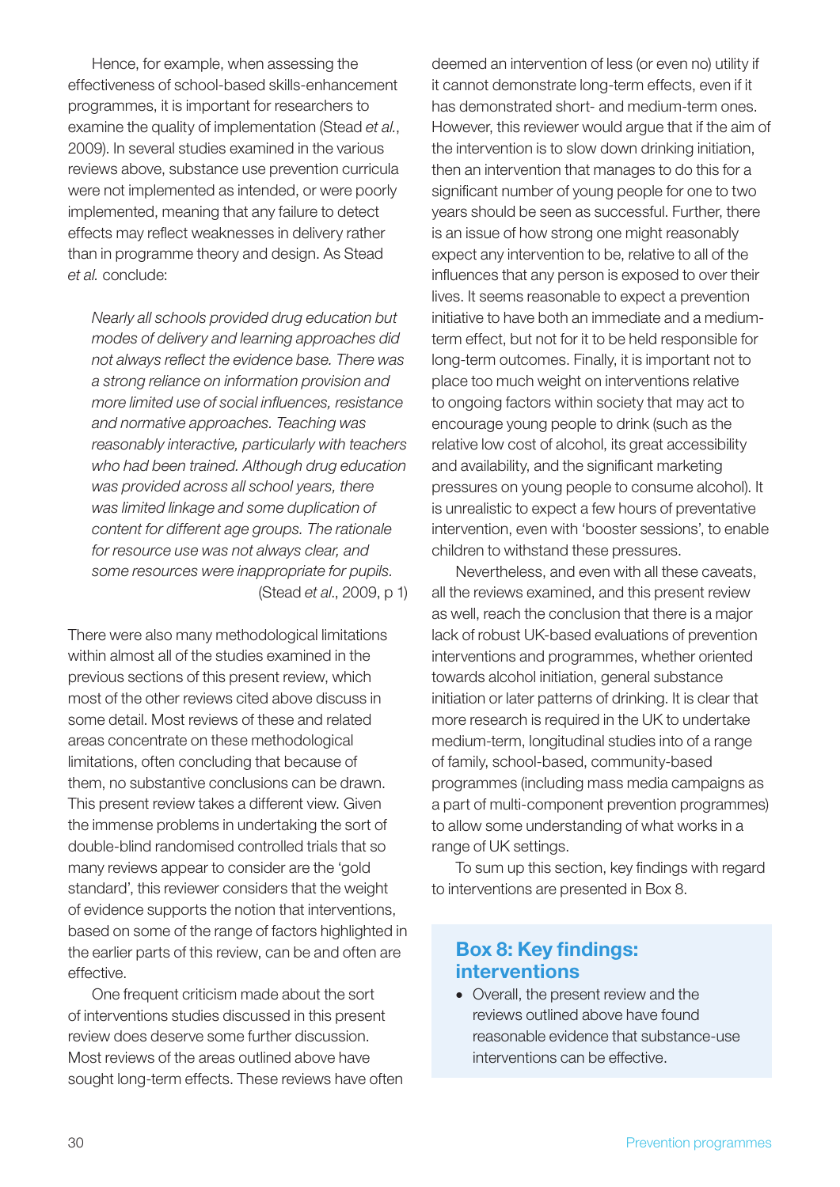Hence, for example, when assessing the effectiveness of school-based skills-enhancement programmes, it is important for researchers to examine the quality of implementation (Stead *et al.*, 2009). In several studies examined in the various reviews above, substance use prevention curricula were not implemented as intended, or were poorly implemented, meaning that any failure to detect effects may reflect weaknesses in delivery rather than in programme theory and design. As Stead *et al.* conclude:

> *Nearly all schools provided drug education but modes of delivery and learning approaches did not always reflect the evidence base. There was a strong reliance on information provision and more limited use of social influences, resistance and normative approaches. Teaching was reasonably interactive, particularly with teachers who had been trained. Although drug education was provided across all school years, there was limited linkage and some duplication of content for different age groups. The rationale for resource use was not always clear, and some resources were inappropriate for pupils.*
> (Stead *et al*., 2009, p 1)

There were also many methodological limitations within almost all of the studies examined in the previous sections of this present review, which most of the other reviews cited above discuss in some detail. Most reviews of these and related areas concentrate on these methodological limitations, often concluding that because of them, no substantive conclusions can be drawn. This present review takes a different view. Given the immense problems in undertaking the sort of double-blind randomised controlled trials that so many reviews appear to consider are the 'gold standard', this reviewer considers that the weight of evidence supports the notion that interventions, based on some of the range of factors highlighted in the earlier parts of this review, can be and often are effective.

One frequent criticism made about the sort of interventions studies discussed in this present review does deserve some further discussion. Most reviews of the areas outlined above have sought long-term effects. These reviews have often deemed an intervention of less (or even no) utility if it cannot demonstrate long-term effects, even if it has demonstrated short- and medium-term ones. However, this reviewer would argue that if the aim of the intervention is to slow down drinking initiation, then an intervention that manages to do this for a significant number of young people for one to two years should be seen as successful. Further, there is an issue of how strong one might reasonably expect any intervention to be, relative to all of the influences that any person is exposed to over their lives. It seems reasonable to expect a prevention initiative to have both an immediate and a medium-term effect, but not for it to be held responsible for long-term outcomes. Finally, it is important not to place too much weight on interventions relative to ongoing factors within society that may act to encourage young people to drink (such as the relative low cost of alcohol, its great accessibility and availability, and the significant marketing pressures on young people to consume alcohol). It is unrealistic to expect a few hours of preventative intervention, even with 'booster sessions', to enable children to withstand these pressures.

Nevertheless, and even with all these caveats, all the reviews examined, and this present review as well, reach the conclusion that there is a major lack of robust UK-based evaluations of prevention interventions and programmes, whether oriented towards alcohol initiation, general substance initiation or later patterns of drinking. It is clear that more research is required in the UK to undertake medium-term, longitudinal studies into of a range of family, school-based, community-based programmes (including mass media campaigns as a part of multi-component prevention programmes) to allow some understanding of what works in a range of UK settings.

To sum up this section, key findings with regard to interventions are presented in Box 8.

## Box 8: Key findings: interventions

- Overall, the present review and the reviews outlined above have found reasonable evidence that substance-use interventions can be effective.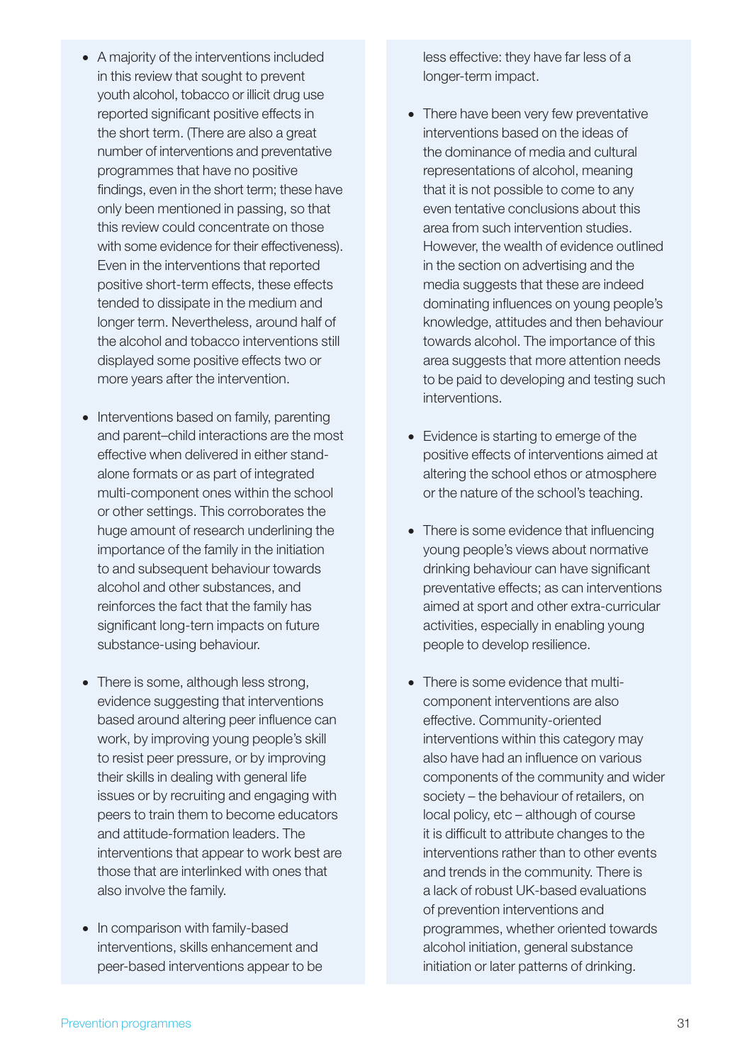- A majority of the interventions included in this review that sought to prevent youth alcohol, tobacco or illicit drug use reported significant positive effects in the short term. (There are also a great number of interventions and preventative programmes that have no positive findings, even in the short term; these have only been mentioned in passing, so that this review could concentrate on those with some evidence for their effectiveness). Even in the interventions that reported positive short-term effects, these effects tended to dissipate in the medium and longer term. Nevertheless, around half of the alcohol and tobacco interventions still displayed some positive effects two or more years after the intervention.

- Interventions based on family, parenting and parent–child interactions are the most effective when delivered in either stand-alone formats or as part of integrated multi-component ones within the school or other settings. This corroborates the huge amount of research underlining the importance of the family in the initiation to and subsequent behaviour towards alcohol and other substances, and reinforces the fact that the family has significant long-tern impacts on future substance-using behaviour.

- There is some, although less strong, evidence suggesting that interventions based around altering peer influence can work, by improving young people's skill to resist peer pressure, or by improving their skills in dealing with general life issues or by recruiting and engaging with peers to train them to become educators and attitude-formation leaders. The interventions that appear to work best are those that are interlinked with ones that also involve the family.

- In comparison with family-based interventions, skills enhancement and peer-based interventions appear to be less effective: they have far less of a longer-term impact.

- There have been very few preventative interventions based on the ideas of the dominance of media and cultural representations of alcohol, meaning that it is not possible to come to any even tentative conclusions about this area from such intervention studies. However, the wealth of evidence outlined in the section on advertising and the media suggests that these are indeed dominating influences on young people's knowledge, attitudes and then behaviour towards alcohol. The importance of this area suggests that more attention needs to be paid to developing and testing such interventions.

- Evidence is starting to emerge of the positive effects of interventions aimed at altering the school ethos or atmosphere or the nature of the school's teaching.

- There is some evidence that influencing young people's views about normative drinking behaviour can have significant preventative effects; as can interventions aimed at sport and other extra-curricular activities, especially in enabling young people to develop resilience.

- There is some evidence that multi-component interventions are also effective. Community-oriented interventions within this category may also have had an influence on various components of the community and wider society – the behaviour of retailers, on local policy, etc – although of course it is difficult to attribute changes to the interventions rather than to other events and trends in the community. There is a lack of robust UK-based evaluations of prevention interventions and programmes, whether oriented towards alcohol initiation, general substance initiation or later patterns of drinking.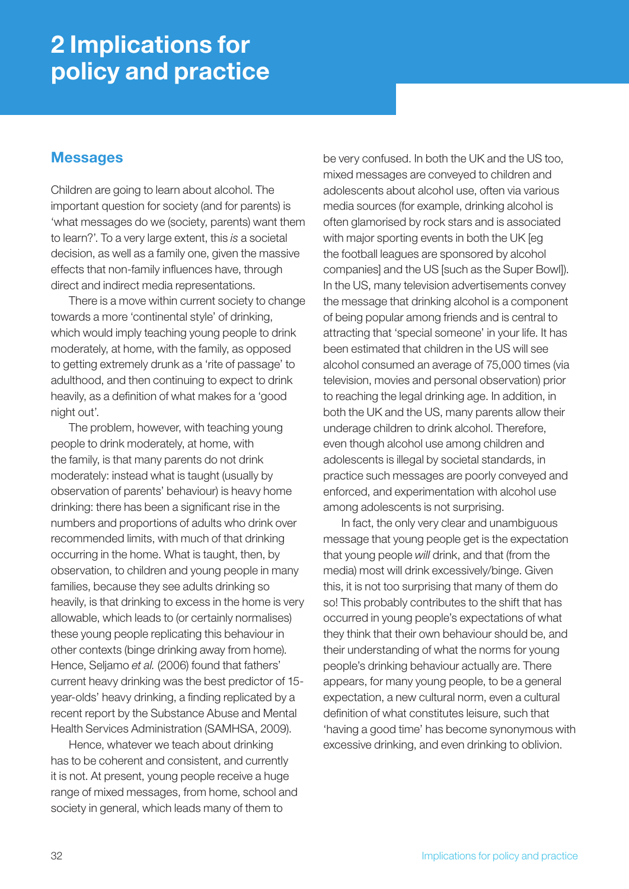# 2 Implications for policy and practice

## Messages

Children are going to learn about alcohol. The important question for society (and for parents) is 'what messages do we (society, parents) want them to learn?'. To a very large extent, this *is* a societal decision, as well as a family one, given the massive effects that non-family influences have, through direct and indirect media representations.

There is a move within current society to change towards a more 'continental style' of drinking, which would imply teaching young people to drink moderately, at home, with the family, as opposed to getting extremely drunk as a 'rite of passage' to adulthood, and then continuing to expect to drink heavily, as a definition of what makes for a 'good night out'.

The problem, however, with teaching young people to drink moderately, at home, with the family, is that many parents do not drink moderately: instead what is taught (usually by observation of parents' behaviour) is heavy home drinking: there has been a significant rise in the numbers and proportions of adults who drink over recommended limits, with much of that drinking occurring in the home. What is taught, then, by observation, to children and young people in many families, because they see adults drinking so heavily, is that drinking to excess in the home is very allowable, which leads to (or certainly normalises) these young people replicating this behaviour in other contexts (binge drinking away from home). Hence, Seljamo *et al.* (2006) found that fathers' current heavy drinking was the best predictor of 15-year-olds' heavy drinking, a finding replicated by a recent report by the Substance Abuse and Mental Health Services Administration (SAMHSA, 2009).

Hence, whatever we teach about drinking has to be coherent and consistent, and currently it is not. At present, young people receive a huge range of mixed messages, from home, school and society in general, which leads many of them to be very confused. In both the UK and the US too, mixed messages are conveyed to children and adolescents about alcohol use, often via various media sources (for example, drinking alcohol is often glamorised by rock stars and is associated with major sporting events in both the UK [eg the football leagues are sponsored by alcohol companies] and the US [such as the Super Bowl]). In the US, many television advertisements convey the message that drinking alcohol is a component of being popular among friends and is central to attracting that 'special someone' in your life. It has been estimated that children in the US will see alcohol consumed an average of 75,000 times (via television, movies and personal observation) prior to reaching the legal drinking age. In addition, in both the UK and the US, many parents allow their underage children to drink alcohol. Therefore, even though alcohol use among children and adolescents is illegal by societal standards, in practice such messages are poorly conveyed and enforced, and experimentation with alcohol use among adolescents is not surprising.

In fact, the only very clear and unambiguous message that young people get is the expectation that young people *will* drink, and that (from the media) most will drink excessively/binge. Given this, it is not too surprising that many of them do so! This probably contributes to the shift that has occurred in young people's expectations of what they think that their own behaviour should be, and their understanding of what the norms for young people's drinking behaviour actually are. There appears, for many young people, to be a general expectation, a new cultural norm, even a cultural definition of what constitutes leisure, such that 'having a good time' has become synonymous with excessive drinking, and even drinking to oblivion.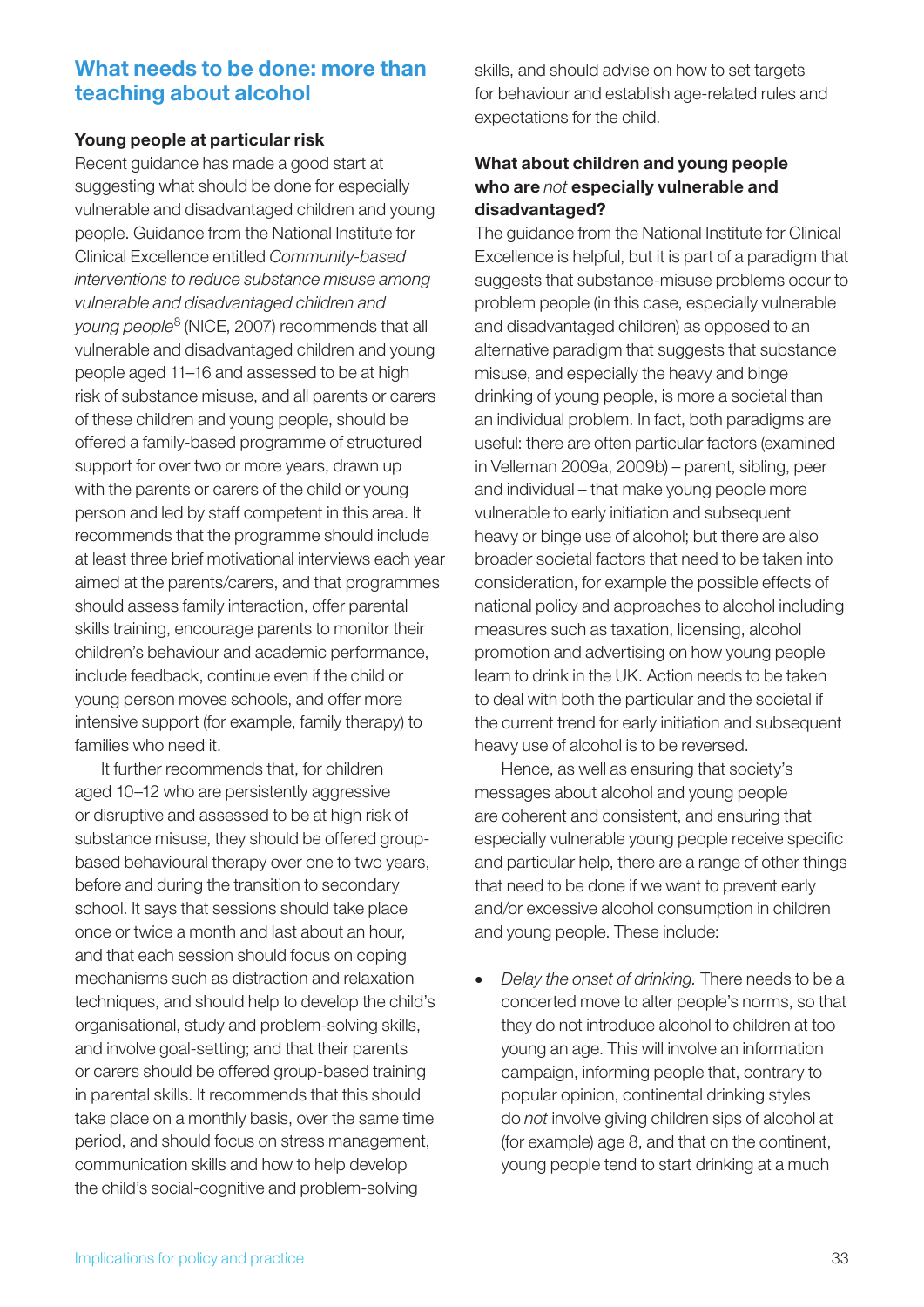## What needs to be done: more than teaching about alcohol

### Young people at particular risk

Recent guidance has made a good start at suggesting what should be done for especially vulnerable and disadvantaged children and young people. Guidance from the National Institute for Clinical Excellence entitled *Community-based interventions to reduce substance misuse among vulnerable and disadvantaged children and young people*[8] (NICE, 2007) recommends that all vulnerable and disadvantaged children and young people aged 11–16 and assessed to be at high risk of substance misuse, and all parents or carers of these children and young people, should be offered a family-based programme of structured support for over two or more years, drawn up with the parents or carers of the child or young person and led by staff competent in this area. It recommends that the programme should include at least three brief motivational interviews each year aimed at the parents/carers, and that programmes should assess family interaction, offer parental skills training, encourage parents to monitor their children's behaviour and academic performance, include feedback, continue even if the child or young person moves schools, and offer more intensive support (for example, family therapy) to families who need it.

It further recommends that, for children aged 10–12 who are persistently aggressive or disruptive and assessed to be at high risk of substance misuse, they should be offered group-based behavioural therapy over one to two years, before and during the transition to secondary school. It says that sessions should take place once or twice a month and last about an hour, and that each session should focus on coping mechanisms such as distraction and relaxation techniques, and should help to develop the child's organisational, study and problem-solving skills, and involve goal-setting; and that their parents or carers should be offered group-based training in parental skills. It recommends that this should take place on a monthly basis, over the same time period, and should focus on stress management, communication skills and how to help develop the child's social-cognitive and problem-solving skills, and should advise on how to set targets for behaviour and establish age-related rules and expectations for the child.

### What about children and young people who are *not* especially vulnerable and disadvantaged?

The guidance from the National Institute for Clinical Excellence is helpful, but it is part of a paradigm that suggests that substance-misuse problems occur to problem people (in this case, especially vulnerable and disadvantaged children) as opposed to an alternative paradigm that suggests that substance misuse, and especially the heavy and binge drinking of young people, is more a societal than an individual problem. In fact, both paradigms are useful: there are often particular factors (examined in Velleman 2009a, 2009b) – parent, sibling, peer and individual – that make young people more vulnerable to early initiation and subsequent heavy or binge use of alcohol; but there are also broader societal factors that need to be taken into consideration, for example the possible effects of national policy and approaches to alcohol including measures such as taxation, licensing, alcohol promotion and advertising on how young people learn to drink in the UK. Action needs to be taken to deal with both the particular and the societal if the current trend for early initiation and subsequent heavy use of alcohol is to be reversed.

Hence, as well as ensuring that society's messages about alcohol and young people are coherent and consistent, and ensuring that especially vulnerable young people receive specific and particular help, there are a range of other things that need to be done if we want to prevent early and/or excessive alcohol consumption in children and young people. These include:

- *Delay the onset of drinking.* There needs to be a concerted move to alter people's norms, so that they do not introduce alcohol to children at too young an age. This will involve an information campaign, informing people that, contrary to popular opinion, continental drinking styles do *not* involve giving children sips of alcohol at (for example) age 8, and that on the continent, young people tend to start drinking at a much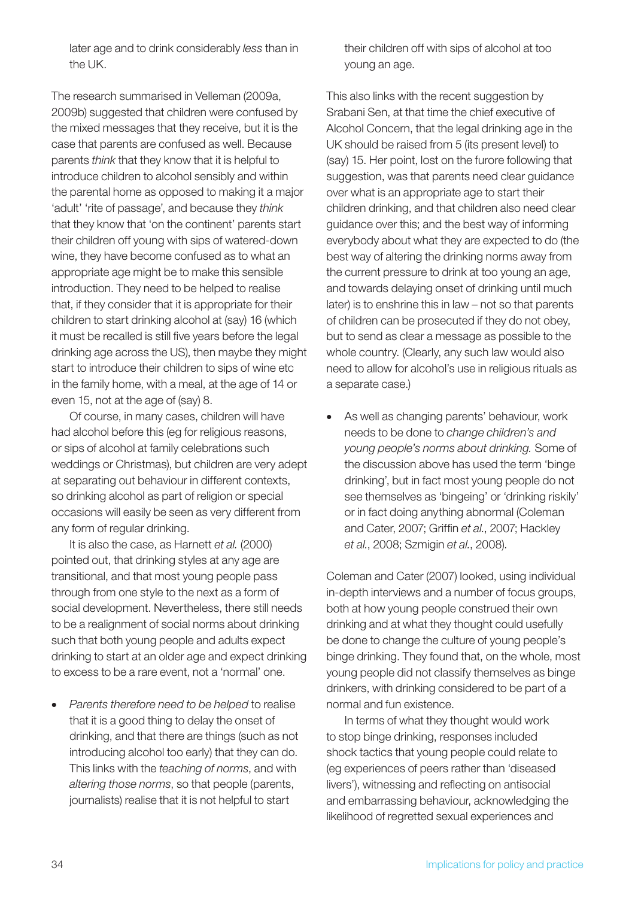later age and to drink considerably *less* than in the UK.

The research summarised in Velleman (2009a, 2009b) suggested that children were confused by the mixed messages that they receive, but it is the case that parents are confused as well. Because parents *think* that they know that it is helpful to introduce children to alcohol sensibly and within the parental home as opposed to making it a major 'adult' 'rite of passage', and because they *think* that they know that 'on the continent' parents start their children off young with sips of watered-down wine, they have become confused as to what an appropriate age might be to make this sensible introduction. They need to be helped to realise that, if they consider that it is appropriate for their children to start drinking alcohol at (say) 16 (which it must be recalled is still five years before the legal drinking age across the US), then maybe they might start to introduce their children to sips of wine etc in the family home, with a meal, at the age of 14 or even 15, not at the age of (say) 8.

Of course, in many cases, children will have had alcohol before this (eg for religious reasons, or sips of alcohol at family celebrations such weddings or Christmas), but children are very adept at separating out behaviour in different contexts, so drinking alcohol as part of religion or special occasions will easily be seen as very different from any form of regular drinking.

It is also the case, as Harnett *et al.* (2000) pointed out, that drinking styles at any age are transitional, and that most young people pass through from one style to the next as a form of social development. Nevertheless, there still needs to be a realignment of social norms about drinking such that both young people and adults expect drinking to start at an older age and expect drinking to excess to be a rare event, not a 'normal' one.

- *Parents therefore need to be helped* to realise that it is a good thing to delay the onset of drinking, and that there are things (such as not introducing alcohol too early) that they can do. This links with the *teaching of norms*, and with *altering those norms*, so that people (parents, journalists) realise that it is not helpful to start their children off with sips of alcohol at too young an age.

This also links with the recent suggestion by Srabani Sen, at that time the chief executive of Alcohol Concern, that the legal drinking age in the UK should be raised from 5 (its present level) to (say) 15. Her point, lost on the furore following that suggestion, was that parents need clear guidance over what is an appropriate age to start their children drinking, and that children also need clear guidance over this; and the best way of informing everybody about what they are expected to do (the best way of altering the drinking norms away from the current pressure to drink at too young an age, and towards delaying onset of drinking until much later) is to enshrine this in law – not so that parents of children can be prosecuted if they do not obey, but to send as clear a message as possible to the whole country. (Clearly, any such law would also need to allow for alcohol's use in religious rituals as a separate case.)

- As well as changing parents' behaviour, work needs to be done to *change children's and young people's norms about drinking.* Some of the discussion above has used the term 'binge drinking', but in fact most young people do not see themselves as 'bingeing' or 'drinking riskily' or in fact doing anything abnormal (Coleman and Cater, 2007; Griffin *et al.*, 2007; Hackley *et al.*, 2008; Szmigin *et al.*, 2008).

Coleman and Cater (2007) looked, using individual in-depth interviews and a number of focus groups, both at how young people construed their own drinking and at what they thought could usefully be done to change the culture of young people's binge drinking. They found that, on the whole, most young people did not classify themselves as binge drinkers, with drinking considered to be part of a normal and fun existence.

In terms of what they thought would work to stop binge drinking, responses included shock tactics that young people could relate to (eg experiences of peers rather than 'diseased livers'), witnessing and reflecting on antisocial and embarrassing behaviour, acknowledging the likelihood of regretted sexual experiences and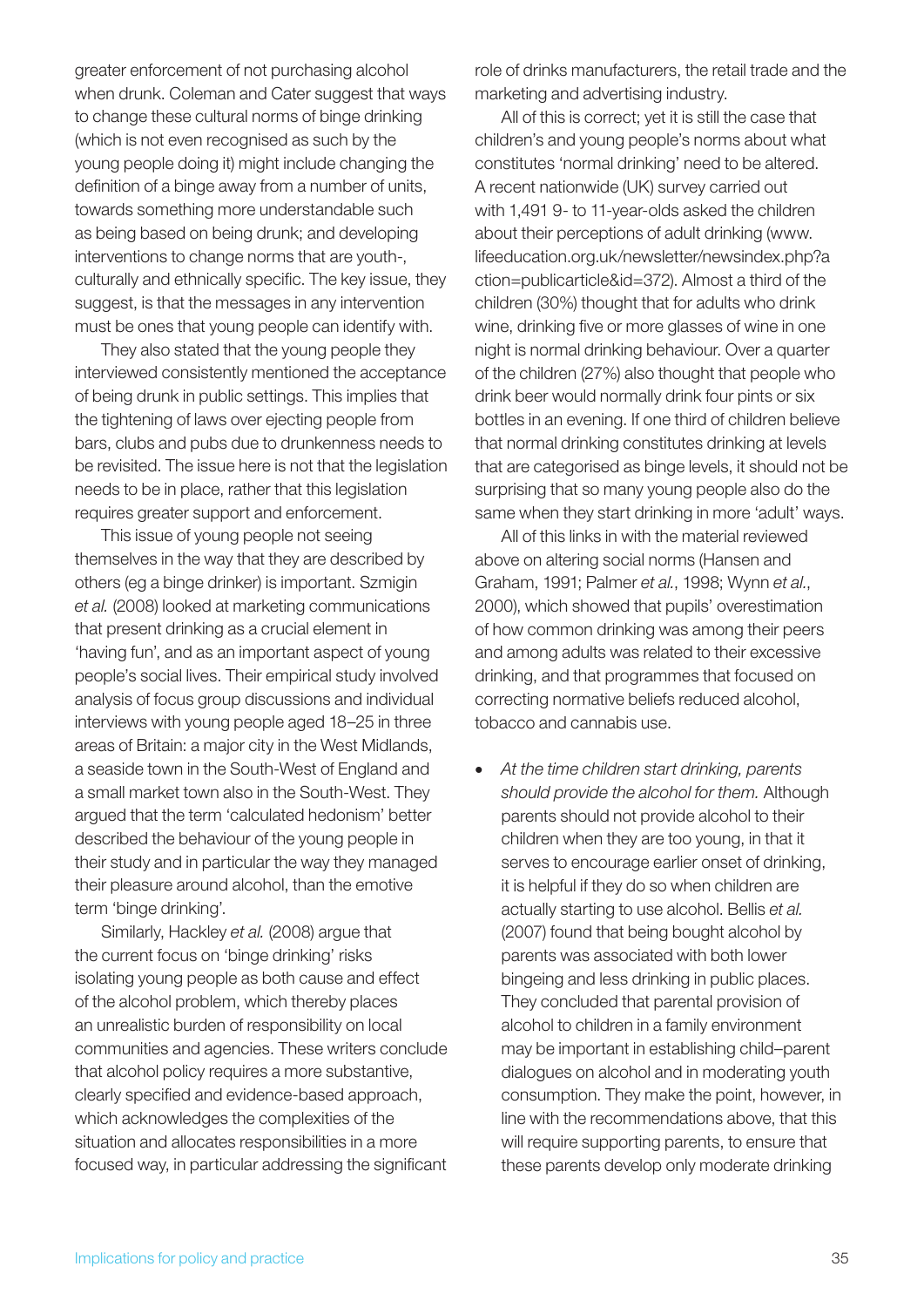greater enforcement of not purchasing alcohol when drunk. Coleman and Cater suggest that ways to change these cultural norms of binge drinking (which is not even recognised as such by the young people doing it) might include changing the definition of a binge away from a number of units, towards something more understandable such as being based on being drunk; and developing interventions to change norms that are youth-, culturally and ethnically specific. The key issue, they suggest, is that the messages in any intervention must be ones that young people can identify with.

They also stated that the young people they interviewed consistently mentioned the acceptance of being drunk in public settings. This implies that the tightening of laws over ejecting people from bars, clubs and pubs due to drunkenness needs to be revisited. The issue here is not that the legislation needs to be in place, rather that this legislation requires greater support and enforcement.

This issue of young people not seeing themselves in the way that they are described by others (eg a binge drinker) is important. Szmigin *et al.* (2008) looked at marketing communications that present drinking as a crucial element in 'having fun', and as an important aspect of young people's social lives. Their empirical study involved analysis of focus group discussions and individual interviews with young people aged 18–25 in three areas of Britain: a major city in the West Midlands, a seaside town in the South-West of England and a small market town also in the South-West. They argued that the term 'calculated hedonism' better described the behaviour of the young people in their study and in particular the way they managed their pleasure around alcohol, than the emotive term 'binge drinking'.

Similarly, Hackley *et al.* (2008) argue that the current focus on 'binge drinking' risks isolating young people as both cause and effect of the alcohol problem, which thereby places an unrealistic burden of responsibility on local communities and agencies. These writers conclude that alcohol policy requires a more substantive, clearly specified and evidence-based approach, which acknowledges the complexities of the situation and allocates responsibilities in a more focused way, in particular addressing the significant role of drinks manufacturers, the retail trade and the marketing and advertising industry.

All of this is correct; yet it is still the case that children's and young people's norms about what constitutes 'normal drinking' need to be altered. A recent nationwide (UK) survey carried out with 1,491 9- to 11-year-olds asked the children about their perceptions of adult drinking (www.lifeeducation.org.uk/newsletter/newsindex.php?action=publicarticle&id=372). Almost a third of the children (30%) thought that for adults who drink wine, drinking five or more glasses of wine in one night is normal drinking behaviour. Over a quarter of the children (27%) also thought that people who drink beer would normally drink four pints or six bottles in an evening. If one third of children believe that normal drinking constitutes drinking at levels that are categorised as binge levels, it should not be surprising that so many young people also do the same when they start drinking in more 'adult' ways.

All of this links in with the material reviewed above on altering social norms (Hansen and Graham, 1991; Palmer *et al.*, 1998; Wynn *et al.*, 2000), which showed that pupils' overestimation of how common drinking was among their peers and among adults was related to their excessive drinking, and that programmes that focused on correcting normative beliefs reduced alcohol, tobacco and cannabis use.

- *At the time children start drinking, parents should provide the alcohol for them.* Although parents should not provide alcohol to their children when they are too young, in that it serves to encourage earlier onset of drinking, it is helpful if they do so when children are actually starting to use alcohol. Bellis *et al.* (2007) found that being bought alcohol by parents was associated with both lower bingeing and less drinking in public places. They concluded that parental provision of alcohol to children in a family environment may be important in establishing child–parent dialogues on alcohol and in moderating youth consumption. They make the point, however, in line with the recommendations above, that this will require supporting parents, to ensure that these parents develop only moderate drinking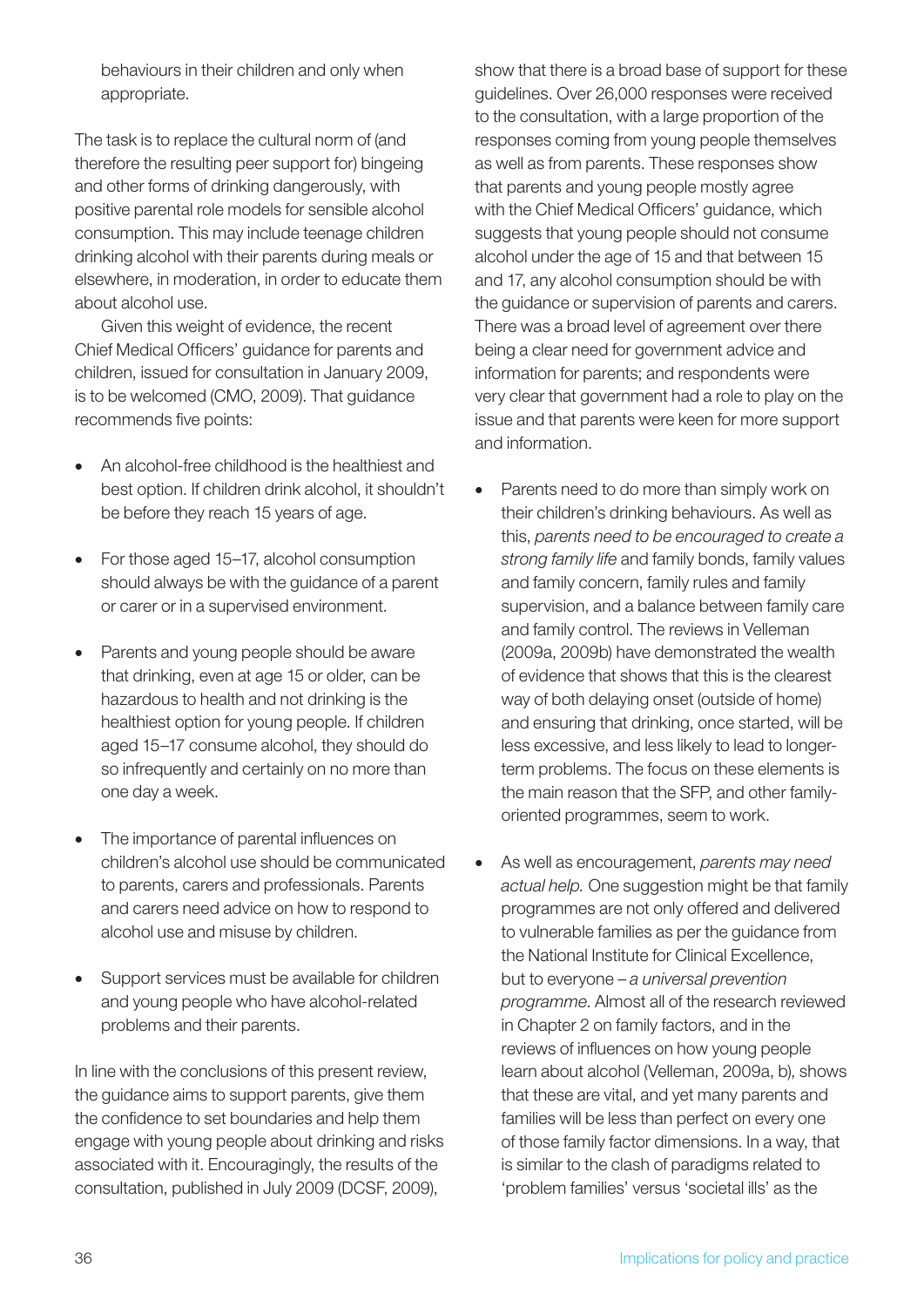behaviours in their children and only when appropriate.

The task is to replace the cultural norm of (and therefore the resulting peer support for) bingeing and other forms of drinking dangerously, with positive parental role models for sensible alcohol consumption. This may include teenage children drinking alcohol with their parents during meals or elsewhere, in moderation, in order to educate them about alcohol use.

Given this weight of evidence, the recent Chief Medical Officers' guidance for parents and children, issued for consultation in January 2009, is to be welcomed (CMO, 2009). That guidance recommends five points:

- An alcohol-free childhood is the healthiest and best option. If children drink alcohol, it shouldn't be before they reach 15 years of age.
- For those aged 15–17, alcohol consumption should always be with the guidance of a parent or carer or in a supervised environment.
- Parents and young people should be aware that drinking, even at age 15 or older, can be hazardous to health and not drinking is the healthiest option for young people. If children aged 15–17 consume alcohol, they should do so infrequently and certainly on no more than one day a week.
- The importance of parental influences on children's alcohol use should be communicated to parents, carers and professionals. Parents and carers need advice on how to respond to alcohol use and misuse by children.
- Support services must be available for children and young people who have alcohol-related problems and their parents.

In line with the conclusions of this present review, the guidance aims to support parents, give them the confidence to set boundaries and help them engage with young people about drinking and risks associated with it. Encouragingly, the results of the consultation, published in July 2009 (DCSF, 2009), show that there is a broad base of support for these guidelines. Over 26,000 responses were received to the consultation, with a large proportion of the responses coming from young people themselves as well as from parents. These responses show that parents and young people mostly agree with the Chief Medical Officers' guidance, which suggests that young people should not consume alcohol under the age of 15 and that between 15 and 17, any alcohol consumption should be with the guidance or supervision of parents and carers. There was a broad level of agreement over there being a clear need for government advice and information for parents; and respondents were very clear that government had a role to play on the issue and that parents were keen for more support and information.

- Parents need to do more than simply work on their children's drinking behaviours. As well as this, *parents need to be encouraged to create a strong family life* and family bonds, family values and family concern, family rules and family supervision, and a balance between family care and family control. The reviews in Velleman (2009a, 2009b) have demonstrated the wealth of evidence that shows that this is the clearest way of both delaying onset (outside of home) and ensuring that drinking, once started, will be less excessive, and less likely to lead to longer-term problems. The focus on these elements is the main reason that the SFP, and other family-oriented programmes, seem to work.
- As well as encouragement, *parents may need actual help.* One suggestion might be that family programmes are not only offered and delivered to vulnerable families as per the guidance from the National Institute for Clinical Excellence, but to everyone – *a universal prevention programme.* Almost all of the research reviewed in Chapter 2 on family factors, and in the reviews of influences on how young people learn about alcohol (Velleman, 2009a, b), shows that these are vital, and yet many parents and families will be less than perfect on every one of those family factor dimensions. In a way, that is similar to the clash of paradigms related to 'problem families' versus 'societal ills' as the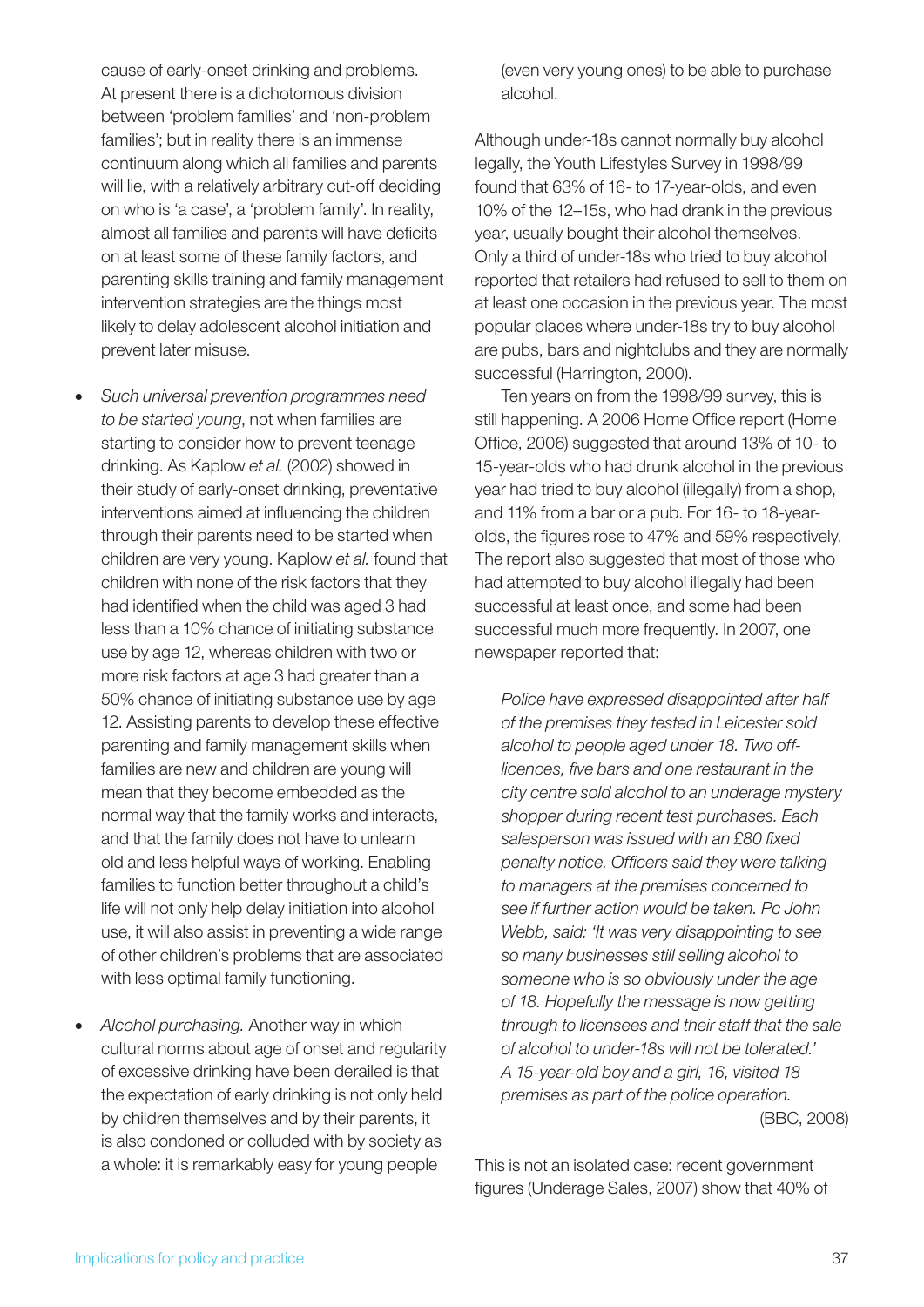cause of early-onset drinking and problems. At present there is a dichotomous division between 'problem families' and 'non-problem families'; but in reality there is an immense continuum along which all families and parents will lie, with a relatively arbitrary cut-off deciding on who is 'a case', a 'problem family'. In reality, almost all families and parents will have deficits on at least some of these family factors, and parenting skills training and family management intervention strategies are the things most likely to delay adolescent alcohol initiation and prevent later misuse.

- *Such universal prevention programmes need to be started young*, not when families are starting to consider how to prevent teenage drinking. As Kaplow *et al.* (2002) showed in their study of early-onset drinking, preventative interventions aimed at influencing the children through their parents need to be started when children are very young. Kaplow *et al.* found that children with none of the risk factors that they had identified when the child was aged 3 had less than a 10% chance of initiating substance use by age 12, whereas children with two or more risk factors at age 3 had greater than a 50% chance of initiating substance use by age 12. Assisting parents to develop these effective parenting and family management skills when families are new and children are young will mean that they become embedded as the normal way that the family works and interacts, and that the family does not have to unlearn old and less helpful ways of working. Enabling families to function better throughout a child's life will not only help delay initiation into alcohol use, it will also assist in preventing a wide range of other children's problems that are associated with less optimal family functioning.

- *Alcohol purchasing.* Another way in which cultural norms about age of onset and regularity of excessive drinking have been derailed is that the expectation of early drinking is not only held by children themselves and by their parents, it is also condoned or colluded with by society as a whole: it is remarkably easy for young people (even very young ones) to be able to purchase alcohol.

Although under-18s cannot normally buy alcohol legally, the Youth Lifestyles Survey in 1998/99 found that 63% of 16- to 17-year-olds, and even 10% of the 12–15s, who had drank in the previous year, usually bought their alcohol themselves. Only a third of under-18s who tried to buy alcohol reported that retailers had refused to sell to them on at least one occasion in the previous year. The most popular places where under-18s try to buy alcohol are pubs, bars and nightclubs and they are normally successful (Harrington, 2000).

Ten years on from the 1998/99 survey, this is still happening. A 2006 Home Office report (Home Office, 2006) suggested that around 13% of 10- to 15-year-olds who had drunk alcohol in the previous year had tried to buy alcohol (illegally) from a shop, and 11% from a bar or a pub. For 16- to 18-year-olds, the figures rose to 47% and 59% respectively. The report also suggested that most of those who had attempted to buy alcohol illegally had been successful at least once, and some had been successful much more frequently. In 2007, one newspaper reported that:

> *Police have expressed disappointed after half of the premises they tested in Leicester sold alcohol to people aged under 18. Two off-licences, five bars and one restaurant in the city centre sold alcohol to an underage mystery shopper during recent test purchases. Each salesperson was issued with an £80 fixed penalty notice. Officers said they were talking to managers at the premises concerned to see if further action would be taken. Pc John Webb, said: 'It was very disappointing to see so many businesses still selling alcohol to someone who is so obviously under the age of 18. Hopefully the message is now getting through to licensees and their staff that the sale of alcohol to under-18s will not be tolerated.' A 15-year-old boy and a girl, 16, visited 18 premises as part of the police operation.*
>
> (BBC, 2008)

This is not an isolated case: recent government figures (Underage Sales, 2007) show that 40% of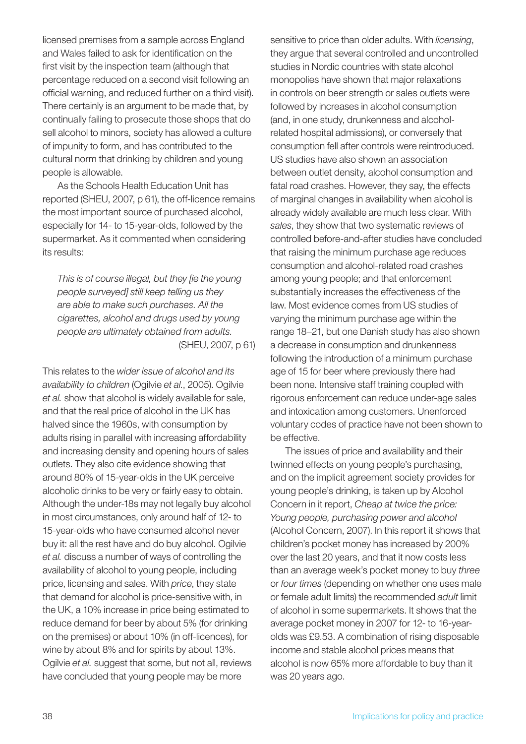licensed premises from a sample across England and Wales failed to ask for identification on the first visit by the inspection team (although that percentage reduced on a second visit following an official warning, and reduced further on a third visit). There certainly is an argument to be made that, by continually failing to prosecute those shops that do sell alcohol to minors, society has allowed a culture of impunity to form, and has contributed to the cultural norm that drinking by children and young people is allowable.

As the Schools Health Education Unit has reported (SHEU, 2007, p 61), the off-licence remains the most important source of purchased alcohol, especially for 14- to 15-year-olds, followed by the supermarket. As it commented when considering its results:

> *This is of course illegal, but they [ie the young people surveyed] still keep telling us they are able to make such purchases. All the cigarettes, alcohol and drugs used by young people are ultimately obtained from adults.*
> (SHEU, 2007, p 61)

This relates to the *wider issue of alcohol and its availability to children* (Ogilvie *et al.*, 2005). Ogilvie *et al.* show that alcohol is widely available for sale, and that the real price of alcohol in the UK has halved since the 1960s, with consumption by adults rising in parallel with increasing affordability and increasing density and opening hours of sales outlets. They also cite evidence showing that around 80% of 15-year-olds in the UK perceive alcoholic drinks to be very or fairly easy to obtain. Although the under-18s may not legally buy alcohol in most circumstances, only around half of 12- to 15-year-olds who have consumed alcohol never buy it: all the rest have and do buy alcohol. Ogilvie *et al.* discuss a number of ways of controlling the availability of alcohol to young people, including price, licensing and sales. With *price*, they state that demand for alcohol is price-sensitive with, in the UK, a 10% increase in price being estimated to reduce demand for beer by about 5% (for drinking on the premises) or about 10% (in off-licences), for wine by about 8% and for spirits by about 13%. Ogilvie *et al.* suggest that some, but not all, reviews have concluded that young people may be more sensitive to price than older adults. With *licensing*, they argue that several controlled and uncontrolled studies in Nordic countries with state alcohol monopolies have shown that major relaxations in controls on beer strength or sales outlets were followed by increases in alcohol consumption (and, in one study, drunkenness and alcohol-related hospital admissions), or conversely that consumption fell after controls were reintroduced. US studies have also shown an association between outlet density, alcohol consumption and fatal road crashes. However, they say, the effects of marginal changes in availability when alcohol is already widely available are much less clear. With *sales*, they show that two systematic reviews of controlled before-and-after studies have concluded that raising the minimum purchase age reduces consumption and alcohol-related road crashes among young people; and that enforcement substantially increases the effectiveness of the law. Most evidence comes from US studies of varying the minimum purchase age within the range 18–21, but one Danish study has also shown a decrease in consumption and drunkenness following the introduction of a minimum purchase age of 15 for beer where previously there had been none. Intensive staff training coupled with rigorous enforcement can reduce under-age sales and intoxication among customers. Unenforced voluntary codes of practice have not been shown to be effective.

The issues of price and availability and their twinned effects on young people's purchasing, and on the implicit agreement society provides for young people's drinking, is taken up by Alcohol Concern in it report, *Cheap at twice the price: Young people, purchasing power and alcohol* (Alcohol Concern, 2007). In this report it shows that children's pocket money has increased by 200% over the last 20 years, and that it now costs less than an average week's pocket money to buy *three* or *four times* (depending on whether one uses male or female adult limits) the recommended *adult* limit of alcohol in some supermarkets. It shows that the average pocket money in 2007 for 12- to 16-year-olds was £9.53. A combination of rising disposable income and stable alcohol prices means that alcohol is now 65% more affordable to buy than it was 20 years ago.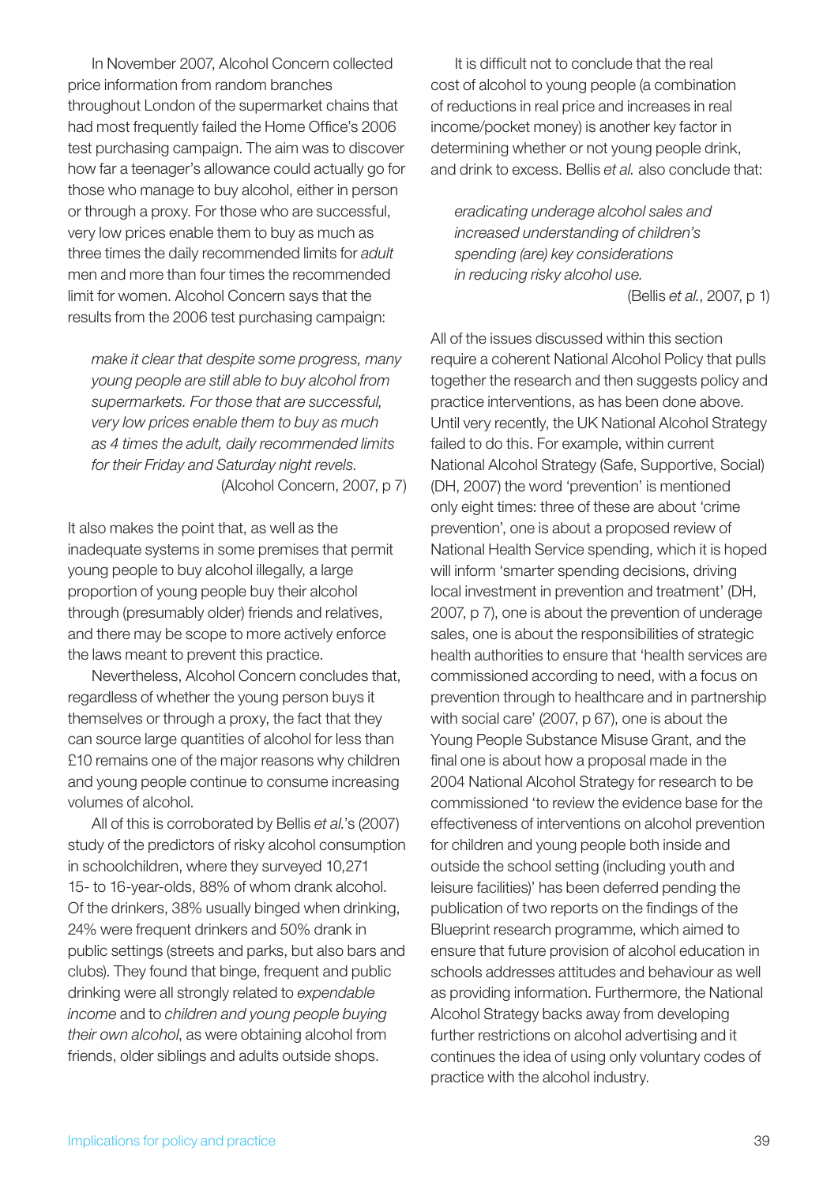In November 2007, Alcohol Concern collected price information from random branches throughout London of the supermarket chains that had most frequently failed the Home Office's 2006 test purchasing campaign. The aim was to discover how far a teenager's allowance could actually go for those who manage to buy alcohol, either in person or through a proxy. For those who are successful, very low prices enable them to buy as much as three times the daily recommended limits for *adult* men and more than four times the recommended limit for women. Alcohol Concern says that the results from the 2006 test purchasing campaign:

> *make it clear that despite some progress, many young people are still able to buy alcohol from supermarkets. For those that are successful, very low prices enable them to buy as much as 4 times the adult, daily recommended limits for their Friday and Saturday night revels.*
>
> (Alcohol Concern, 2007, p 7)

It also makes the point that, as well as the inadequate systems in some premises that permit young people to buy alcohol illegally, a large proportion of young people buy their alcohol through (presumably older) friends and relatives, and there may be scope to more actively enforce the laws meant to prevent this practice.

Nevertheless, Alcohol Concern concludes that, regardless of whether the young person buys it themselves or through a proxy, the fact that they can source large quantities of alcohol for less than £10 remains one of the major reasons why children and young people continue to consume increasing volumes of alcohol.

All of this is corroborated by Bellis *et al.*'s (2007) study of the predictors of risky alcohol consumption in schoolchildren, where they surveyed 10,271 15- to 16-year-olds, 88% of whom drank alcohol. Of the drinkers, 38% usually binged when drinking, 24% were frequent drinkers and 50% drank in public settings (streets and parks, but also bars and clubs). They found that binge, frequent and public drinking were all strongly related to *expendable income* and to *children and young people buying their own alcohol*, as were obtaining alcohol from friends, older siblings and adults outside shops.

It is difficult not to conclude that the real cost of alcohol to young people (a combination of reductions in real price and increases in real income/pocket money) is another key factor in determining whether or not young people drink, and drink to excess. Bellis *et al.* also conclude that:

> *eradicating underage alcohol sales and increased understanding of children's spending (are) key considerations in reducing risky alcohol use.*
>
> (Bellis *et al.*, 2007, p 1)

All of the issues discussed within this section require a coherent National Alcohol Policy that pulls together the research and then suggests policy and practice interventions, as has been done above. Until very recently, the UK National Alcohol Strategy failed to do this. For example, within current National Alcohol Strategy (Safe, Supportive, Social) (DH, 2007) the word 'prevention' is mentioned only eight times: three of these are about 'crime prevention', one is about a proposed review of National Health Service spending, which it is hoped will inform 'smarter spending decisions, driving local investment in prevention and treatment' (DH, 2007, p 7), one is about the prevention of underage sales, one is about the responsibilities of strategic health authorities to ensure that 'health services are commissioned according to need, with a focus on prevention through to healthcare and in partnership with social care' (2007, p 67), one is about the Young People Substance Misuse Grant, and the final one is about how a proposal made in the 2004 National Alcohol Strategy for research to be commissioned 'to review the evidence base for the effectiveness of interventions on alcohol prevention for children and young people both inside and outside the school setting (including youth and leisure facilities)' has been deferred pending the publication of two reports on the findings of the Blueprint research programme, which aimed to ensure that future provision of alcohol education in schools addresses attitudes and behaviour as well as providing information. Furthermore, the National Alcohol Strategy backs away from developing further restrictions on alcohol advertising and it continues the idea of using only voluntary codes of practice with the alcohol industry.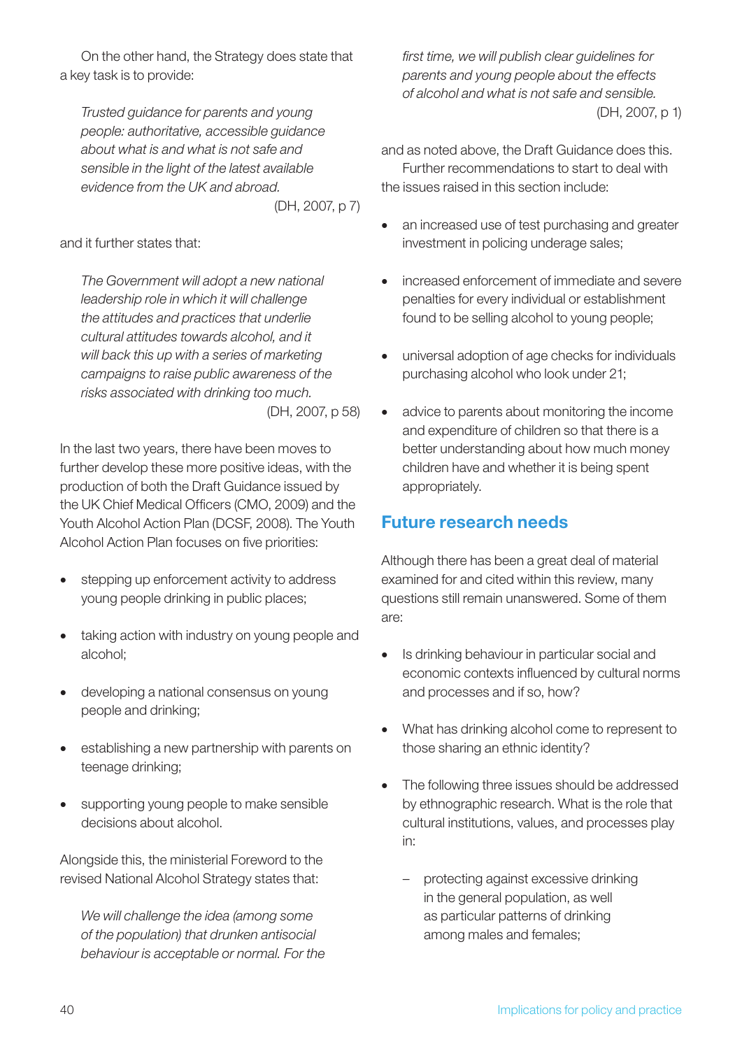On the other hand, the Strategy does state that a key task is to provide:

> *Trusted guidance for parents and young people: authoritative, accessible guidance about what is and what is not safe and sensible in the light of the latest available evidence from the UK and abroad.*
>
> (DH, 2007, p 7)

and it further states that:

> *The Government will adopt a new national leadership role in which it will challenge the attitudes and practices that underlie cultural attitudes towards alcohol, and it will back this up with a series of marketing campaigns to raise public awareness of the risks associated with drinking too much.*
>
> (DH, 2007, p 58)

In the last two years, there have been moves to further develop these more positive ideas, with the production of both the Draft Guidance issued by the UK Chief Medical Officers (CMO, 2009) and the Youth Alcohol Action Plan (DCSF, 2008). The Youth Alcohol Action Plan focuses on five priorities:

- stepping up enforcement activity to address young people drinking in public places;
- taking action with industry on young people and alcohol;
- developing a national consensus on young people and drinking;
- establishing a new partnership with parents on teenage drinking;
- supporting young people to make sensible decisions about alcohol.

Alongside this, the ministerial Foreword to the revised National Alcohol Strategy states that:

> *We will challenge the idea (among some of the population) that drunken antisocial behaviour is acceptable or normal. For the first time, we will publish clear guidelines for parents and young people about the effects of alcohol and what is not safe and sensible.*
>
> (DH, 2007, p 1)

and as noted above, the Draft Guidance does this.

Further recommendations to start to deal with the issues raised in this section include:

- an increased use of test purchasing and greater investment in policing underage sales;
- increased enforcement of immediate and severe penalties for every individual or establishment found to be selling alcohol to young people;
- universal adoption of age checks for individuals purchasing alcohol who look under 21;
- advice to parents about monitoring the income and expenditure of children so that there is a better understanding about how much money children have and whether it is being spent appropriately.

## Future research needs

Although there has been a great deal of material examined for and cited within this review, many questions still remain unanswered. Some of them are:

- Is drinking behaviour in particular social and economic contexts influenced by cultural norms and processes and if so, how?
- What has drinking alcohol come to represent to those sharing an ethnic identity?
- The following three issues should be addressed by ethnographic research. What is the role that cultural institutions, values, and processes play in:
  - protecting against excessive drinking in the general population, as well as particular patterns of drinking among males and females;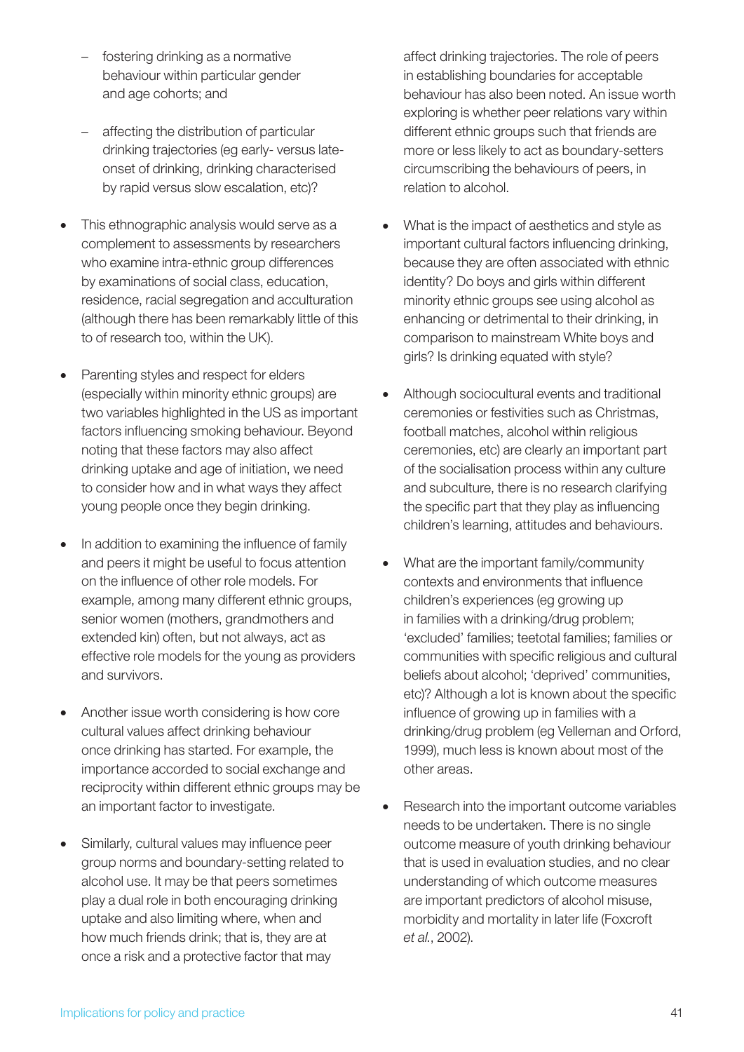- fostering drinking as a normative behaviour within particular gender and age cohorts; and
  - affecting the distribution of particular drinking trajectories (eg early- versus late-onset of drinking, drinking characterised by rapid versus slow escalation, etc)?

- This ethnographic analysis would serve as a complement to assessments by researchers who examine intra-ethnic group differences by examinations of social class, education, residence, racial segregation and acculturation (although there has been remarkably little of this to of research too, within the UK).

- Parenting styles and respect for elders (especially within minority ethnic groups) are two variables highlighted in the US as important factors influencing smoking behaviour. Beyond noting that these factors may also affect drinking uptake and age of initiation, we need to consider how and in what ways they affect young people once they begin drinking.

- In addition to examining the influence of family and peers it might be useful to focus attention on the influence of other role models. For example, among many different ethnic groups, senior women (mothers, grandmothers and extended kin) often, but not always, act as effective role models for the young as providers and survivors.

- Another issue worth considering is how core cultural values affect drinking behaviour once drinking has started. For example, the importance accorded to social exchange and reciprocity within different ethnic groups may be an important factor to investigate.

- Similarly, cultural values may influence peer group norms and boundary-setting related to alcohol use. It may be that peers sometimes play a dual role in both encouraging drinking uptake and also limiting where, when and how much friends drink; that is, they are at once a risk and a protective factor that may affect drinking trajectories. The role of peers in establishing boundaries for acceptable behaviour has also been noted. An issue worth exploring is whether peer relations vary within different ethnic groups such that friends are more or less likely to act as boundary-setters circumscribing the behaviours of peers, in relation to alcohol.

- What is the impact of aesthetics and style as important cultural factors influencing drinking, because they are often associated with ethnic identity? Do boys and girls within different minority ethnic groups see using alcohol as enhancing or detrimental to their drinking, in comparison to mainstream White boys and girls? Is drinking equated with style?

- Although sociocultural events and traditional ceremonies or festivities such as Christmas, football matches, alcohol within religious ceremonies, etc) are clearly an important part of the socialisation process within any culture and subculture, there is no research clarifying the specific part that they play as influencing children's learning, attitudes and behaviours.

- What are the important family/community contexts and environments that influence children's experiences (eg growing up in families with a drinking/drug problem; 'excluded' families; teetotal families; families or communities with specific religious and cultural beliefs about alcohol; 'deprived' communities, etc)? Although a lot is known about the specific influence of growing up in families with a drinking/drug problem (eg Velleman and Orford, 1999), much less is known about most of the other areas.

- Research into the important outcome variables needs to be undertaken. There is no single outcome measure of youth drinking behaviour that is used in evaluation studies, and no clear understanding of which outcome measures are important predictors of alcohol misuse, morbidity and mortality in later life (Foxcroft *et al.*, 2002).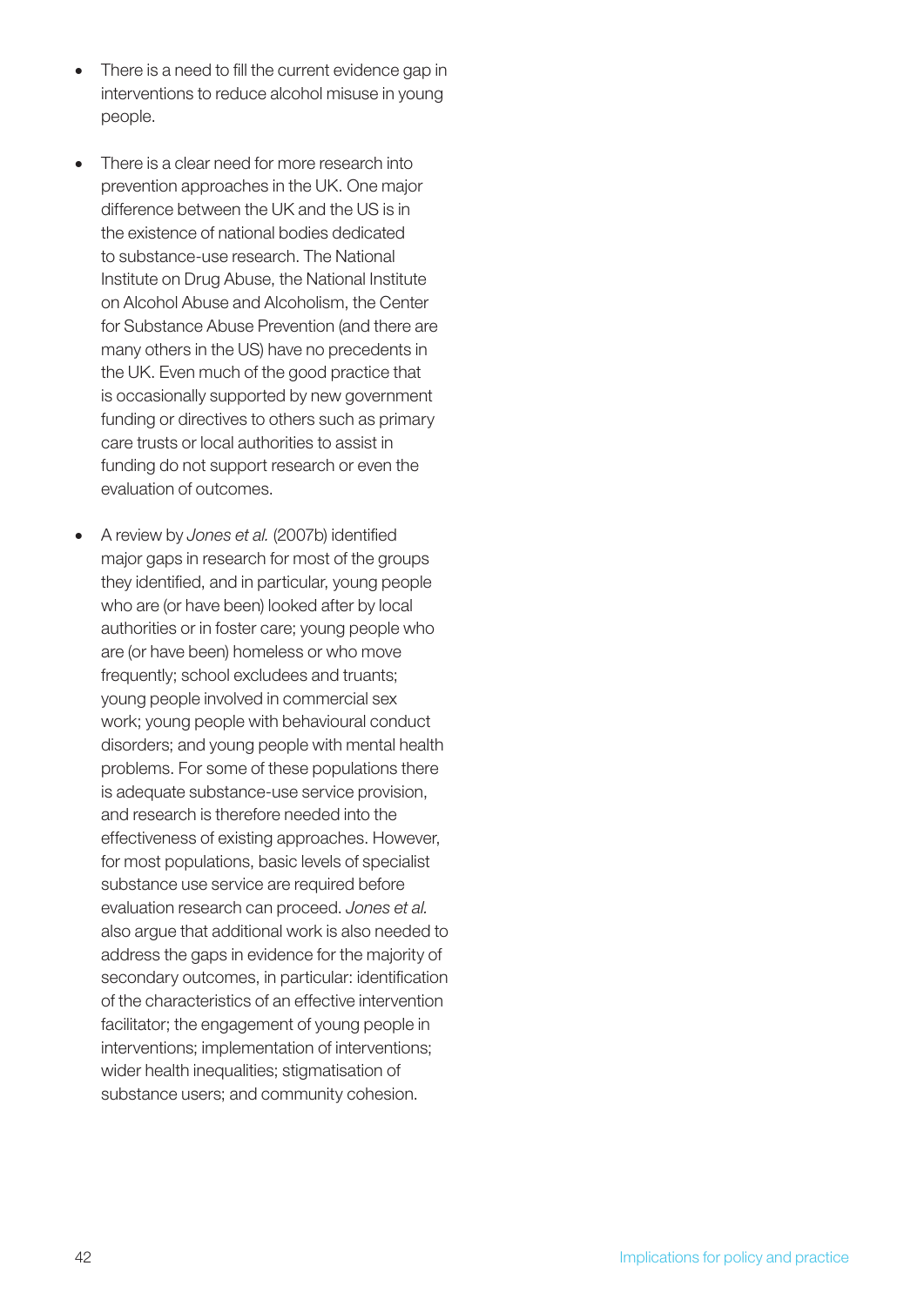- There is a need to fill the current evidence gap in interventions to reduce alcohol misuse in young people.

- There is a clear need for more research into prevention approaches in the UK. One major difference between the UK and the US is in the existence of national bodies dedicated to substance-use research. The National Institute on Drug Abuse, the National Institute on Alcohol Abuse and Alcoholism, the Center for Substance Abuse Prevention (and there are many others in the US) have no precedents in the UK. Even much of the good practice that is occasionally supported by new government funding or directives to others such as primary care trusts or local authorities to assist in funding do not support research or even the evaluation of outcomes.

- A review by *Jones et al.* (2007b) identified major gaps in research for most of the groups they identified, and in particular, young people who are (or have been) looked after by local authorities or in foster care; young people who are (or have been) homeless or who move frequently; school excludees and truants; young people involved in commercial sex work; young people with behavioural conduct disorders; and young people with mental health problems. For some of these populations there is adequate substance-use service provision, and research is therefore needed into the effectiveness of existing approaches. However, for most populations, basic levels of specialist substance use service are required before evaluation research can proceed. *Jones et al.* also argue that additional work is also needed to address the gaps in evidence for the majority of secondary outcomes, in particular: identification of the characteristics of an effective intervention facilitator; the engagement of young people in interventions; implementation of interventions; wider health inequalities; stigmatisation of substance users; and community cohesion.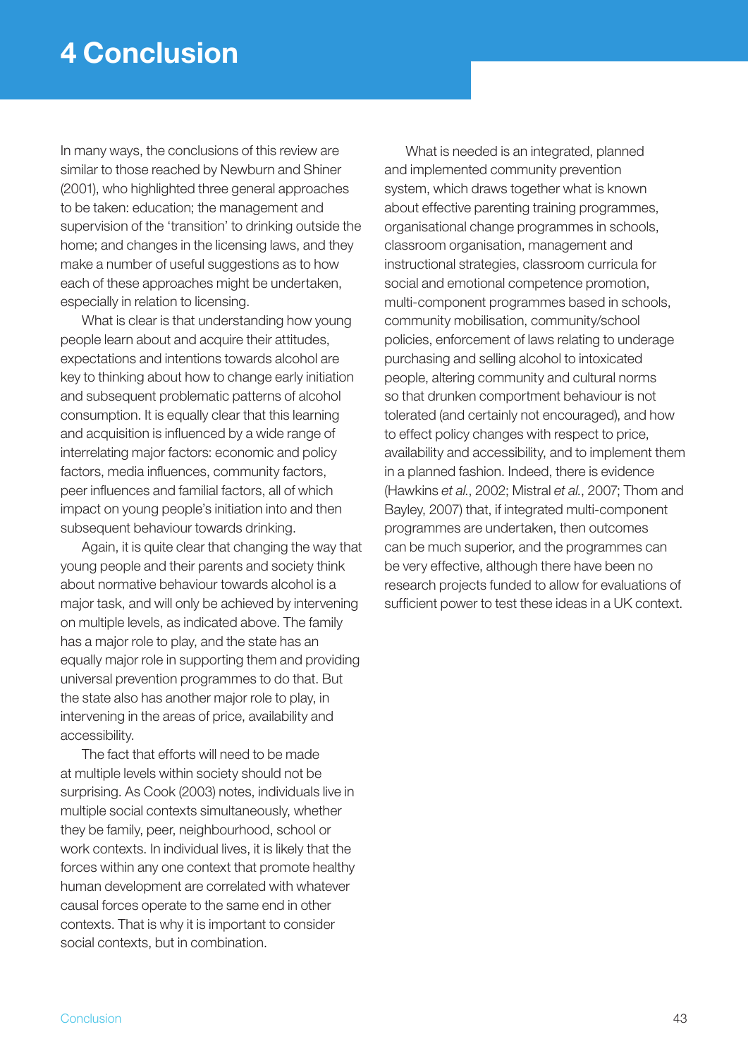# 4 Conclusion

In many ways, the conclusions of this review are similar to those reached by Newburn and Shiner (2001), who highlighted three general approaches to be taken: education; the management and supervision of the 'transition' to drinking outside the home; and changes in the licensing laws, and they make a number of useful suggestions as to how each of these approaches might be undertaken, especially in relation to licensing.

What is clear is that understanding how young people learn about and acquire their attitudes, expectations and intentions towards alcohol are key to thinking about how to change early initiation and subsequent problematic patterns of alcohol consumption. It is equally clear that this learning and acquisition is influenced by a wide range of interrelating major factors: economic and policy factors, media influences, community factors, peer influences and familial factors, all of which impact on young people's initiation into and then subsequent behaviour towards drinking.

Again, it is quite clear that changing the way that young people and their parents and society think about normative behaviour towards alcohol is a major task, and will only be achieved by intervening on multiple levels, as indicated above. The family has a major role to play, and the state has an equally major role in supporting them and providing universal prevention programmes to do that. But the state also has another major role to play, in intervening in the areas of price, availability and accessibility.

The fact that efforts will need to be made at multiple levels within society should not be surprising. As Cook (2003) notes, individuals live in multiple social contexts simultaneously, whether they be family, peer, neighbourhood, school or work contexts. In individual lives, it is likely that the forces within any one context that promote healthy human development are correlated with whatever causal forces operate to the same end in other contexts. That is why it is important to consider social contexts, but in combination.

What is needed is an integrated, planned and implemented community prevention system, which draws together what is known about effective parenting training programmes, organisational change programmes in schools, classroom organisation, management and instructional strategies, classroom curricula for social and emotional competence promotion, multi-component programmes based in schools, community mobilisation, community/school policies, enforcement of laws relating to underage purchasing and selling alcohol to intoxicated people, altering community and cultural norms so that drunken comportment behaviour is not tolerated (and certainly not encouraged), and how to effect policy changes with respect to price, availability and accessibility, and to implement them in a planned fashion. Indeed, there is evidence (Hawkins *et al.*, 2002; Mistral *et al.*, 2007; Thom and Bayley, 2007) that, if integrated multi-component programmes are undertaken, then outcomes can be much superior, and the programmes can be very effective, although there have been no research projects funded to allow for evaluations of sufficient power to test these ideas in a UK context.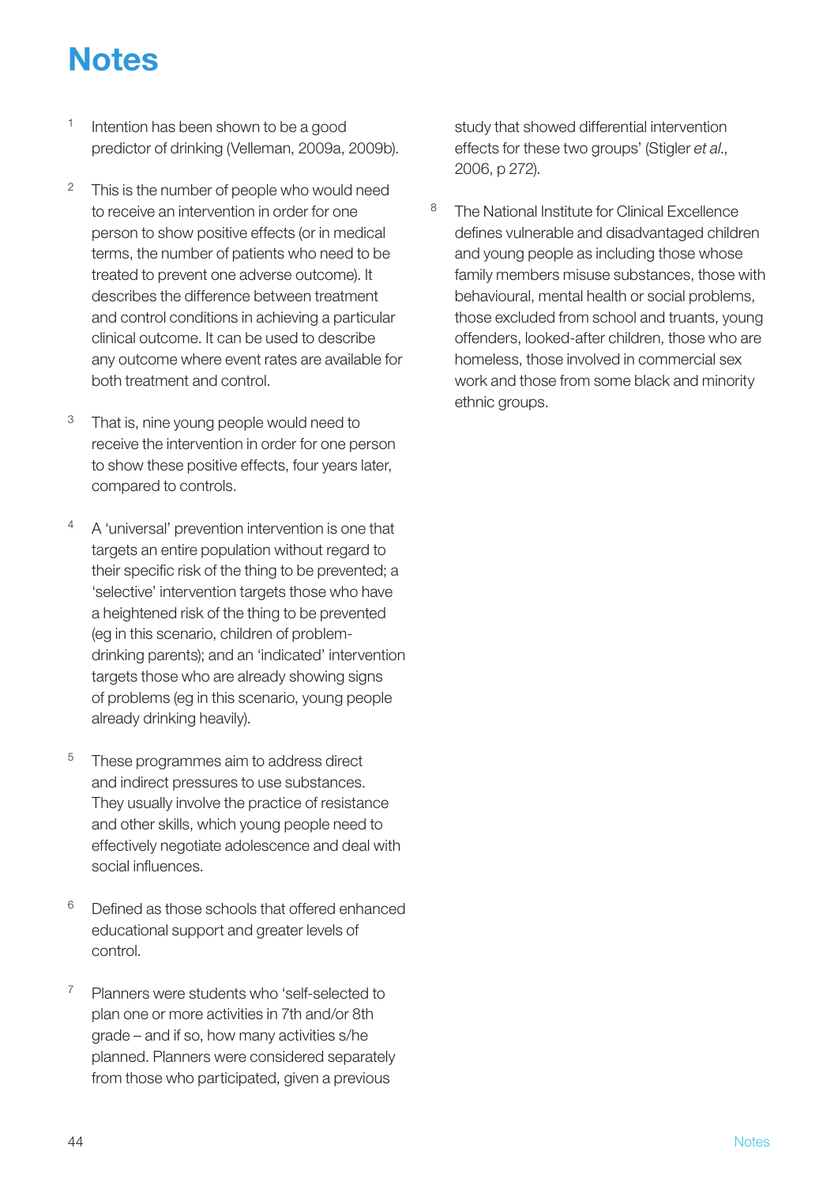# Notes

1. Intention has been shown to be a good predictor of drinking (Velleman, 2009a, 2009b).

2. This is the number of people who would need to receive an intervention in order for one person to show positive effects (or in medical terms, the number of patients who need to be treated to prevent one adverse outcome). It describes the difference between treatment and control conditions in achieving a particular clinical outcome. It can be used to describe any outcome where event rates are available for both treatment and control.

3. That is, nine young people would need to receive the intervention in order for one person to show these positive effects, four years later, compared to controls.

4. A 'universal' prevention intervention is one that targets an entire population without regard to their specific risk of the thing to be prevented; a 'selective' intervention targets those who have a heightened risk of the thing to be prevented (eg in this scenario, children of problem-drinking parents); and an 'indicated' intervention targets those who are already showing signs of problems (eg in this scenario, young people already drinking heavily).

5. These programmes aim to address direct and indirect pressures to use substances. They usually involve the practice of resistance and other skills, which young people need to effectively negotiate adolescence and deal with social influences.

6. Defined as those schools that offered enhanced educational support and greater levels of control.

7. Planners were students who 'self-selected to plan one or more activities in 7th and/or 8th grade – and if so, how many activities s/he planned. Planners were considered separately from those who participated, given a previous study that showed differential intervention effects for these two groups' (Stigler *et al*., 2006, p 272).

8. The National Institute for Clinical Excellence defines vulnerable and disadvantaged children and young people as including those whose family members misuse substances, those with behavioural, mental health or social problems, those excluded from school and truants, young offenders, looked-after children, those who are homeless, those involved in commercial sex work and those from some black and minority ethnic groups.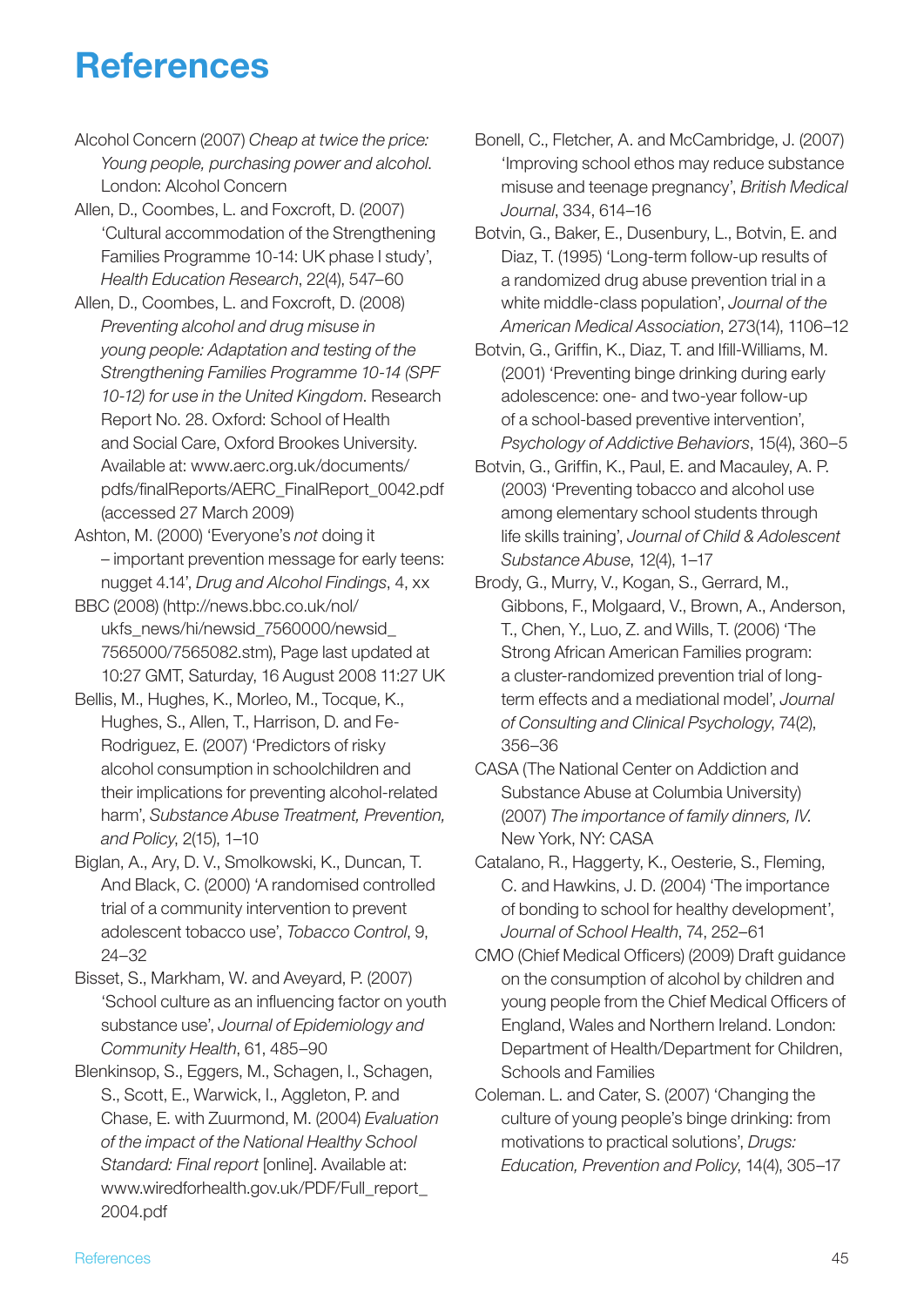# References

Alcohol Concern (2007) *Cheap at twice the price: Young people, purchasing power and alcohol*. London: Alcohol Concern

Allen, D., Coombes, L. and Foxcroft, D. (2007) 'Cultural accommodation of the Strengthening Families Programme 10-14: UK phase I study', *Health Education Research*, 22(4), 547–60

Allen, D., Coombes, L. and Foxcroft, D. (2008) *Preventing alcohol and drug misuse in young people: Adaptation and testing of the Strengthening Families Programme 10-14 (SPF 10-12) for use in the United Kingdom*. Research Report No. 28. Oxford: School of Health and Social Care, Oxford Brookes University. Available at: www.aerc.org.uk/documents/pdfs/finalReports/AERC_FinalReport_0042.pdf (accessed 27 March 2009)

Ashton, M. (2000) 'Everyone's *not* doing it – important prevention message for early teens: nugget 4.14', *Drug and Alcohol Findings*, 4, xx

BBC (2008) (http://news.bbc.co.uk/nol/ukfs_news/hi/newsid_7560000/newsid_7565000/7565082.stm), Page last updated at 10:27 GMT, Saturday, 16 August 2008 11:27 UK

Bellis, M., Hughes, K., Morleo, M., Tocque, K., Hughes, S., Allen, T., Harrison, D. and Fe-Rodriguez, E. (2007) 'Predictors of risky alcohol consumption in schoolchildren and their implications for preventing alcohol-related harm', *Substance Abuse Treatment, Prevention, and Policy*, 2(15), 1–10

Biglan, A., Ary, D. V., Smolkowski, K., Duncan, T. And Black, C. (2000) 'A randomised controlled trial of a community intervention to prevent adolescent tobacco use', *Tobacco Control*, 9, 24–32

Bisset, S., Markham, W. and Aveyard, P. (2007) 'School culture as an influencing factor on youth substance use', *Journal of Epidemiology and Community Health*, 61, 485–90

Blenkinsop, S., Eggers, M., Schagen, I., Schagen, S., Scott, E., Warwick, I., Aggleton, P. and Chase, E. with Zuurmond, M. (2004) *Evaluation of the impact of the National Healthy School Standard: Final report* [online]. Available at: www.wiredforhealth.gov.uk/PDF/Full_report_2004.pdf

Bonell, C., Fletcher, A. and McCambridge, J. (2007) 'Improving school ethos may reduce substance misuse and teenage pregnancy', *British Medical Journal*, 334, 614–16

Botvin, G., Baker, E., Dusenbury, L., Botvin, E. and Diaz, T. (1995) 'Long-term follow-up results of a randomized drug abuse prevention trial in a white middle-class population', *Journal of the American Medical Association*, 273(14), 1106–12

Botvin, G., Griffin, K., Diaz, T. and Ifill-Williams, M. (2001) 'Preventing binge drinking during early adolescence: one- and two-year follow-up of a school-based preventive intervention', *Psychology of Addictive Behaviors*, 15(4), 360–5

Botvin, G., Griffin, K., Paul, E. and Macauley, A. P. (2003) 'Preventing tobacco and alcohol use among elementary school students through life skills training', *Journal of Child & Adolescent Substance Abuse*, 12(4), 1–17

Brody, G., Murry, V., Kogan, S., Gerrard, M., Gibbons, F., Molgaard, V., Brown, A., Anderson, T., Chen, Y., Luo, Z. and Wills, T. (2006) 'The Strong African American Families program: a cluster-randomized prevention trial of long-term effects and a mediational model', *Journal of Consulting and Clinical Psychology*, 74(2), 356–36

CASA (The National Center on Addiction and Substance Abuse at Columbia University) (2007) *The importance of family dinners, IV.* New York, NY: CASA

Catalano, R., Haggerty, K., Oesterie, S., Fleming, C. and Hawkins, J. D. (2004) 'The importance of bonding to school for healthy development', *Journal of School Health*, 74, 252–61

CMO (Chief Medical Officers) (2009) Draft guidance on the consumption of alcohol by children and young people from the Chief Medical Officers of England, Wales and Northern Ireland. London: Department of Health/Department for Children, Schools and Families

Coleman. L. and Cater, S. (2007) 'Changing the culture of young people's binge drinking: from motivations to practical solutions', *Drugs: Education, Prevention and Policy*, 14(4), 305–17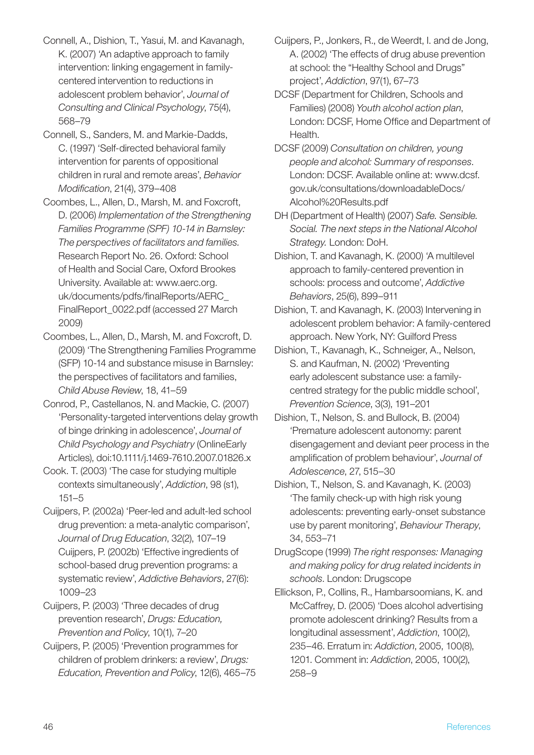Connell, A., Dishion, T., Yasui, M. and Kavanagh, K. (2007) 'An adaptive approach to family intervention: linking engagement in family-centered intervention to reductions in adolescent problem behavior', *Journal of Consulting and Clinical Psychology*, 75(4), 568–79

Connell, S., Sanders, M. and Markie-Dadds, C. (1997) 'Self-directed behavioral family intervention for parents of oppositional children in rural and remote areas', *Behavior Modification*, 21(4), 379–408

Coombes, L., Allen, D., Marsh, M. and Foxcroft, D. (2006) *Implementation of the Strengthening Families Programme (SPF) 10-14 in Barnsley: The perspectives of facilitators and families.* Research Report No. 26. Oxford: School of Health and Social Care, Oxford Brookes University. Available at: www.aerc.org.uk/documents/pdfs/finalReports/AERC_FinalReport_0022.pdf (accessed 27 March 2009)

Coombes, L., Allen, D., Marsh, M. and Foxcroft, D. (2009) 'The Strengthening Families Programme (SFP) 10-14 and substance misuse in Barnsley: the perspectives of facilitators and families, *Child Abuse Review*, 18, 41–59

Conrod, P., Castellanos, N. and Mackie, C. (2007) 'Personality-targeted interventions delay growth of binge drinking in adolescence', *Journal of Child Psychology and Psychiatry* (OnlineEarly Articles), doi:10.1111/j.1469-7610.2007.01826.x

Cook. T. (2003) 'The case for studying multiple contexts simultaneously', *Addiction*, 98 (s1), 151–5

Cuijpers, P. (2002a) 'Peer-led and adult-led school drug prevention: a meta-analytic comparison', *Journal of Drug Education*, 32(2), 107–19 Cuijpers, P. (2002b) 'Effective ingredients of school-based drug prevention programs: a systematic review', *Addictive Behaviors*, 27(6): 1009–23

Cuijpers, P. (2003) 'Three decades of drug prevention research', *Drugs: Education, Prevention and Policy*, 10(1), 7–20

Cuijpers, P. (2005) 'Prevention programmes for children of problem drinkers: a review', *Drugs: Education, Prevention and Policy*, 12(6), 465–75

Cuijpers, P., Jonkers, R., de Weerdt, I. and de Jong, A. (2002) 'The effects of drug abuse prevention at school: the "Healthy School and Drugs" project', *Addiction*, 97(1), 67–73

DCSF (Department for Children, Schools and Families) (2008) *Youth alcohol action plan*, London: DCSF, Home Office and Department of Health.

DCSF (2009) *Consultation on children, young people and alcohol: Summary of responses*. London: DCSF. Available online at: www.dcsf.gov.uk/consultations/downloadableDocs/Alcohol%20Results.pdf

DH (Department of Health) (2007) *Safe. Sensible. Social. The next steps in the National Alcohol Strategy.* London: DoH.

Dishion, T. and Kavanagh, K. (2000) 'A multilevel approach to family-centered prevention in schools: process and outcome', *Addictive Behaviors*, 25(6), 899–911

Dishion, T. and Kavanagh, K. (2003) Intervening in adolescent problem behavior: A family-centered approach. New York, NY: Guilford Press

Dishion, T., Kavanagh, K., Schneiger, A., Nelson, S. and Kaufman, N. (2002) 'Preventing early adolescent substance use: a family-centred strategy for the public middle school', *Prevention Science*, 3(3), 191–201

Dishion, T., Nelson, S. and Bullock, B. (2004) 'Premature adolescent autonomy: parent disengagement and deviant peer process in the amplification of problem behaviour', *Journal of Adolescence*, 27, 515–30

Dishion, T., Nelson, S. and Kavanagh, K. (2003) 'The family check-up with high risk young adolescents: preventing early-onset substance use by parent monitoring', *Behaviour Therapy*, 34, 553–71

DrugScope (1999) *The right responses: Managing and making policy for drug related incidents in schools*. London: Drugscope

Ellickson, P., Collins, R., Hambarsoomians, K. and McCaffrey, D. (2005) 'Does alcohol advertising promote adolescent drinking? Results from a longitudinal assessment', *Addiction*, 100(2), 235–46. Erratum in: *Addiction*, 2005, 100(8), 1201. Comment in: *Addiction*, 2005, 100(2), 258–9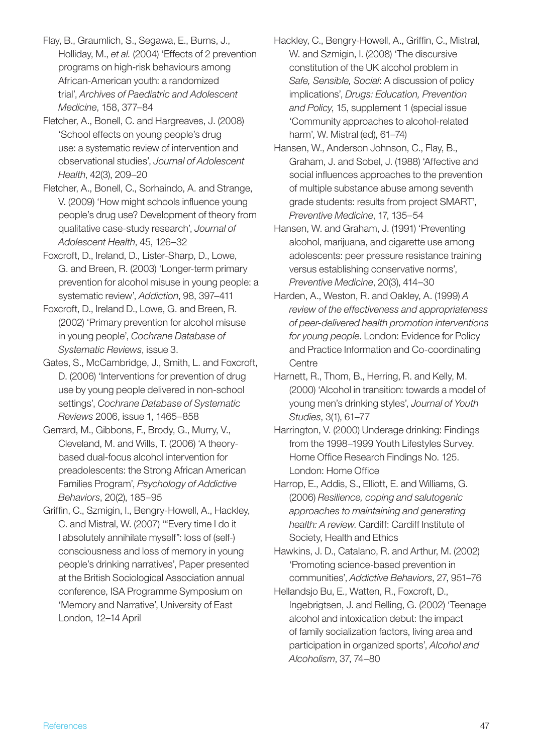Flay, B., Graumlich, S., Segawa, E., Burns, J., Holliday, M., *et al.* (2004) 'Effects of 2 prevention programs on high-risk behaviours among African-American youth: a randomized trial', *Archives of Paediatric and Adolescent Medicine*, 158, 377–84

Fletcher, A., Bonell, C. and Hargreaves, J. (2008) 'School effects on young people's drug use: a systematic review of intervention and observational studies', *Journal of Adolescent Health*, 42(3), 209–20

Fletcher, A., Bonell, C., Sorhaindo, A. and Strange, V. (2009) 'How might schools influence young people's drug use? Development of theory from qualitative case-study research', *Journal of Adolescent Health*, 45, 126–32

Foxcroft, D., Ireland, D., Lister-Sharp, D., Lowe, G. and Breen, R. (2003) 'Longer-term primary prevention for alcohol misuse in young people: a systematic review', *Addiction*, 98, 397–411

Foxcroft, D., Ireland D., Lowe, G. and Breen, R. (2002) 'Primary prevention for alcohol misuse in young people', *Cochrane Database of Systematic Reviews*, issue 3.

Gates, S., McCambridge, J., Smith, L. and Foxcroft, D. (2006) 'Interventions for prevention of drug use by young people delivered in non-school settings', *Cochrane Database of Systematic Reviews* 2006, issue 1, 1465–858

Gerrard, M., Gibbons, F., Brody, G., Murry, V., Cleveland, M. and Wills, T. (2006) 'A theory-based dual-focus alcohol intervention for preadolescents: the Strong African American Families Program', *Psychology of Addictive Behaviors*, 20(2), 185–95

Griffin, C., Szmigin, I., Bengry-Howell, A., Hackley, C. and Mistral, W. (2007) '"Every time I do it I absolutely annihilate myself": loss of (self-) consciousness and loss of memory in young people's drinking narratives', Paper presented at the British Sociological Association annual conference, ISA Programme Symposium on 'Memory and Narrative', University of East London, 12–14 April

Hackley, C., Bengry-Howell, A., Griffin, C., Mistral, W. and Szmigin, I. (2008) 'The discursive constitution of the UK alcohol problem in *Safe, Sensible, Social*: A discussion of policy implications', *Drugs: Education, Prevention and Policy*, 15, supplement 1 (special issue 'Community approaches to alcohol-related harm', W. Mistral (ed), 61–74)

Hansen, W., Anderson Johnson, C., Flay, B., Graham, J. and Sobel, J. (1988) 'Affective and social influences approaches to the prevention of multiple substance abuse among seventh grade students: results from project SMART', *Preventive Medicine*, 17, 135–54

Hansen, W. and Graham, J. (1991) 'Preventing alcohol, marijuana, and cigarette use among adolescents: peer pressure resistance training versus establishing conservative norms', *Preventive Medicine*, 20(3), 414–30

Harden, A., Weston, R. and Oakley, A. (1999) *A review of the effectiveness and appropriateness of peer-delivered health promotion interventions for young people*. London: Evidence for Policy and Practice Information and Co-coordinating Centre

Harnett, R., Thom, B., Herring, R. and Kelly, M. (2000) 'Alcohol in transition: towards a model of young men's drinking styles', *Journal of Youth Studies*, 3(1), 61–77

Harrington, V. (2000) Underage drinking: Findings from the 1998–1999 Youth Lifestyles Survey. Home Office Research Findings No. 125. London: Home Office

Harrop, E., Addis, S., Elliott, E. and Williams, G. (2006) *Resilience, coping and salutogenic approaches to maintaining and generating health: A review*. Cardiff: Cardiff Institute of Society, Health and Ethics

Hawkins, J. D., Catalano, R. and Arthur, M. (2002) 'Promoting science-based prevention in communities', *Addictive Behaviors*, 27, 951–76

Hellandsjo Bu, E., Watten, R., Foxcroft, D., Ingebrigtsen, J. and Relling, G. (2002) 'Teenage alcohol and intoxication debut: the impact of family socialization factors, living area and participation in organized sports', *Alcohol and Alcoholism*, 37, 74–80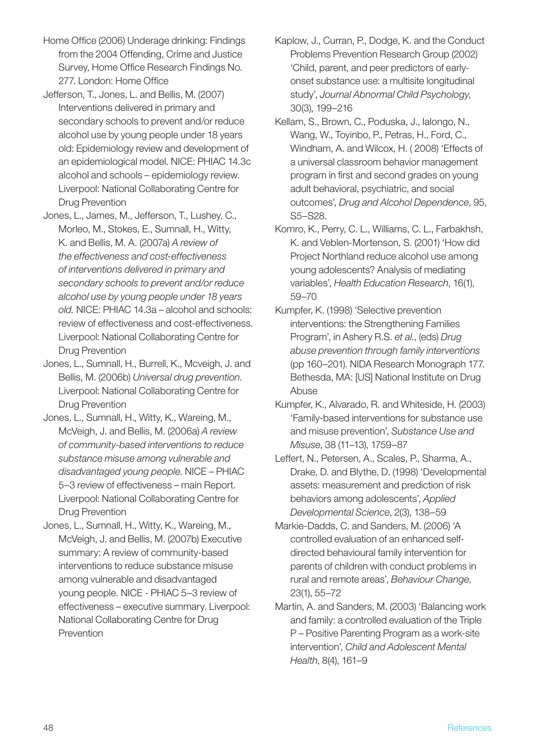Home Office (2006) Underage drinking: Findings from the 2004 Offending, Crime and Justice Survey, Home Office Research Findings No. 277. London: Home Office

Jefferson, T., Jones, L. and Bellis, M. (2007) Interventions delivered in primary and secondary schools to prevent and/or reduce alcohol use by young people under 18 years old: Epidemiology review and development of an epidemiological model. NICE: PHIAC 14.3c alcohol and schools – epidemiology review. Liverpool: National Collaborating Centre for Drug Prevention

Jones, L., James, M., Jefferson, T., Lushey, C., Morleo, M., Stokes, E., Sumnall, H., Witty, K. and Bellis, M. A. (2007a) *A review of the effectiveness and cost-effectiveness of interventions delivered in primary and secondary schools to prevent and/or reduce alcohol use by young people under 18 years old.* NICE: PHIAC 14.3a – alcohol and schools: review of effectiveness and cost-effectiveness. Liverpool: National Collaborating Centre for Drug Prevention

Jones, L., Sumnall, H., Burrell, K., Mcveigh, J. and Bellis, M. (2006b) *Universal drug prevention*. Liverpool: National Collaborating Centre for Drug Prevention

Jones, L., Sumnall, H., Witty, K., Wareing, M., McVeigh, J. and Bellis, M. (2006a) *A review of community-based interventions to reduce substance misuse among vulnerable and disadvantaged young people*. NICE – PHIAC 5–3 review of effectiveness – main Report. Liverpool: National Collaborating Centre for Drug Prevention

Jones, L., Sumnall, H., Witty, K., Wareing, M., McVeigh, J. and Bellis, M. (2007b) Executive summary: A review of community-based interventions to reduce substance misuse among vulnerable and disadvantaged young people. NICE - PHIAC 5–3 review of effectiveness – executive summary. Liverpool: National Collaborating Centre for Drug Prevention

Kaplow, J., Curran, P., Dodge, K. and the Conduct Problems Prevention Research Group (2002) 'Child, parent, and peer predictors of early-onset substance use: a multisite longitudinal study', *Journal Abnormal Child Psychology*, 30(3), 199–216

Kellam, S., Brown, C., Poduska, J., Ialongo, N., Wang, W., Toyinbo, P., Petras, H., Ford, C., Windham, A. and Wilcox, H. ( 2008) 'Effects of a universal classroom behavior management program in first and second grades on young adult behavioral, psychiatric, and social outcomes', *Drug and Alcohol Dependence*, 95, S5–S28.

Komro, K., Perry, C. L., Williams, C. L., Farbakhsh, K. and Veblen-Mortenson, S. (2001) 'How did Project Northland reduce alcohol use among young adolescents? Analysis of mediating variables', *Health Education Research*, 16(1), 59–70

Kumpfer, K. (1998) 'Selective prevention interventions: the Strengthening Families Program', in Ashery R.S. *et al.*, (eds) *Drug abuse prevention through family interventions* (pp 160–201). NIDA Research Monograph 177. Bethesda, MA: [US] National Institute on Drug Abuse

Kumpfer, K., Alvarado, R. and Whiteside, H. (2003) 'Family-based interventions for substance use and misuse prevention', *Substance Use and Misuse*, 38 (11–13), 1759–87

Leffert, N., Petersen, A., Scales, P., Sharma, A., Drake, D. and Blythe, D. (1998) 'Developmental assets: measurement and prediction of risk behaviors among adolescents', *Applied Developmental Science*, 2(3), 138–59

Markie-Dadds, C. and Sanders, M. (2006) 'A controlled evaluation of an enhanced self-directed behavioural family intervention for parents of children with conduct problems in rural and remote areas', *Behaviour Change*, 23(1), 55–72

Martin, A. and Sanders, M. (2003) 'Balancing work and family: a controlled evaluation of the Triple P – Positive Parenting Program as a work-site intervention', *Child and Adolescent Mental Health*, 8(4), 161–9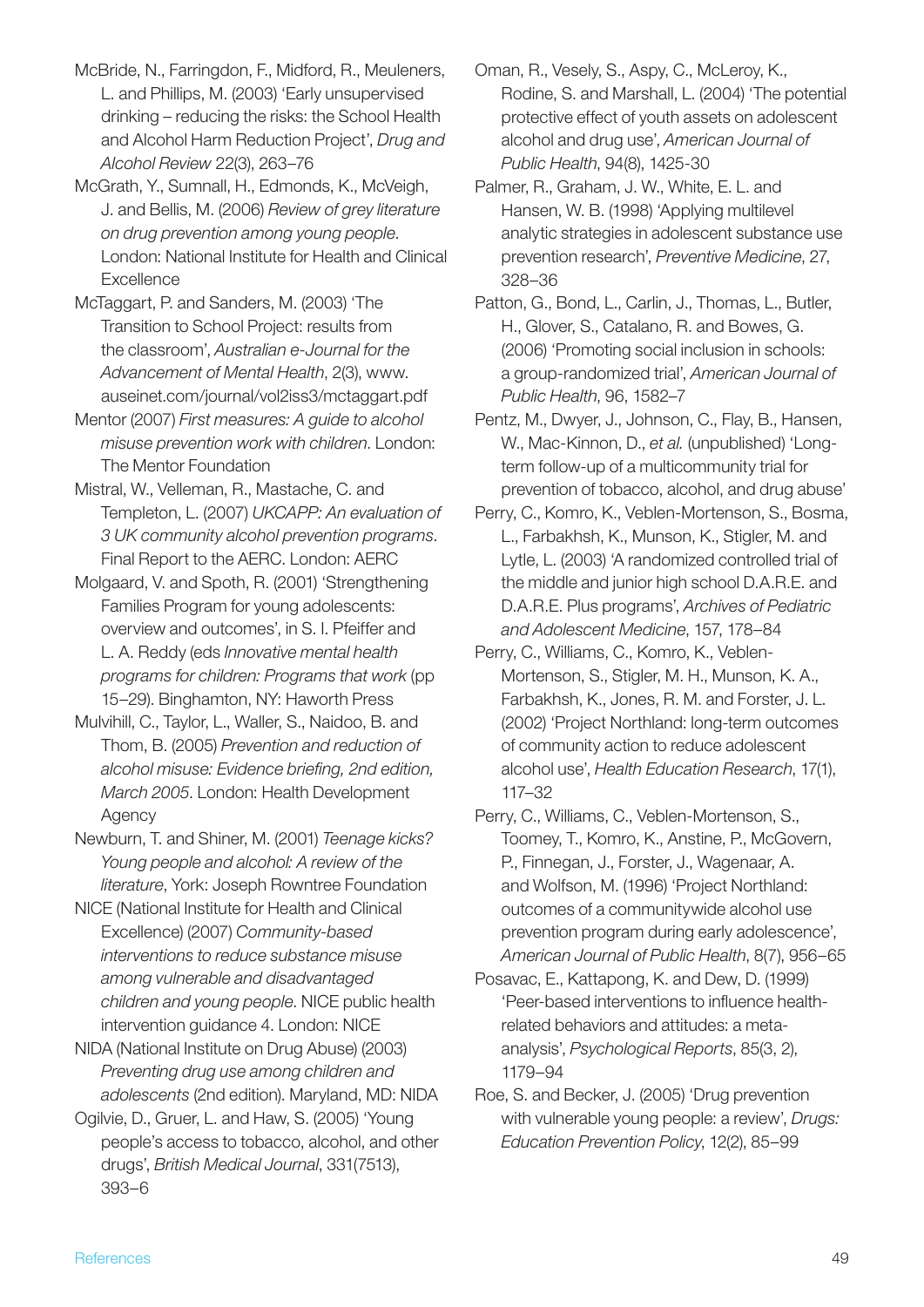McBride, N., Farringdon, F., Midford, R., Meuleners, L. and Phillips, M. (2003) 'Early unsupervised drinking – reducing the risks: the School Health and Alcohol Harm Reduction Project', *Drug and Alcohol Review* 22(3), 263–76

McGrath, Y., Sumnall, H., Edmonds, K., McVeigh, J. and Bellis, M. (2006) *Review of grey literature on drug prevention among young people*. London: National Institute for Health and Clinical Excellence

McTaggart, P. and Sanders, M. (2003) 'The Transition to School Project: results from the classroom', *Australian e-Journal for the Advancement of Mental Health*, 2(3), www.auseinet.com/journal/vol2iss3/mctaggart.pdf

Mentor (2007) *First measures: A guide to alcohol misuse prevention work with children*. London: The Mentor Foundation

Mistral, W., Velleman, R., Mastache, C. and Templeton, L. (2007) *UKCAPP: An evaluation of 3 UK community alcohol prevention programs*. Final Report to the AERC. London: AERC

Molgaard, V. and Spoth, R. (2001) 'Strengthening Families Program for young adolescents: overview and outcomes', in S. I. Pfeiffer and L. A. Reddy (eds *Innovative mental health programs for children: Programs that work* (pp 15–29). Binghamton, NY: Haworth Press

Mulvihill, C., Taylor, L., Waller, S., Naidoo, B. and Thom, B. (2005) *Prevention and reduction of alcohol misuse: Evidence briefing, 2nd edition, March 2005*. London: Health Development Agency

Newburn, T. and Shiner, M. (2001) *Teenage kicks? Young people and alcohol: A review of the literature*, York: Joseph Rowntree Foundation

NICE (National Institute for Health and Clinical Excellence) (2007) *Community-based interventions to reduce substance misuse among vulnerable and disadvantaged children and young people*. NICE public health intervention guidance 4. London: NICE

NIDA (National Institute on Drug Abuse) (2003) *Preventing drug use among children and adolescents* (2nd edition). Maryland, MD: NIDA

Ogilvie, D., Gruer, L. and Haw, S. (2005) 'Young people's access to tobacco, alcohol, and other drugs', *British Medical Journal*, 331(7513), 393–6

Oman, R., Vesely, S., Aspy, C., McLeroy, K., Rodine, S. and Marshall, L. (2004) 'The potential protective effect of youth assets on adolescent alcohol and drug use', *American Journal of Public Health*, 94(8), 1425-30

Palmer, R., Graham, J. W., White, E. L. and Hansen, W. B. (1998) 'Applying multilevel analytic strategies in adolescent substance use prevention research', *Preventive Medicine*, 27, 328–36

Patton, G., Bond, L., Carlin, J., Thomas, L., Butler, H., Glover, S., Catalano, R. and Bowes, G. (2006) 'Promoting social inclusion in schools: a group-randomized trial', *American Journal of Public Health*, 96, 1582–7

Pentz, M., Dwyer, J., Johnson, C., Flay, B., Hansen, W., Mac-Kinnon, D., *et al.* (unpublished) 'Long-term follow-up of a multicommunity trial for prevention of tobacco, alcohol, and drug abuse'

Perry, C., Komro, K., Veblen-Mortenson, S., Bosma, L., Farbakhsh, K., Munson, K., Stigler, M. and Lytle, L. (2003) 'A randomized controlled trial of the middle and junior high school D.A.R.E. and D.A.R.E. Plus programs', *Archives of Pediatric and Adolescent Medicine*, 157, 178–84

Perry, C., Williams, C., Komro, K., Veblen-Mortenson, S., Stigler, M. H., Munson, K. A., Farbakhsh, K., Jones, R. M. and Forster, J. L. (2002) 'Project Northland: long-term outcomes of community action to reduce adolescent alcohol use', *Health Education Research*, 17(1), 117–32

Perry, C., Williams, C., Veblen-Mortenson, S., Toomey, T., Komro, K., Anstine, P., McGovern, P., Finnegan, J., Forster, J., Wagenaar, A. and Wolfson, M. (1996) 'Project Northland: outcomes of a communitywide alcohol use prevention program during early adolescence', *American Journal of Public Health*, 8(7), 956–65

Posavac, E., Kattapong, K. and Dew, D. (1999) 'Peer-based interventions to influence health-related behaviors and attitudes: a meta-analysis', *Psychological Reports*, 85(3, 2), 1179–94

Roe, S. and Becker, J. (2005) 'Drug prevention with vulnerable young people: a review', *Drugs: Education Prevention Policy*, 12(2), 85–99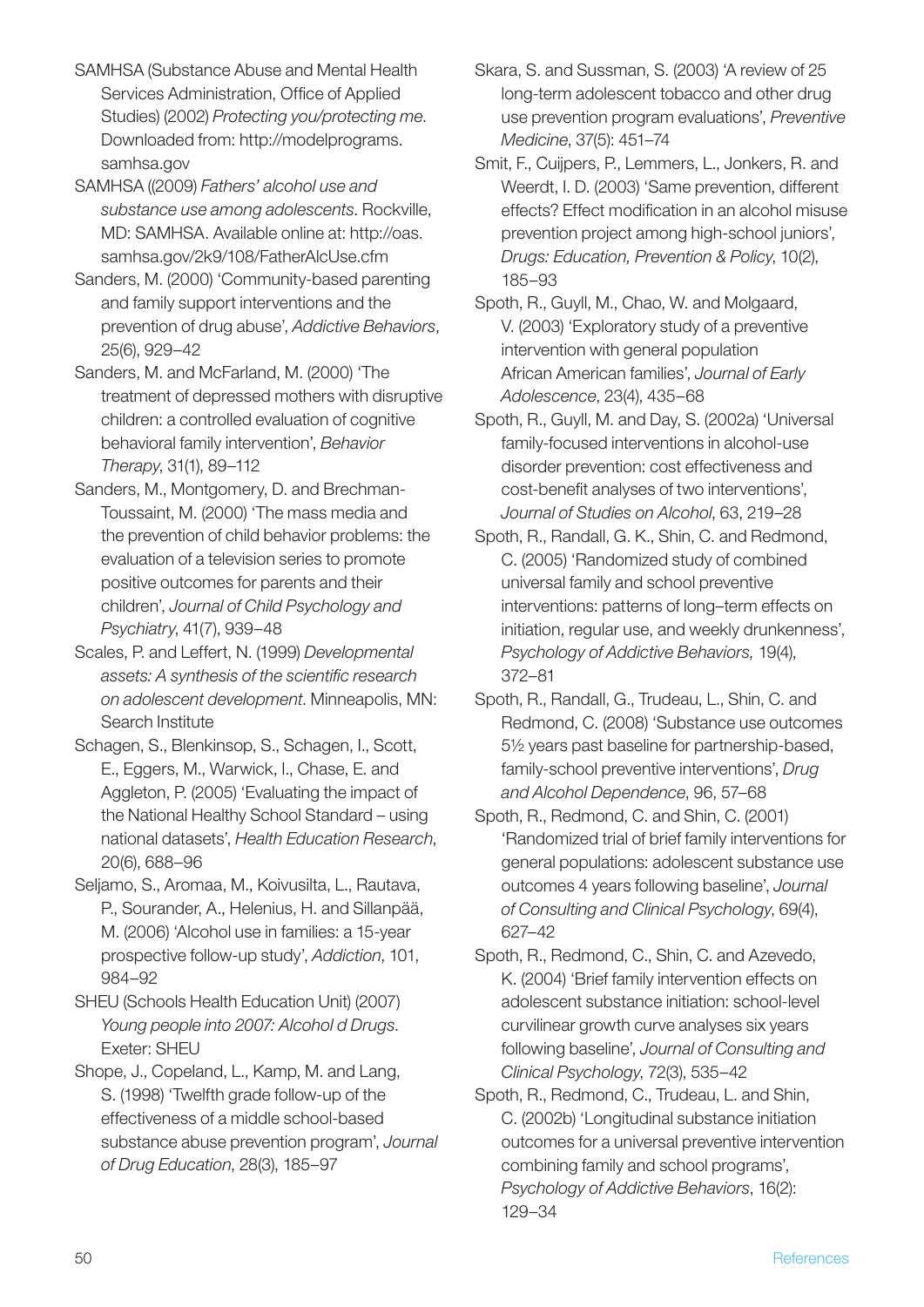SAMHSA (Substance Abuse and Mental Health Services Administration, Office of Applied Studies) (2002) *Protecting you/protecting me*. Downloaded from: http://modelprograms.samhsa.gov

SAMHSA ((2009) *Fathers' alcohol use and substance use among adolescents*. Rockville, MD: SAMHSA. Available online at: http://oas.samhsa.gov/2k9/108/FatherAlcUse.cfm

Sanders, M. (2000) 'Community-based parenting and family support interventions and the prevention of drug abuse', *Addictive Behaviors*, 25(6), 929–42

Sanders, M. and McFarland, M. (2000) 'The treatment of depressed mothers with disruptive children: a controlled evaluation of cognitive behavioral family intervention', *Behavior Therapy*, 31(1), 89–112

Sanders, M., Montgomery, D. and Brechman-Toussaint, M. (2000) 'The mass media and the prevention of child behavior problems: the evaluation of a television series to promote positive outcomes for parents and their children', *Journal of Child Psychology and Psychiatry*, 41(7), 939–48

Scales, P. and Leffert, N. (1999) *Developmental assets: A synthesis of the scientific research on adolescent development*. Minneapolis, MN: Search Institute

Schagen, S., Blenkinsop, S., Schagen, I., Scott, E., Eggers, M., Warwick, I., Chase, E. and Aggleton, P. (2005) 'Evaluating the impact of the National Healthy School Standard – using national datasets', *Health Education Research*, 20(6), 688–96

Seljamo, S., Aromaa, M., Koivusilta, L., Rautava, P., Sourander, A., Helenius, H. and Sillanpää, M. (2006) 'Alcohol use in families: a 15-year prospective follow-up study', *Addiction*, 101, 984–92

SHEU (Schools Health Education Unit) (2007) *Young people into 2007: Alcohol d Drugs*. Exeter: SHEU

Shope, J., Copeland, L., Kamp, M. and Lang, S. (1998) 'Twelfth grade follow-up of the effectiveness of a middle school-based substance abuse prevention program', *Journal of Drug Education*, 28(3), 185–97

Skara, S. and Sussman, S. (2003) 'A review of 25 long-term adolescent tobacco and other drug use prevention program evaluations', *Preventive Medicine*, 37(5): 451–74

Smit, F., Cuijpers, P., Lemmers, L., Jonkers, R. and Weerdt, I. D. (2003) 'Same prevention, different effects? Effect modification in an alcohol misuse prevention project among high-school juniors', *Drugs: Education, Prevention & Policy*, 10(2), 185–93

Spoth, R., Guyll, M., Chao, W. and Molgaard, V. (2003) 'Exploratory study of a preventive intervention with general population African American families', *Journal of Early Adolescence*, 23(4), 435–68

Spoth, R., Guyll, M. and Day, S. (2002a) 'Universal family-focused interventions in alcohol-use disorder prevention: cost effectiveness and cost-benefit analyses of two interventions', *Journal of Studies on Alcohol*, 63, 219–28

Spoth, R., Randall, G. K., Shin, C. and Redmond, C. (2005) 'Randomized study of combined universal family and school preventive interventions: patterns of long–term effects on initiation, regular use, and weekly drunkenness', *Psychology of Addictive Behaviors,* 19(4), 372–81

Spoth, R., Randall, G., Trudeau, L., Shin, C. and Redmond, C. (2008) 'Substance use outcomes 5½ years past baseline for partnership-based, family-school preventive interventions', *Drug and Alcohol Dependence*, 96, 57–68

Spoth, R., Redmond, C. and Shin, C. (2001) 'Randomized trial of brief family interventions for general populations: adolescent substance use outcomes 4 years following baseline', *Journal of Consulting and Clinical Psychology*, 69(4), 627–42

Spoth, R., Redmond, C., Shin, C. and Azevedo, K. (2004) 'Brief family intervention effects on adolescent substance initiation: school-level curvilinear growth curve analyses six years following baseline', *Journal of Consulting and Clinical Psychology*, 72(3), 535–42

Spoth, R., Redmond, C., Trudeau, L. and Shin, C. (2002b) 'Longitudinal substance initiation outcomes for a universal preventive intervention combining family and school programs', *Psychology of Addictive Behaviors*, 16(2): 129–34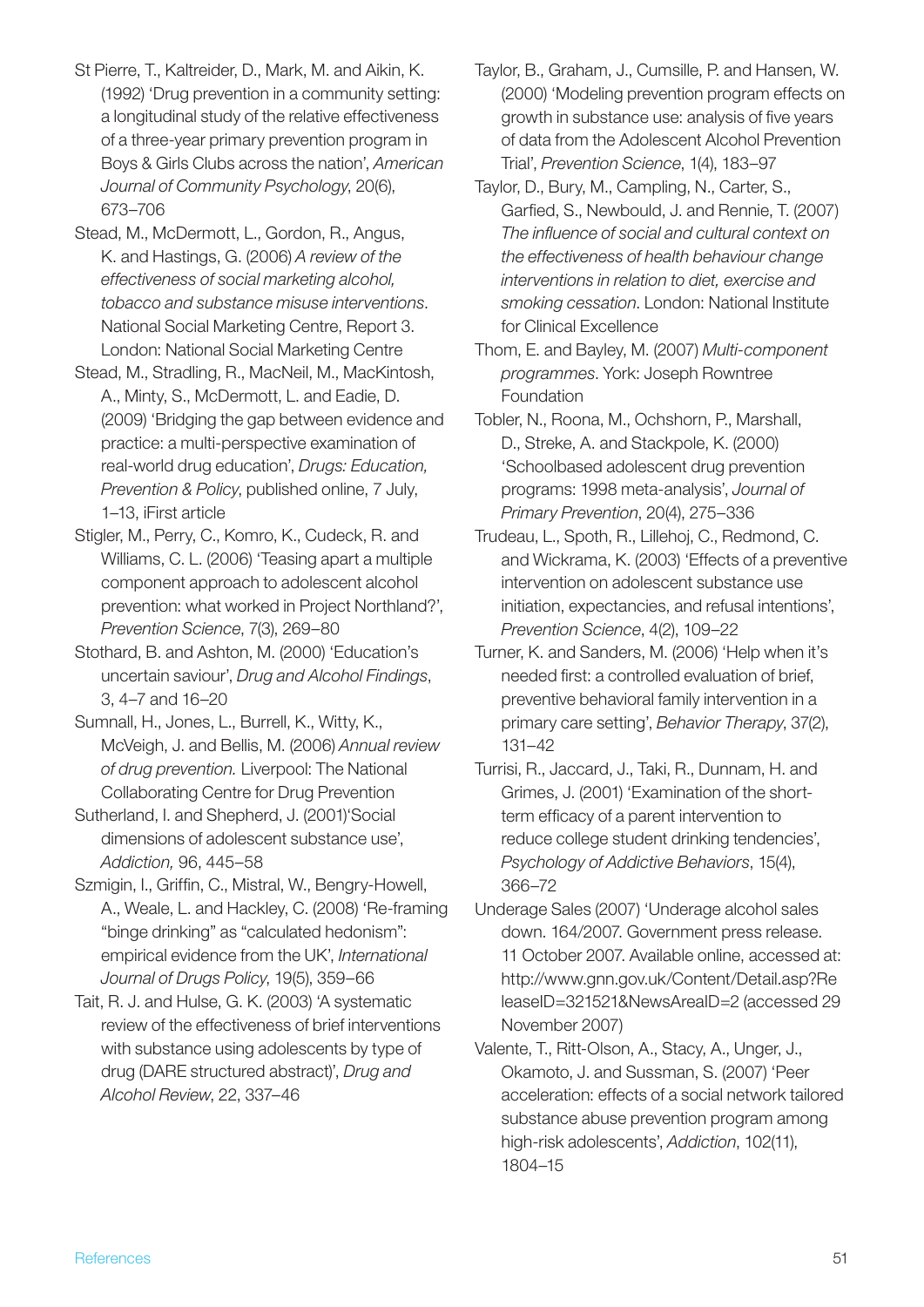St Pierre, T., Kaltreider, D., Mark, M. and Aikin, K. (1992) 'Drug prevention in a community setting: a longitudinal study of the relative effectiveness of a three-year primary prevention program in Boys & Girls Clubs across the nation', *American Journal of Community Psychology*, 20(6), 673–706

Stead, M., McDermott, L., Gordon, R., Angus, K. and Hastings, G. (2006) *A review of the effectiveness of social marketing alcohol, tobacco and substance misuse interventions*. National Social Marketing Centre, Report 3. London: National Social Marketing Centre

Stead, M., Stradling, R., MacNeil, M., MacKintosh, A., Minty, S., McDermott, L. and Eadie, D. (2009) 'Bridging the gap between evidence and practice: a multi-perspective examination of real-world drug education', *Drugs: Education, Prevention & Policy*, published online, 7 July, 1–13, iFirst article

Stigler, M., Perry, C., Komro, K., Cudeck, R. and Williams, C. L. (2006) 'Teasing apart a multiple component approach to adolescent alcohol prevention: what worked in Project Northland?', *Prevention Science*, 7(3), 269–80

Stothard, B. and Ashton, M. (2000) 'Education's uncertain saviour', *Drug and Alcohol Findings*, 3, 4–7 and 16–20

Sumnall, H., Jones, L., Burrell, K., Witty, K., McVeigh, J. and Bellis, M. (2006) *Annual review of drug prevention.* Liverpool: The National Collaborating Centre for Drug Prevention

Sutherland, I. and Shepherd, J. (2001)'Social dimensions of adolescent substance use', *Addiction,* 96, 445–58

Szmigin, I., Griffin, C., Mistral, W., Bengry-Howell, A., Weale, L. and Hackley, C. (2008) 'Re-framing "binge drinking" as "calculated hedonism": empirical evidence from the UK', *International Journal of Drugs Policy*, 19(5), 359–66

Tait, R. J. and Hulse, G. K. (2003) 'A systematic review of the effectiveness of brief interventions with substance using adolescents by type of drug (DARE structured abstract)', *Drug and Alcohol Review*, 22, 337–46

Taylor, B., Graham, J., Cumsille, P. and Hansen, W. (2000) 'Modeling prevention program effects on growth in substance use: analysis of five years of data from the Adolescent Alcohol Prevention Trial', *Prevention Science*, 1(4), 183–97

Taylor, D., Bury, M., Campling, N., Carter, S., Garfied, S., Newbould, J. and Rennie, T. (2007) *The influence of social and cultural context on the effectiveness of health behaviour change interventions in relation to diet, exercise and smoking cessation*. London: National Institute for Clinical Excellence

Thom, E. and Bayley, M. (2007) *Multi-component programmes*. York: Joseph Rowntree Foundation

Tobler, N., Roona, M., Ochshorn, P., Marshall, D., Streke, A. and Stackpole, K. (2000) 'Schoolbased adolescent drug prevention programs: 1998 meta-analysis', *Journal of Primary Prevention*, 20(4), 275–336

Trudeau, L., Spoth, R., Lillehoj, C., Redmond, C. and Wickrama, K. (2003) 'Effects of a preventive intervention on adolescent substance use initiation, expectancies, and refusal intentions', *Prevention Science*, 4(2), 109–22

Turner, K. and Sanders, M. (2006) 'Help when it's needed first: a controlled evaluation of brief, preventive behavioral family intervention in a primary care setting', *Behavior Therapy*, 37(2), 131–42

Turrisi, R., Jaccard, J., Taki, R., Dunnam, H. and Grimes, J. (2001) 'Examination of the short-term efficacy of a parent intervention to reduce college student drinking tendencies', *Psychology of Addictive Behaviors*, 15(4), 366–72

Underage Sales (2007) 'Underage alcohol sales down. 164/2007. Government press release. 11 October 2007. Available online, accessed at: http://www.gnn.gov.uk/Content/Detail.asp?ReleaseID=321521&NewsAreaID=2 (accessed 29 November 2007)

Valente, T., Ritt-Olson, A., Stacy, A., Unger, J., Okamoto, J. and Sussman, S. (2007) 'Peer acceleration: effects of a social network tailored substance abuse prevention program among high-risk adolescents', *Addiction*, 102(11), 1804–15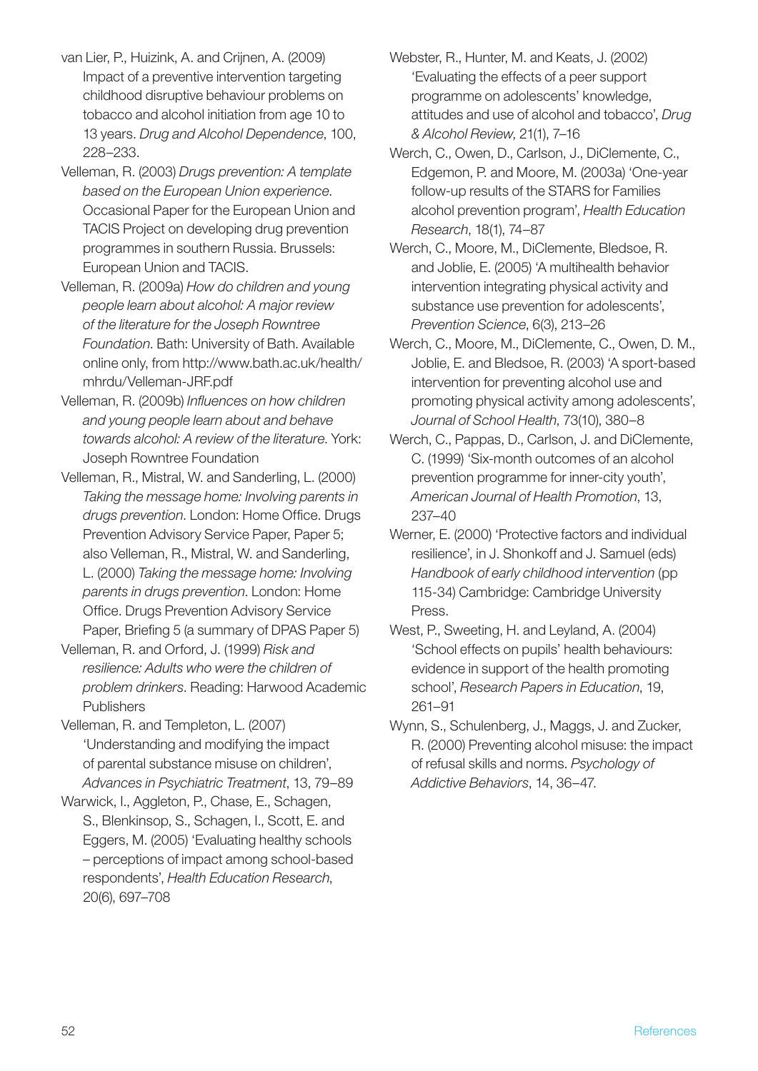van Lier, P., Huizink, A. and Crijnen, A. (2009) Impact of a preventive intervention targeting childhood disruptive behaviour problems on tobacco and alcohol initiation from age 10 to 13 years. *Drug and Alcohol Dependence*, 100, 228–233.

Velleman, R. (2003) *Drugs prevention: A template based on the European Union experience*. Occasional Paper for the European Union and TACIS Project on developing drug prevention programmes in southern Russia. Brussels: European Union and TACIS.

Velleman, R. (2009a) *How do children and young people learn about alcohol: A major review of the literature for the Joseph Rowntree Foundation*. Bath: University of Bath. Available online only, from http://www.bath.ac.uk/health/mhrdu/Velleman-JRF.pdf

Velleman, R. (2009b) *Influences on how children and young people learn about and behave towards alcohol: A review of the literature*. York: Joseph Rowntree Foundation

Velleman, R., Mistral, W. and Sanderling, L. (2000) *Taking the message home: Involving parents in drugs prevention*. London: Home Office. Drugs Prevention Advisory Service Paper, Paper 5; also Velleman, R., Mistral, W. and Sanderling, L. (2000) *Taking the message home: Involving parents in drugs prevention*. London: Home Office. Drugs Prevention Advisory Service Paper, Briefing 5 (a summary of DPAS Paper 5)

Velleman, R. and Orford, J. (1999) *Risk and resilience: Adults who were the children of problem drinkers*. Reading: Harwood Academic Publishers

Velleman, R. and Templeton, L. (2007) 'Understanding and modifying the impact of parental substance misuse on children', *Advances in Psychiatric Treatment*, 13, 79–89

Warwick, I., Aggleton, P., Chase, E., Schagen, S., Blenkinsop, S., Schagen, I., Scott, E. and Eggers, M. (2005) 'Evaluating healthy schools – perceptions of impact among school-based respondents', *Health Education Research*, 20(6), 697–708

Webster, R., Hunter, M. and Keats, J. (2002) 'Evaluating the effects of a peer support programme on adolescents' knowledge, attitudes and use of alcohol and tobacco', *Drug & Alcohol Review*, 21(1), 7–16

Werch, C., Owen, D., Carlson, J., DiClemente, C., Edgemon, P. and Moore, M. (2003a) 'One-year follow-up results of the STARS for Families alcohol prevention program', *Health Education Research*, 18(1), 74–87

Werch, C., Moore, M., DiClemente, Bledsoe, R. and Joblie, E. (2005) 'A multihealth behavior intervention integrating physical activity and substance use prevention for adolescents', *Prevention Science*, 6(3), 213–26

Werch, C., Moore, M., DiClemente, C., Owen, D. M., Joblie, E. and Bledsoe, R. (2003) 'A sport-based intervention for preventing alcohol use and promoting physical activity among adolescents', *Journal of School Health*, 73(10), 380–8

Werch, C., Pappas, D., Carlson, J. and DiClemente, C. (1999) 'Six-month outcomes of an alcohol prevention programme for inner-city youth', *American Journal of Health Promotion*, 13, 237–40

Werner, E. (2000) 'Protective factors and individual resilience', in J. Shonkoff and J. Samuel (eds) *Handbook of early childhood intervention* (pp 115-34) Cambridge: Cambridge University Press.

West, P., Sweeting, H. and Leyland, A. (2004) 'School effects on pupils' health behaviours: evidence in support of the health promoting school', *Research Papers in Education*, 19, 261–91

Wynn, S., Schulenberg, J., Maggs, J. and Zucker, R. (2000) Preventing alcohol misuse: the impact of refusal skills and norms. *Psychology of Addictive Behaviors*, 14, 36–47.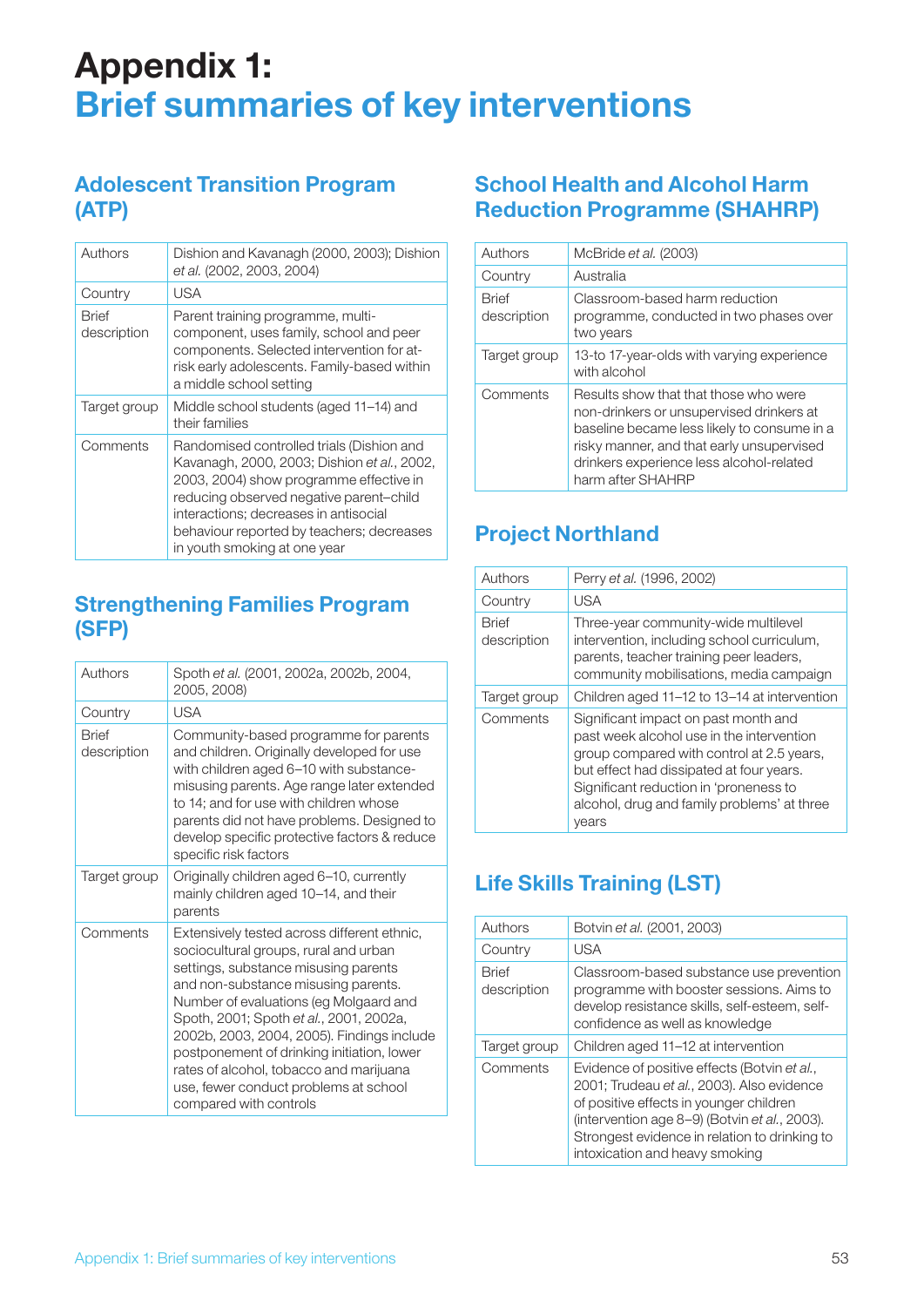# Appendix 1: Brief summaries of key interventions

## Adolescent Transition Program (ATP)

| | |
|---|---|
| Authors | Dishion and Kavanagh (2000, 2003); Dishion *et al.* (2002, 2003, 2004) |
| Country | USA |
| Brief description | Parent training programme, multi-component, uses family, school and peer components. Selected intervention for at-risk early adolescents. Family-based within a middle school setting |
| Target group | Middle school students (aged 11–14) and their families |
| Comments | Randomised controlled trials (Dishion and Kavanagh, 2000, 2003; Dishion *et al.*, 2002, 2003, 2004) show programme effective in reducing observed negative parent–child interactions; decreases in antisocial behaviour reported by teachers; decreases in youth smoking at one year |

## Strengthening Families Program (SFP)

| | |
|---|---|
| Authors | Spoth *et al.* (2001, 2002a, 2002b, 2004, 2005, 2008) |
| Country | USA |
| Brief description | Community-based programme for parents and children. Originally developed for use with children aged 6–10 with substance-misusing parents. Age range later extended to 14; and for use with children whose parents did not have problems. Designed to develop specific protective factors & reduce specific risk factors |
| Target group | Originally children aged 6–10, currently mainly children aged 10–14, and their parents |
| Comments | Extensively tested across different ethnic, sociocultural groups, rural and urban settings, substance misusing parents and non-substance misusing parents. Number of evaluations (eg Molgaard and Spoth, 2001; Spoth *et al.*, 2001, 2002a, 2002b, 2003, 2004, 2005). Findings include postponement of drinking initiation, lower rates of alcohol, tobacco and marijuana use, fewer conduct problems at school compared with controls |

## School Health and Alcohol Harm Reduction Programme (SHAHRP)

| | |
|---|---|
| Authors | McBride *et al.* (2003) |
| Country | Australia |
| Brief description | Classroom-based harm reduction programme, conducted in two phases over two years |
| Target group | 13-to 17-year-olds with varying experience with alcohol |
| Comments | Results show that that those who were non-drinkers or unsupervised drinkers at baseline became less likely to consume in a risky manner, and that early unsupervised drinkers experience less alcohol-related harm after SHAHRP |

## Project Northland

| | |
|---|---|
| Authors | Perry *et al.* (1996, 2002) |
| Country | USA |
| Brief description | Three-year community-wide multilevel intervention, including school curriculum, parents, teacher training peer leaders, community mobilisations, media campaign |
| Target group | Children aged 11–12 to 13–14 at intervention |
| Comments | Significant impact on past month and past week alcohol use in the intervention group compared with control at 2.5 years, but effect had dissipated at four years. Significant reduction in 'proneness to alcohol, drug and family problems' at three years |

## Life Skills Training (LST)

| | |
|---|---|
| Authors | Botvin *et al.* (2001, 2003) |
| Country | USA |
| Brief description | Classroom-based substance use prevention programme with booster sessions. Aims to develop resistance skills, self-esteem, self-confidence as well as knowledge |
| Target group | Children aged 11–12 at intervention |
| Comments | Evidence of positive effects (Botvin *et al.*, 2001; Trudeau *et al.*, 2003). Also evidence of positive effects in younger children (intervention age 8–9) (Botvin *et al.*, 2003). Strongest evidence in relation to drinking to intoxication and heavy smoking |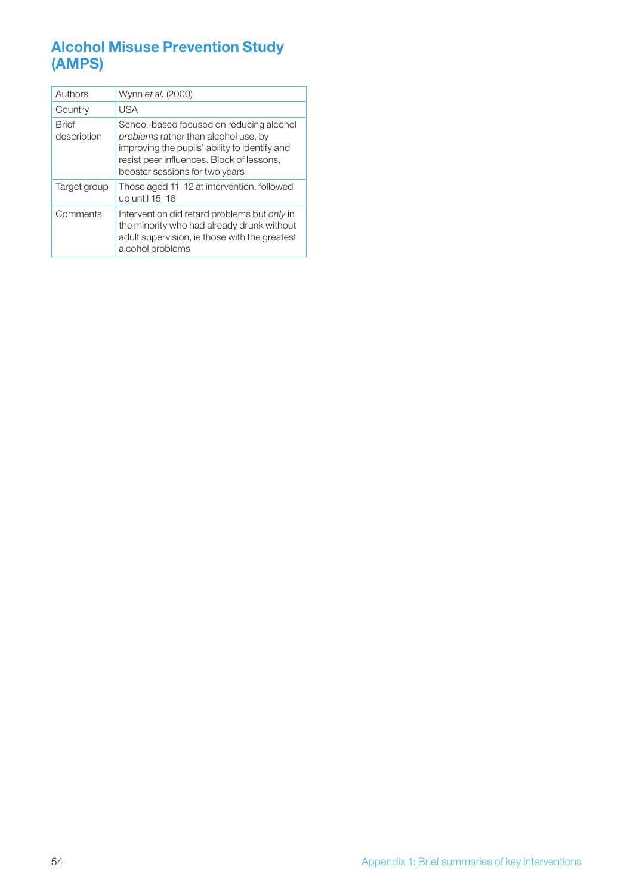## Alcohol Misuse Prevention Study (AMPS)

| | |
|---|---|
| Authors | Wynn *et al.* (2000) |
| Country | USA |
| Brief description | School-based focused on reducing alcohol *problems* rather than alcohol use, by improving the pupils' ability to identify and resist peer influences. Block of lessons, booster sessions for two years |
| Target group | Those aged 11–12 at intervention, followed up until 15–16 |
| Comments | Intervention did retard problems but *only* in the minority who had already drunk without adult supervision, ie those with the greatest alcohol problems |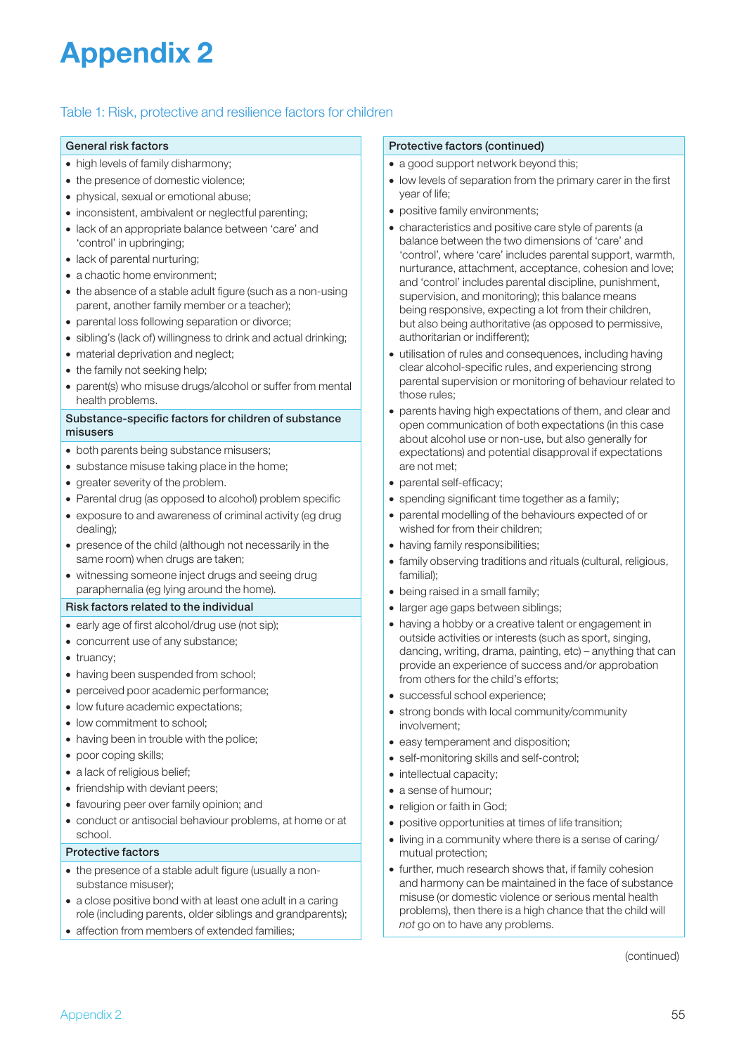# Appendix 2

Table 1: Risk, protective and resilience factors for children

**General risk factors**

- high levels of family disharmony;
- the presence of domestic violence;
- physical, sexual or emotional abuse;
- inconsistent, ambivalent or neglectful parenting;
- lack of an appropriate balance between 'care' and 'control' in upbringing;
- lack of parental nurturing;
- a chaotic home environment;
- the absence of a stable adult figure (such as a non-using parent, another family member or a teacher);
- parental loss following separation or divorce;
- sibling's (lack of) willingness to drink and actual drinking;
- material deprivation and neglect;
- the family not seeking help;
- parent(s) who misuse drugs/alcohol or suffer from mental health problems.

**Substance-specific factors for children of substance misusers**

- both parents being substance misusers;
- substance misuse taking place in the home;
- greater severity of the problem.
- Parental drug (as opposed to alcohol) problem specific
- exposure to and awareness of criminal activity (eg drug dealing);
- presence of the child (although not necessarily in the same room) when drugs are taken;
- witnessing someone inject drugs and seeing drug paraphernalia (eg lying around the home).

**Risk factors related to the individual**

- early age of first alcohol/drug use (not sip);
- concurrent use of any substance;
- truancy;
- having been suspended from school;
- perceived poor academic performance;
- low future academic expectations;
- low commitment to school;
- having been in trouble with the police;
- poor coping skills;
- a lack of religious belief;
- friendship with deviant peers;
- favouring peer over family opinion; and
- conduct or antisocial behaviour problems, at home or at school.

**Protective factors**

- the presence of a stable adult figure (usually a non-substance misuser);
- a close positive bond with at least one adult in a caring role (including parents, older siblings and grandparents);
- affection from members of extended families;

**Protective factors (continued)**

- a good support network beyond this;
- low levels of separation from the primary carer in the first year of life;
- positive family environments;
- characteristics and positive care style of parents (a balance between the two dimensions of 'care' and 'control', where 'care' includes parental support, warmth, nurturance, attachment, acceptance, cohesion and love; and 'control' includes parental discipline, punishment, supervision, and monitoring); this balance means being responsive, expecting a lot from their children, but also being authoritative (as opposed to permissive, authoritarian or indifferent);
- utilisation of rules and consequences, including having clear alcohol-specific rules, and experiencing strong parental supervision or monitoring of behaviour related to those rules;
- parents having high expectations of them, and clear and open communication of both expectations (in this case about alcohol use or non-use, but also generally for expectations) and potential disapproval if expectations are not met;
- parental self-efficacy;
- spending significant time together as a family;
- parental modelling of the behaviours expected of or wished for from their children;
- having family responsibilities;
- family observing traditions and rituals (cultural, religious, familial);
- being raised in a small family;
- larger age gaps between siblings;
- having a hobby or a creative talent or engagement in outside activities or interests (such as sport, singing, dancing, writing, drama, painting, etc) – anything that can provide an experience of success and/or approbation from others for the child's efforts;
- successful school experience;
- strong bonds with local community/community involvement;
- easy temperament and disposition;
- self-monitoring skills and self-control;
- intellectual capacity;
- a sense of humour;
- religion or faith in God;
- positive opportunities at times of life transition;
- living in a community where there is a sense of caring/mutual protection;
- further, much research shows that, if family cohesion and harmony can be maintained in the face of substance misuse (or domestic violence or serious mental health problems), then there is a high chance that the child will *not* go on to have any problems.

(continued)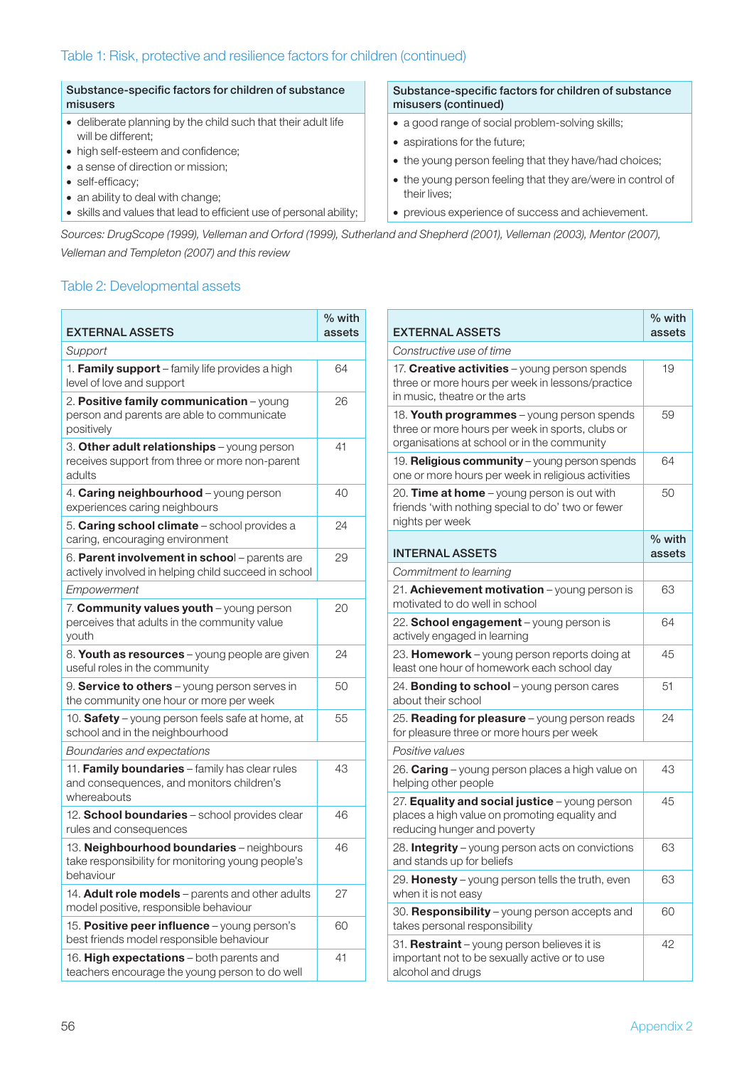### Table 1: Risk, protective and resilience factors for children (continued)

| Substance-specific factors for children of substance misusers |
|---|
| • deliberate planning by the child such that their adult life will be different;<br>• high self-esteem and confidence;<br>• a sense of direction or mission;<br>• self-efficacy;<br>• an ability to deal with change;<br>• skills and values that lead to efficient use of personal ability; |

| Substance-specific factors for children of substance misusers (continued) |
|---|
| • a good range of social problem-solving skills;<br>• aspirations for the future;<br>• the young person feeling that they have/had choices;<br>• the young person feeling that they are/were in control of their lives;<br>• previous experience of success and achievement. |

*Sources: DrugScope (1999), Velleman and Orford (1999), Sutherland and Shepherd (2001), Velleman (2003), Mentor (2007), Velleman and Templeton (2007) and this review*

### Table 2: Developmental assets

| EXTERNAL ASSETS | % with assets |
|---|---|
| *Support* | |
| 1. **Family support** – family life provides a high level of love and support | 64 |
| 2. **Positive family communication** – young person and parents are able to communicate positively | 26 |
| 3. **Other adult relationships** – young person receives support from three or more non-parent adults | 41 |
| 4. **Caring neighbourhood** – young person experiences caring neighbours | 40 |
| 5. **Caring school climate** – school provides a caring, encouraging environment | 24 |
| 6. **Parent involvement in school** – parents are actively involved in helping child succeed in school | 29 |
| *Empowerment* | |
| 7. **Community values youth** – young person perceives that adults in the community value youth | 20 |
| 8. **Youth as resources** – young people are given useful roles in the community | 24 |
| 9. **Service to others** – young person serves in the community one hour or more per week | 50 |
| 10. **Safety** – young person feels safe at home, at school and in the neighbourhood | 55 |
| *Boundaries and expectations* | |
| 11. **Family boundaries** – family has clear rules and consequences, and monitors children's whereabouts | 43 |
| 12. **School boundaries** – school provides clear rules and consequences | 46 |
| 13. **Neighbourhood boundaries** – neighbours take responsibility for monitoring young people's behaviour | 46 |
| 14. **Adult role models** – parents and other adults model positive, responsible behaviour | 27 |
| 15. **Positive peer influence** – young person's best friends model responsible behaviour | 60 |
| 16. **High expectations** – both parents and teachers encourage the young person to do well | 41 |

| EXTERNAL ASSETS | % with assets |
|---|---|
| *Constructive use of time* | |
| 17. **Creative activities** – young person spends three or more hours per week in lessons/practice in music, theatre or the arts | 19 |
| 18. **Youth programmes** – young person spends three or more hours per week in sports, clubs or organisations at school or in the community | 59 |
| 19. **Religious community** – young person spends one or more hours per week in religious activities | 64 |
| 20. **Time at home** – young person is out with friends 'with nothing special to do' two or fewer nights per week | 50 |
| **INTERNAL ASSETS** | **% with assets** |
| *Commitment to learning* | |
| 21. **Achievement motivation** – young person is motivated to do well in school | 63 |
| 22. **School engagement** – young person is actively engaged in learning | 64 |
| 23. **Homework** – young person reports doing at least one hour of homework each school day | 45 |
| 24. **Bonding to school** – young person cares about their school | 51 |
| 25. **Reading for pleasure** – young person reads for pleasure three or more hours per week | 24 |
| *Positive values* | |
| 26. **Caring** – young person places a high value on helping other people | 43 |
| 27. **Equality and social justice** – young person places a high value on promoting equality and reducing hunger and poverty | 45 |
| 28. **Integrity** – young person acts on convictions and stands up for beliefs | 63 |
| 29. **Honesty** – young person tells the truth, even when it is not easy | 63 |
| 30. **Responsibility** – young person accepts and takes personal responsibility | 60 |
| 31. **Restraint** – young person believes it is important not to be sexually active or to use alcohol and drugs | 42 |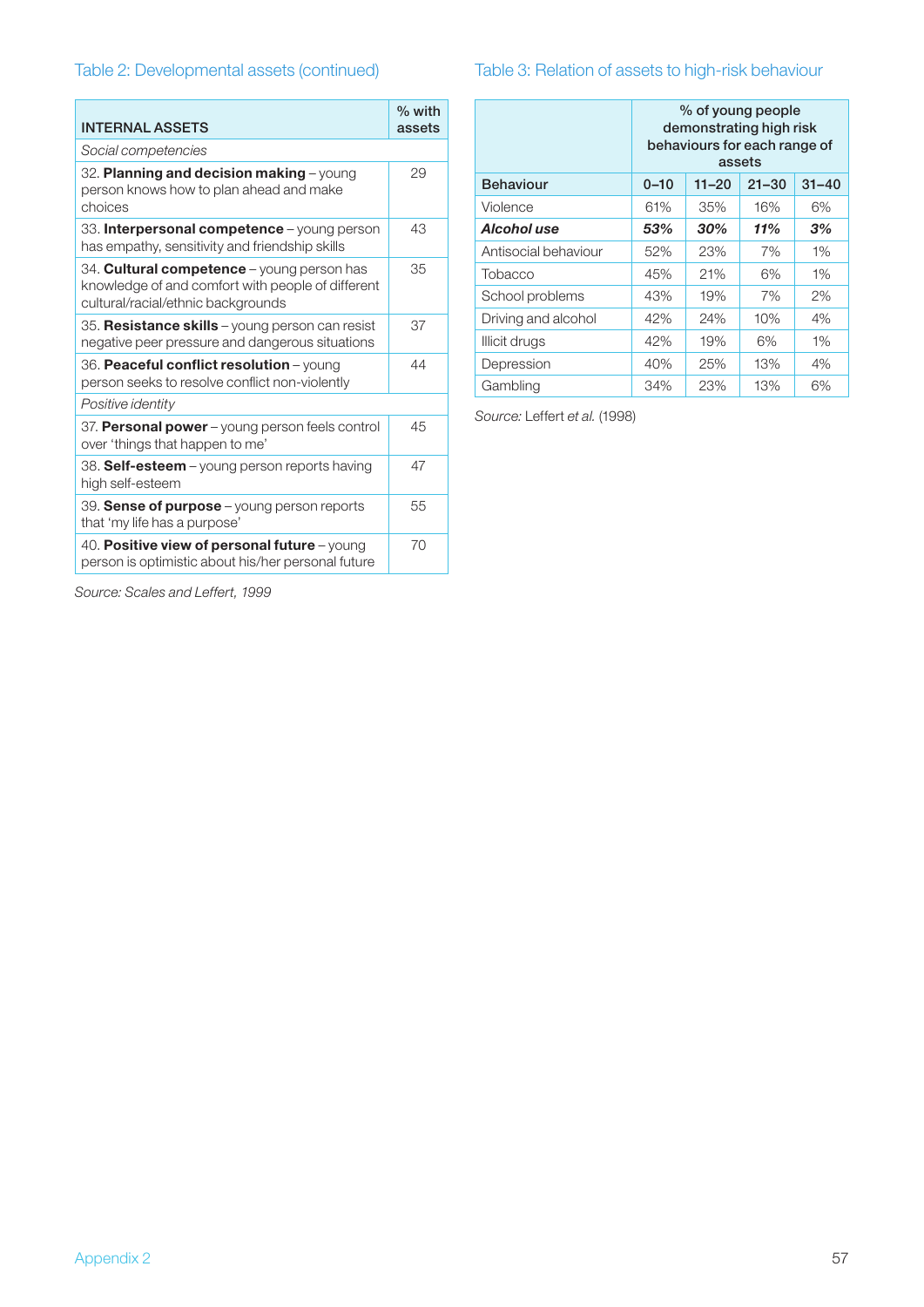### Table 2: Developmental assets (continued)

| INTERNAL ASSETS | % with assets |
|---|---|
| *Social competencies* | |
| 32. **Planning and decision making** – young person knows how to plan ahead and make choices | 29 |
| 33. **Interpersonal competence** – young person has empathy, sensitivity and friendship skills | 43 |
| 34. **Cultural competence** – young person has knowledge of and comfort with people of different cultural/racial/ethnic backgrounds | 35 |
| 35. **Resistance skills** – young person can resist negative peer pressure and dangerous situations | 37 |
| 36. **Peaceful conflict resolution** – young person seeks to resolve conflict non-violently | 44 |
| *Positive identity* | |
| 37. **Personal power** – young person feels control over 'things that happen to me' | 45 |
| 38. **Self-esteem** – young person reports having high self-esteem | 47 |
| 39. **Sense of purpose** – young person reports that 'my life has a purpose' | 55 |
| 40. **Positive view of personal future** – young person is optimistic about his/her personal future | 70 |

*Source: Scales and Leffert, 1999*

### Table 3: Relation of assets to high-risk behaviour

| | % of young people demonstrating high risk behaviours for each range of assets | | | |
|---|---|---|---|---|
| **Behaviour** | **0–10** | **11–20** | **21–30** | **31–40** |
| Violence | 61% | 35% | 16% | 6% |
| ***Alcohol use*** | ***53%*** | ***30%*** | ***11%*** | ***3%*** |
| Antisocial behaviour | 52% | 23% | 7% | 1% |
| Tobacco | 45% | 21% | 6% | 1% |
| School problems | 43% | 19% | 7% | 2% |
| Driving and alcohol | 42% | 24% | 10% | 4% |
| Illicit drugs | 42% | 19% | 6% | 1% |
| Depression | 40% | 25% | 13% | 4% |
| Gambling | 34% | 23% | 13% | 6% |

*Source:* Leffert *et al.* (1998)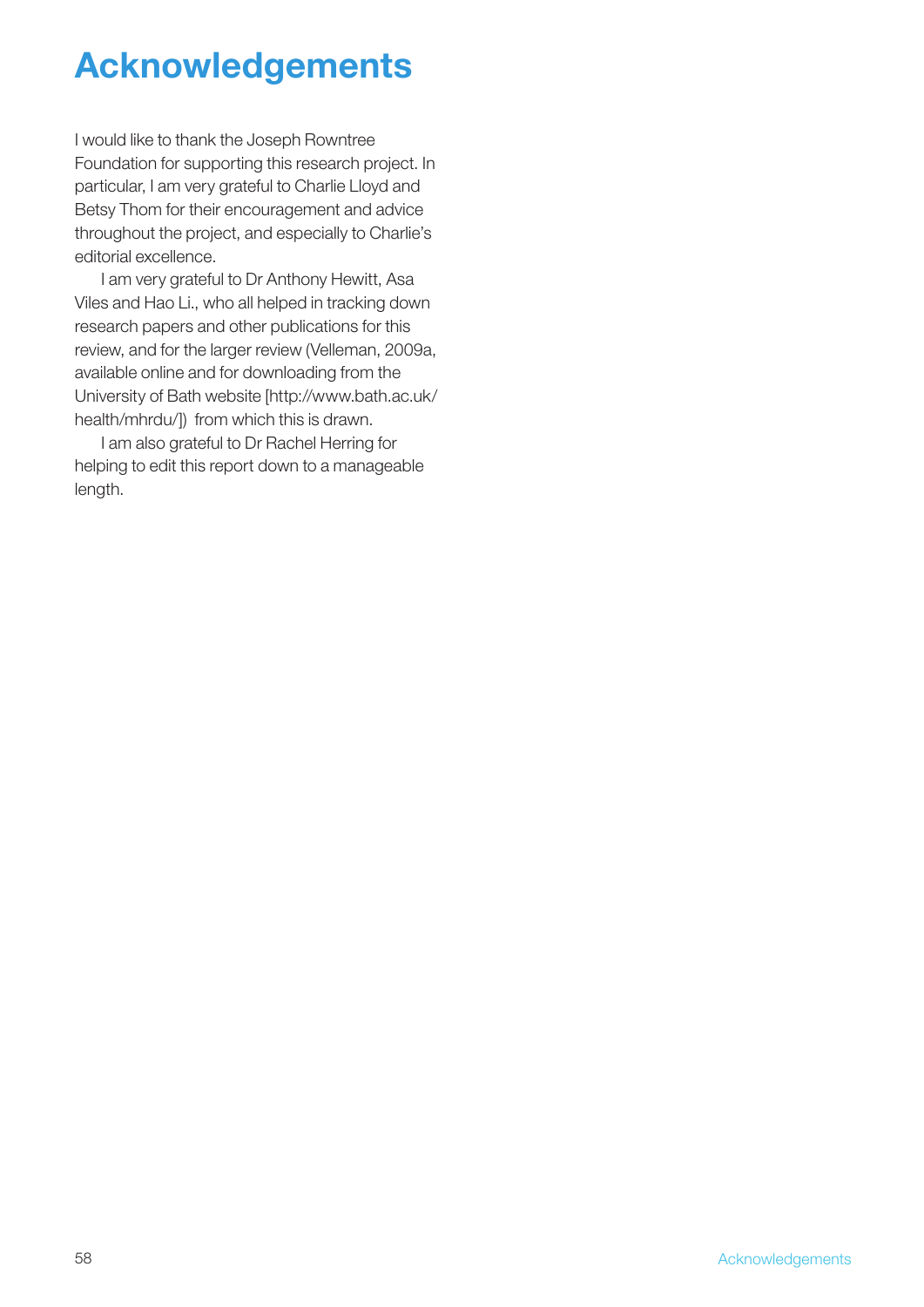# Acknowledgements

I would like to thank the Joseph Rowntree Foundation for supporting this research project. In particular, I am very grateful to Charlie Lloyd and Betsy Thom for their encouragement and advice throughout the project, and especially to Charlie's editorial excellence.

I am very grateful to Dr Anthony Hewitt, Asa Viles and Hao Li., who all helped in tracking down research papers and other publications for this review, and for the larger review (Velleman, 2009a, available online and for downloading from the University of Bath website [http://www.bath.ac.uk/health/mhrdu/]) from which this is drawn.

I am also grateful to Dr Rachel Herring for helping to edit this report down to a manageable length.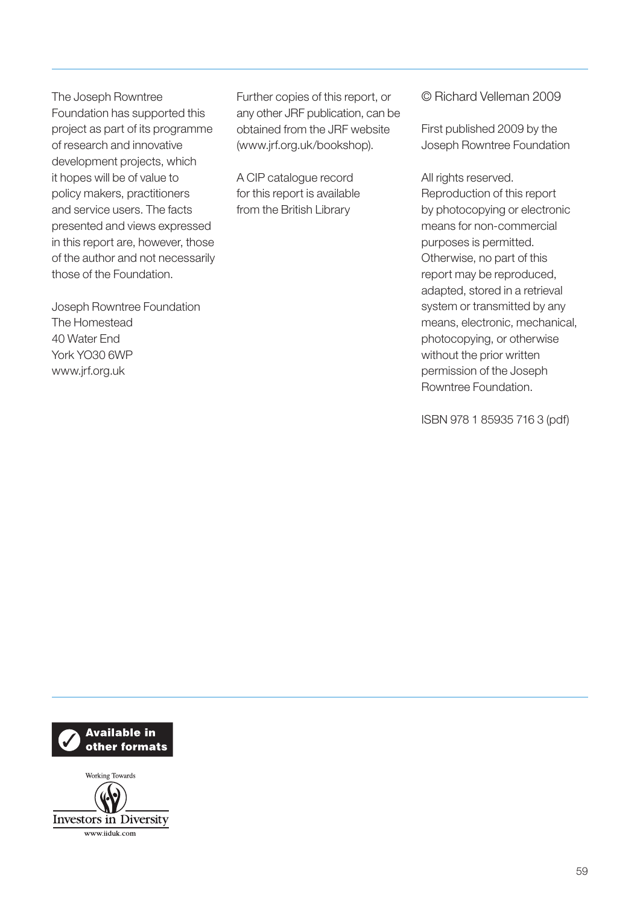The Joseph Rowntree Foundation has supported this project as part of its programme of research and innovative development projects, which it hopes will be of value to policy makers, practitioners and service users. The facts presented and views expressed in this report are, however, those of the author and not necessarily those of the Foundation.

Joseph Rowntree Foundation
The Homestead
40 Water End
York YO30 6WP
www.jrf.org.uk

Further copies of this report, or any other JRF publication, can be obtained from the JRF website (www.jrf.org.uk/bookshop).

A CIP catalogue record for this report is available from the British Library

© Richard Velleman 2009

First published 2009 by the Joseph Rowntree Foundation

All rights reserved. Reproduction of this report by photocopying or electronic means for non-commercial purposes is permitted. Otherwise, no part of this report may be reproduced, adapted, stored in a retrieval system or transmitted by any means, electronic, mechanical, photocopying, or otherwise without the prior written permission of the Joseph Rowntree Foundation.

ISBN 978 1 85935 716 3 (pdf)

**Available in other formats**

Working Towards
Investors in Diversity
www.iiduk.com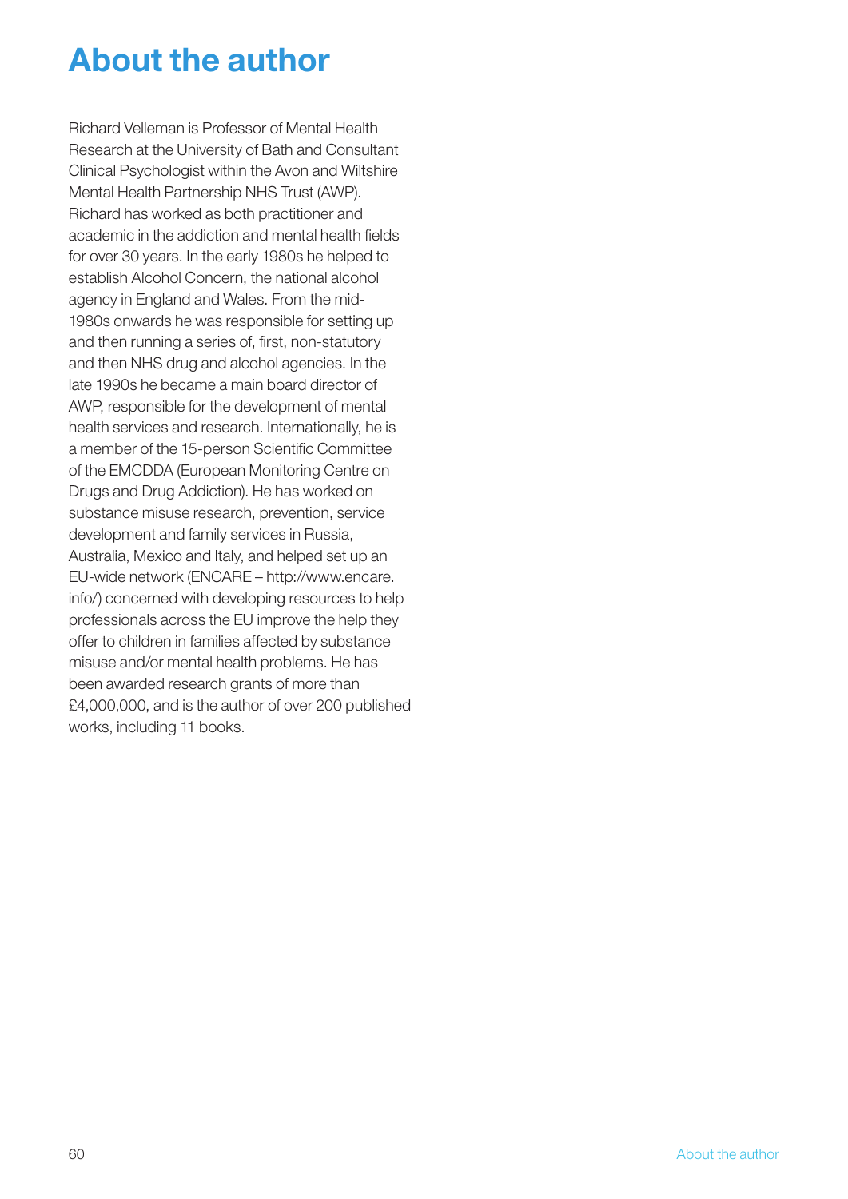# About the author

Richard Velleman is Professor of Mental Health Research at the University of Bath and Consultant Clinical Psychologist within the Avon and Wiltshire Mental Health Partnership NHS Trust (AWP). Richard has worked as both practitioner and academic in the addiction and mental health fields for over 30 years. In the early 1980s he helped to establish Alcohol Concern, the national alcohol agency in England and Wales. From the mid-1980s onwards he was responsible for setting up and then running a series of, first, non-statutory and then NHS drug and alcohol agencies. In the late 1990s he became a main board director of AWP, responsible for the development of mental health services and research. Internationally, he is a member of the 15-person Scientific Committee of the EMCDDA (European Monitoring Centre on Drugs and Drug Addiction). He has worked on substance misuse research, prevention, service development and family services in Russia, Australia, Mexico and Italy, and helped set up an EU-wide network (ENCARE – http://www.encare.info/) concerned with developing resources to help professionals across the EU improve the help they offer to children in families affected by substance misuse and/or mental health problems. He has been awarded research grants of more than £4,000,000, and is the author of over 200 published works, including 11 books.